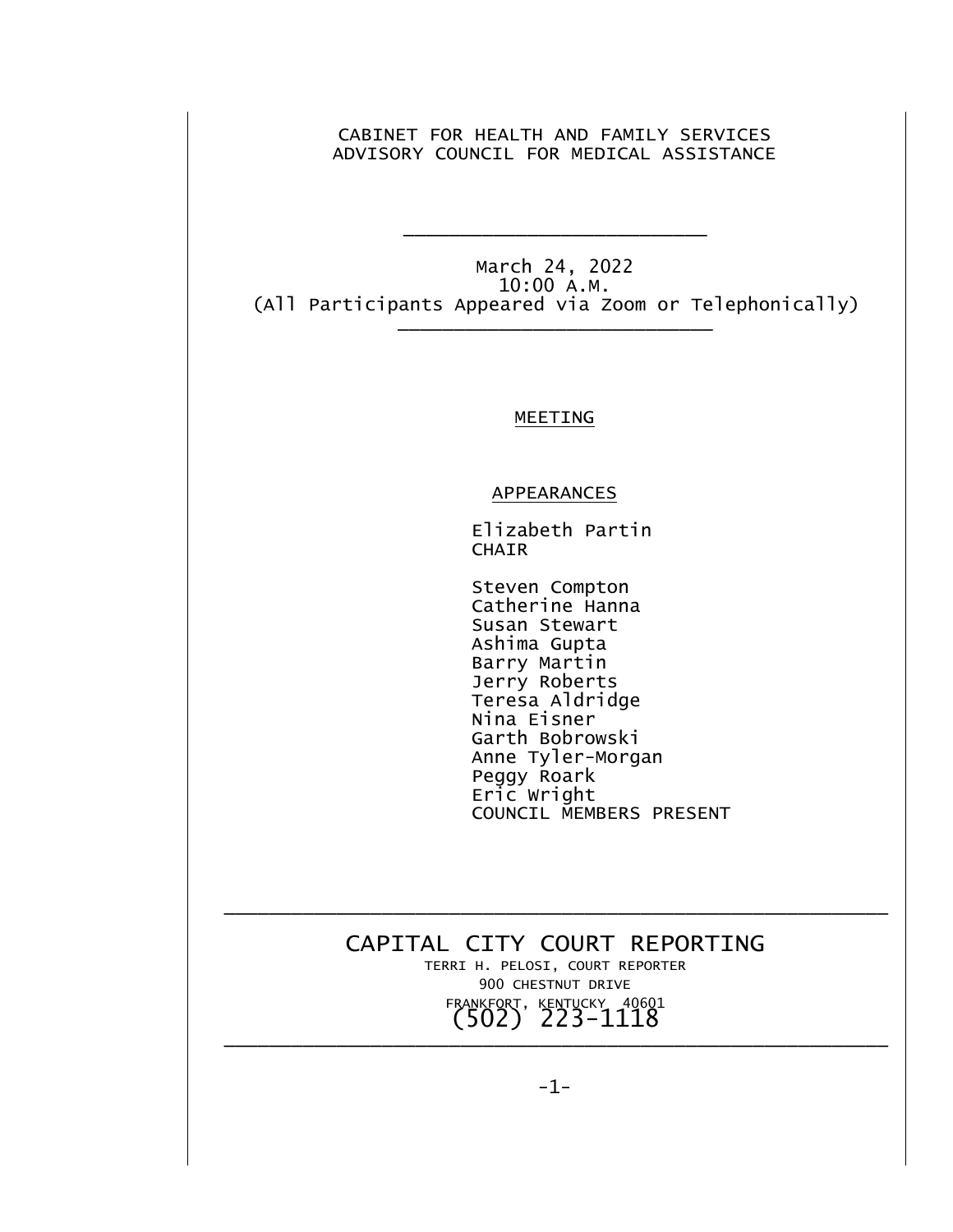CABINET FOR HEALTH AND FAMILY SERVICES
ADVISORY COUNCIL FOR MEDICAL ASSISTANCE

---

March 24, 2022
10:00 A.M.
(All Participants Appeared via Zoom or Telephonically)

---

MEETING

APPEARANCES

Elizabeth Partin
CHAIR

Steven Compton
Catherine Hanna
Susan Stewart
Ashima Gupta
Barry Martin
Jerry Roberts
Teresa Aldridge
Nina Eisner
Garth Bobrowski
Anne Tyler-Morgan
Peggy Roark
Eric Wright
COUNCIL MEMBERS PRESENT

---

CAPITAL CITY COURT REPORTING
TERRI H. PELOSI, COURT REPORTER
900 CHESTNUT DRIVE
FRANKFORT, KENTUCKY 40601
(502) 223-1118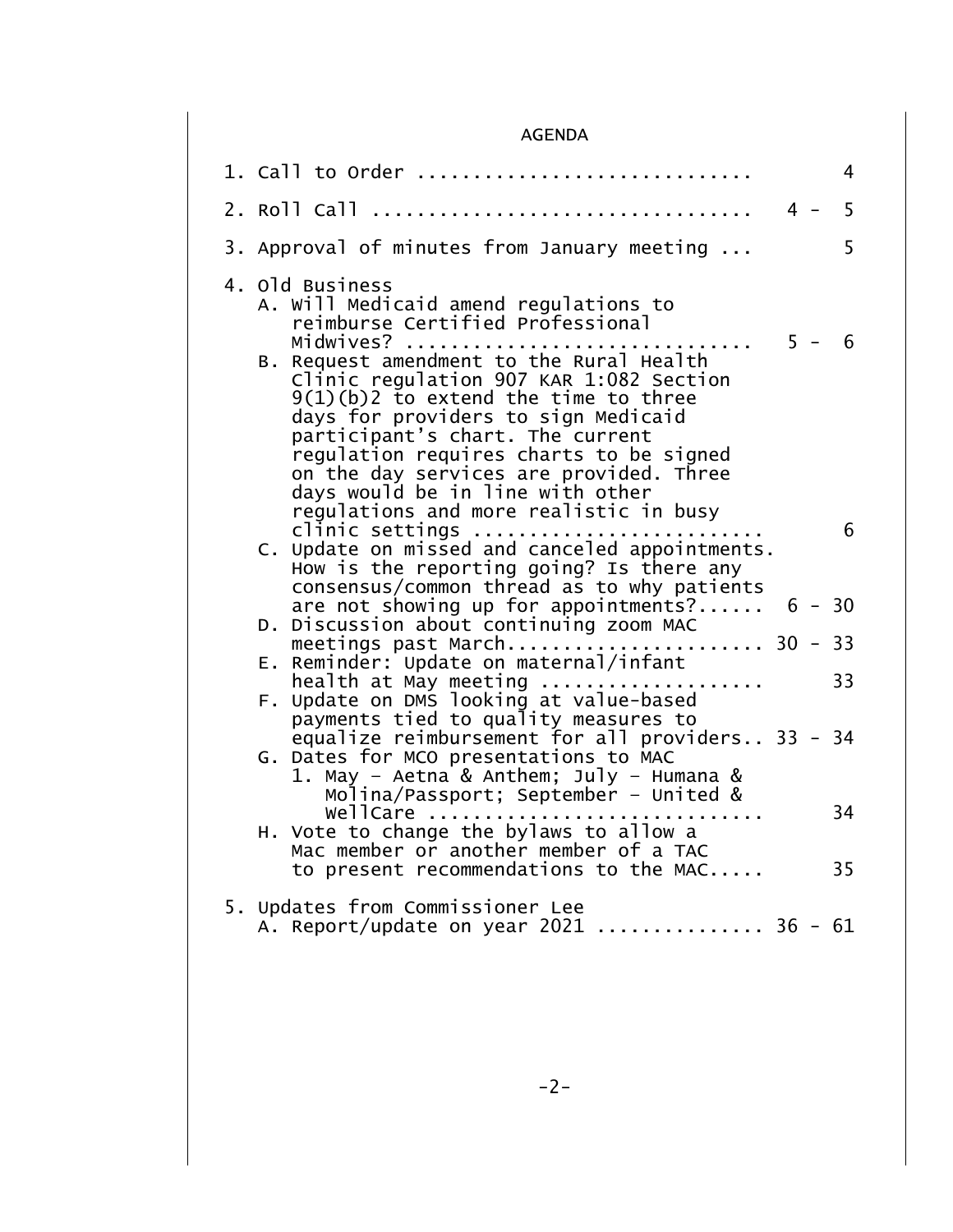# AGENDA

1. Call to Order ............................. 4
2. Roll Call ................................. 4 - 5
3. Approval of minutes from January meeting ... 5
4. Old Business
   - A. Will Medicaid amend regulations to reimburse Certified Professional Midwives? ............................. 5 - 6
   - B. Request amendment to the Rural Health Clinic regulation 907 KAR 1:082 Section 9(1)(b)2 to extend the time to three days for providers to sign Medicaid participant's chart. The current regulation requires charts to be signed on the day services are provided. Three days would be in line with other regulations and more realistic in busy clinic settings ......................... 6
   - C. Update on missed and canceled appointments. How is the reporting going? Is there any consensus/common thread as to why patients are not showing up for appointments?...... 6 - 30
   - D. Discussion about continuing zoom MAC meetings past March...................... 30 - 33
   - E. Reminder: Update on maternal/infant health at May meeting ................... 33
   - F. Update on DMS looking at value-based payments tied to quality measures to equalize reimbursement for all providers.. 33 - 34
   - G. Dates for MCO presentations to MAC
     1. May - Aetna & Anthem; July - Humana & Molina/Passport; September - United & WellCare ............................. 34
   - H. Vote to change the bylaws to allow a Mac member or another member of a TAC to present recommendations to the MAC..... 35
5. Updates from Commissioner Lee
   - A. Report/update on year 2021 ............... 36 - 61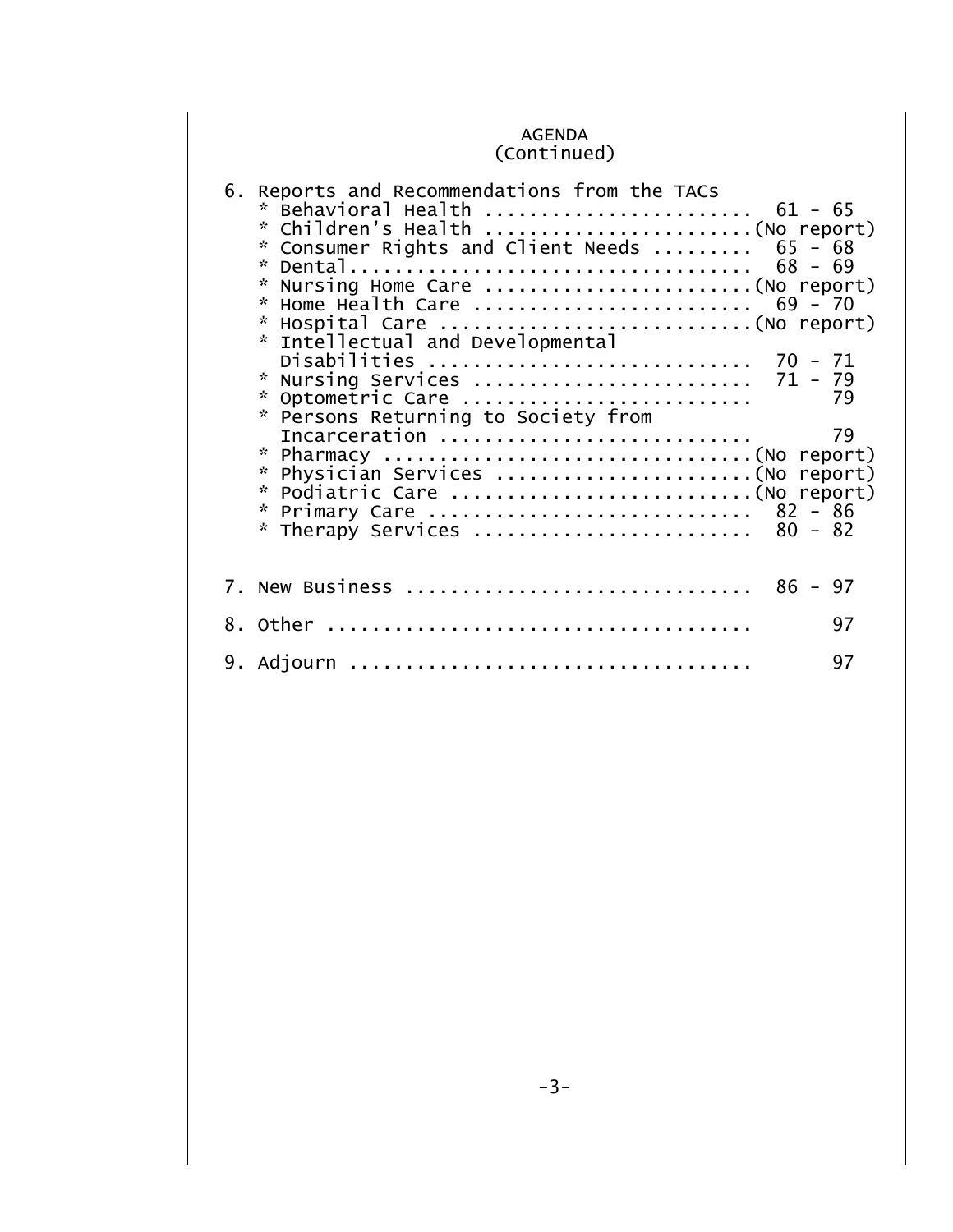## AGENDA
(Continued)

6. Reports and Recommendations from the TACs
   * Behavioral Health ........................ 61 - 65
   * Children's Health ........................(No report)
   * Consumer Rights and Client Needs ......... 65 - 68
   * Dental.................................... 68 - 69
   * Nursing Home Care ........................(No report)
   * Home Health Care ......................... 69 - 70
   * Hospital Care ............................(No report)
   * Intellectual and Developmental Disabilities ............................. 70 - 71
   * Nursing Services ......................... 71 - 79
   * Optometric Care .......................... 79
   * Persons Returning to Society from Incarceration ............................ 79
   * Pharmacy ..................................(No report)
   * Physician Services .......................(No report)
   * Podiatric Care ...........................(No report)
   * Primary Care ............................. 82 - 86
   * Therapy Services ......................... 80 - 82

7. New Business ............................... 86 - 97

8. Other ...................................... 97

9. Adjourn .................................... 97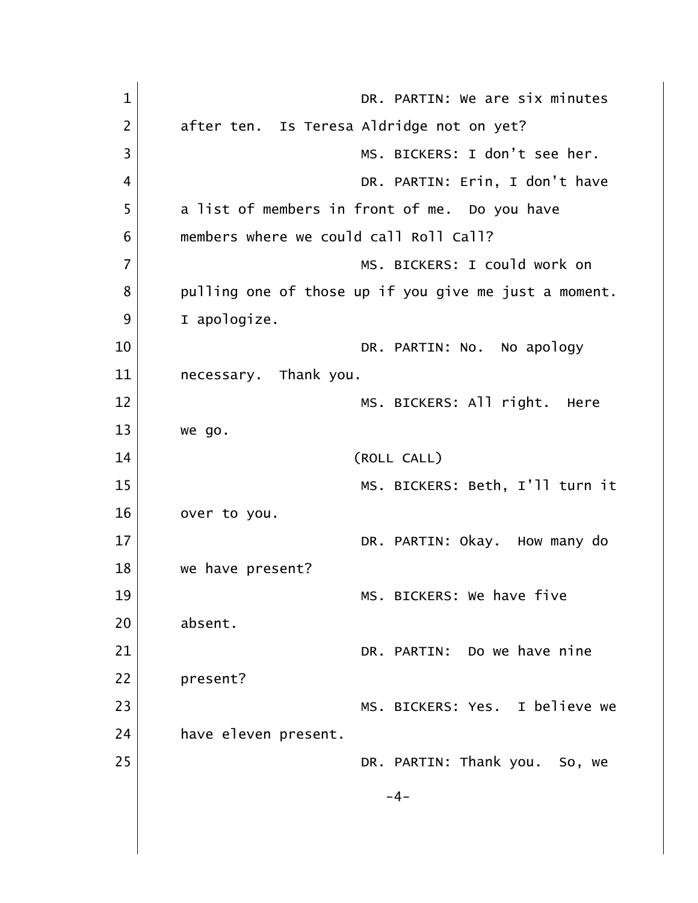DR. PARTIN: We are six minutes after ten. Is Teresa Aldridge not on yet?

MS. BICKERS: I don't see her.

DR. PARTIN: Erin, I don't have a list of members in front of me. Do you have members where we could call Roll Call?

MS. BICKERS: I could work on pulling one of those up if you give me just a moment. I apologize.

DR. PARTIN: No. No apology necessary. Thank you.

MS. BICKERS: All right. Here we go.

(ROLL CALL)

MS. BICKERS: Beth, I'll turn it over to you.

DR. PARTIN: Okay. How many do we have present?

MS. BICKERS: We have five absent.

DR. PARTIN: Do we have nine present?

MS. BICKERS: Yes. I believe we have eleven present.

DR. PARTIN: Thank you. So, we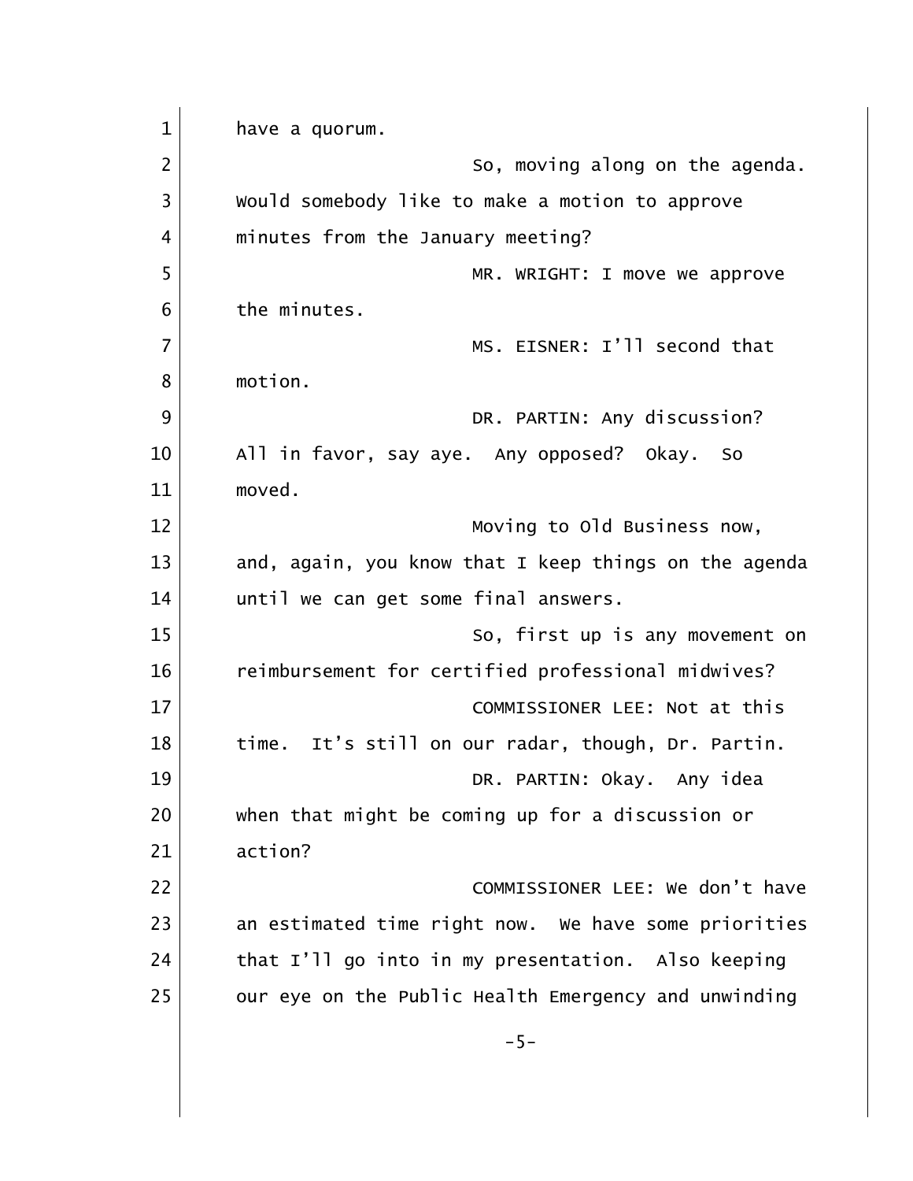have a quorum.

So, moving along on the agenda. Would somebody like to make a motion to approve minutes from the January meeting?

MR. WRIGHT: I move we approve the minutes.

MS. EISNER: I'll second that motion.

DR. PARTIN: Any discussion? All in favor, say aye. Any opposed? Okay. So moved.

Moving to Old Business now, and, again, you know that I keep things on the agenda until we can get some final answers.

So, first up is any movement on reimbursement for certified professional midwives?

COMMISSIONER LEE: Not at this time. It's still on our radar, though, Dr. Partin.

DR. PARTIN: Okay. Any idea when that might be coming up for a discussion or action?

COMMISSIONER LEE: We don't have an estimated time right now. We have some priorities that I'll go into in my presentation. Also keeping our eye on the Public Health Emergency and unwinding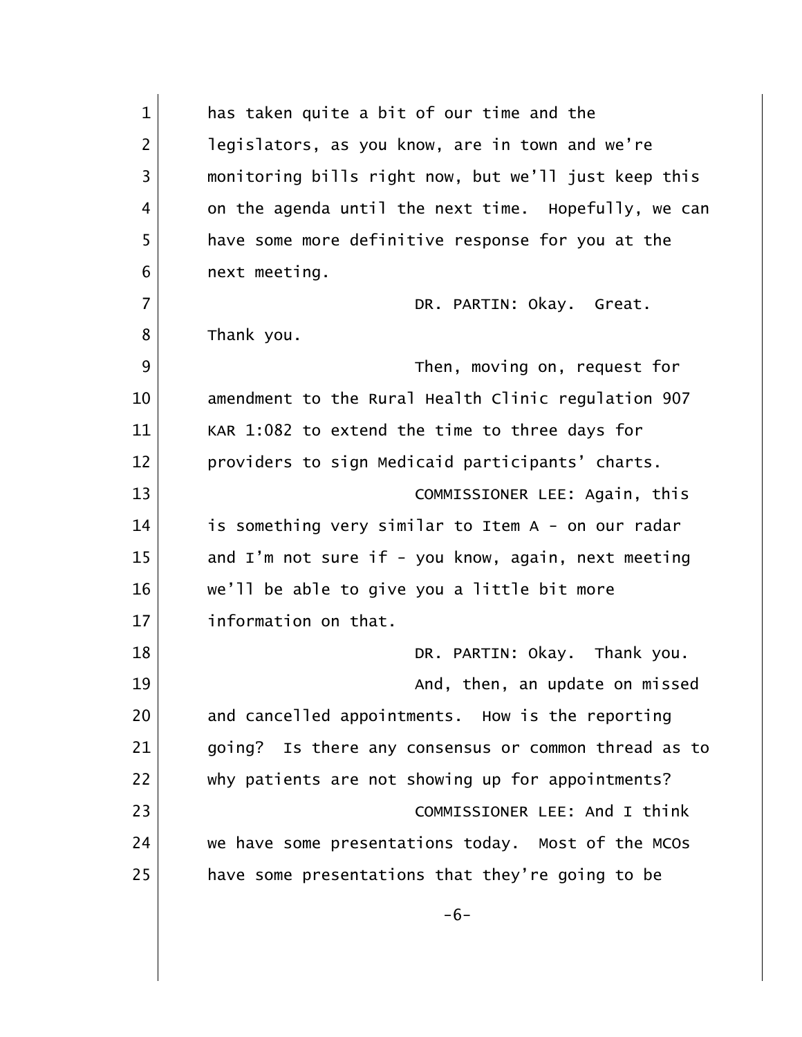has taken quite a bit of our time and the legislators, as you know, are in town and we're monitoring bills right now, but we'll just keep this on the agenda until the next time. Hopefully, we can have some more definitive response for you at the next meeting.

DR. PARTIN: Okay. Great. Thank you.

Then, moving on, request for amendment to the Rural Health Clinic regulation 907 KAR 1:082 to extend the time to three days for providers to sign Medicaid participants' charts.

COMMISSIONER LEE: Again, this is something very similar to Item A - on our radar and I'm not sure if - you know, again, next meeting we'll be able to give you a little bit more information on that.

DR. PARTIN: Okay. Thank you.

And, then, an update on missed and cancelled appointments. How is the reporting going? Is there any consensus or common thread as to why patients are not showing up for appointments?

COMMISSIONER LEE: And I think we have some presentations today. Most of the MCOs have some presentations that they're going to be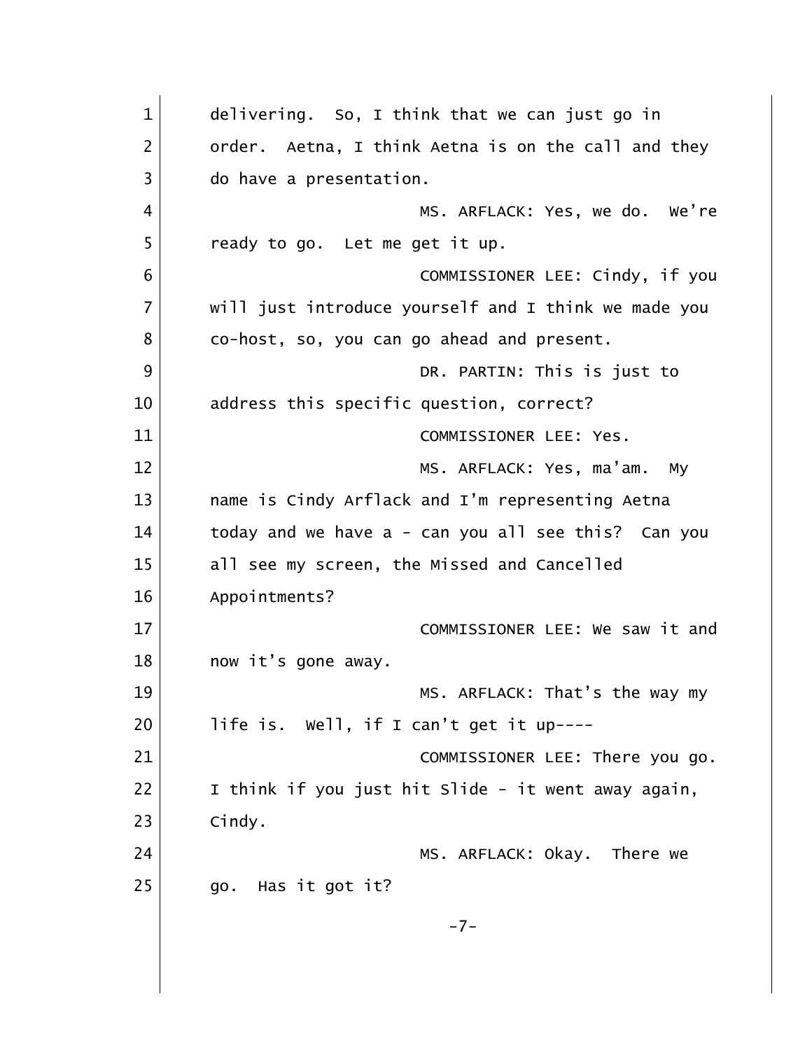delivering. So, I think that we can just go in order. Aetna, I think Aetna is on the call and they do have a presentation.

MS. ARFLACK: Yes, we do. We're ready to go. Let me get it up.

COMMISSIONER LEE: Cindy, if you will just introduce yourself and I think we made you co-host, so, you can go ahead and present.

DR. PARTIN: This is just to address this specific question, correct?

COMMISSIONER LEE: Yes.

MS. ARFLACK: Yes, ma'am. My name is Cindy Arflack and I'm representing Aetna today and we have a - can you all see this? Can you all see my screen, the Missed and Cancelled Appointments?

COMMISSIONER LEE: We saw it and now it's gone away.

MS. ARFLACK: That's the way my life is. Well, if I can't get it up----

COMMISSIONER LEE: There you go. I think if you just hit Slide - it went away again, Cindy.

MS. ARFLACK: Okay. There we go. Has it got it?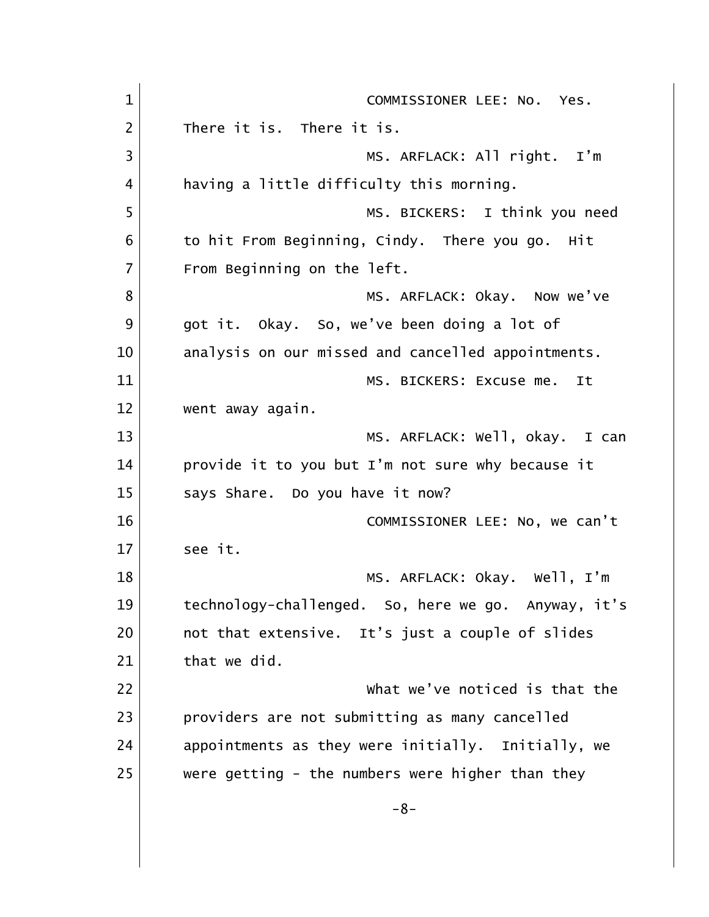COMMISSIONER LEE: No. Yes. There it is. There it is.

MS. ARFLACK: All right. I'm having a little difficulty this morning.

MS. BICKERS: I think you need to hit From Beginning, Cindy. There you go. Hit From Beginning on the left.

MS. ARFLACK: Okay. Now we've got it. Okay. So, we've been doing a lot of analysis on our missed and cancelled appointments.

MS. BICKERS: Excuse me. It went away again.

MS. ARFLACK: Well, okay. I can provide it to you but I'm not sure why because it says Share. Do you have it now?

COMMISSIONER LEE: No, we can't see it.

MS. ARFLACK: Okay. Well, I'm technology-challenged. So, here we go. Anyway, it's not that extensive. It's just a couple of slides that we did.

What we've noticed is that the providers are not submitting as many cancelled appointments as they were initially. Initially, we were getting - the numbers were higher than they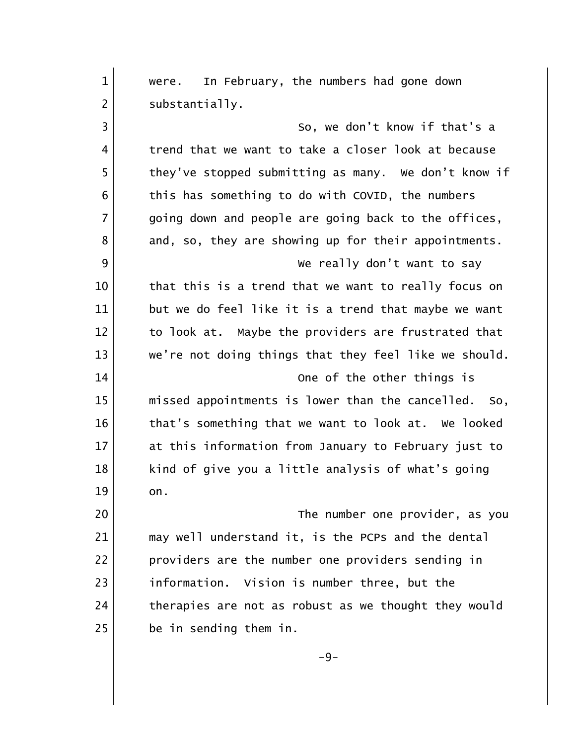were. In February, the numbers had gone down substantially.

So, we don't know if that's a trend that we want to take a closer look at because they've stopped submitting as many. We don't know if this has something to do with COVID, the numbers going down and people are going back to the offices, and, so, they are showing up for their appointments.

We really don't want to say that this is a trend that we want to really focus on but we do feel like it is a trend that maybe we want to look at. Maybe the providers are frustrated that we're not doing things that they feel like we should.

One of the other things is missed appointments is lower than the cancelled. So, that's something that we want to look at. We looked at this information from January to February just to kind of give you a little analysis of what's going on.

The number one provider, as you may well understand it, is the PCPs and the dental providers are the number one providers sending in information. Vision is number three, but the therapies are not as robust as we thought they would be in sending them in.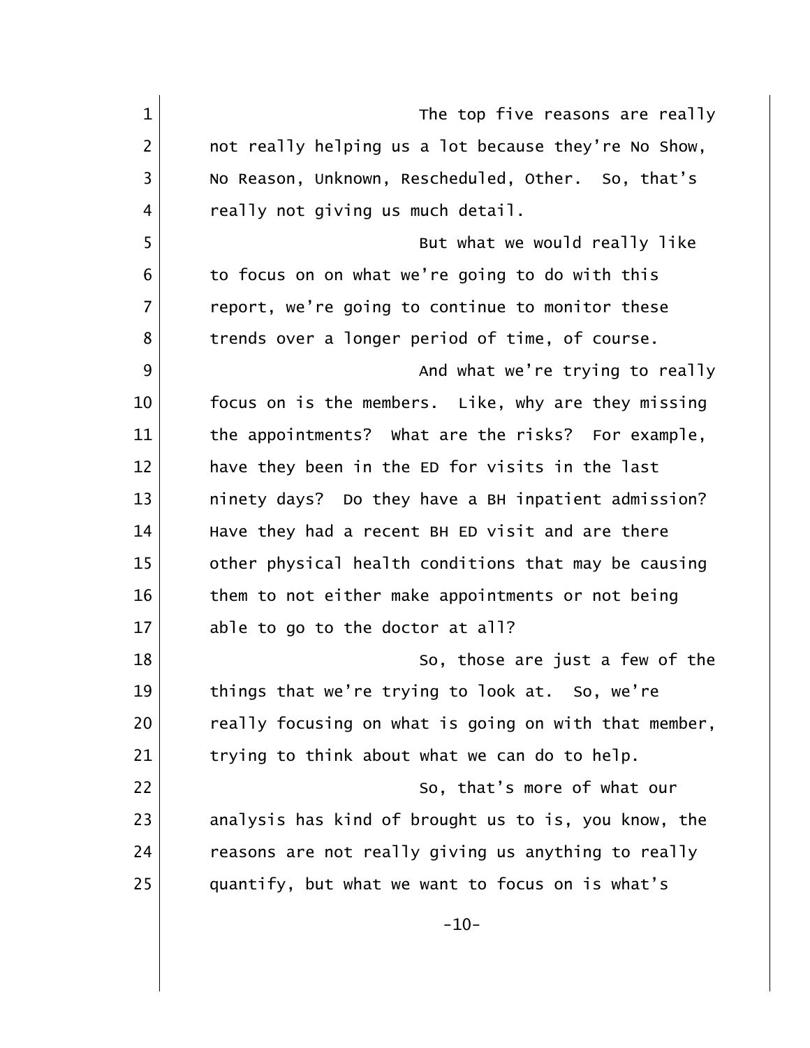The top five reasons are really not really helping us a lot because they're No Show, No Reason, Unknown, Rescheduled, Other. So, that's really not giving us much detail.

But what we would really like to focus on on what we're going to do with this report, we're going to continue to monitor these trends over a longer period of time, of course.

And what we're trying to really focus on is the members. Like, why are they missing the appointments? What are the risks? For example, have they been in the ED for visits in the last ninety days? Do they have a BH inpatient admission? Have they had a recent BH ED visit and are there other physical health conditions that may be causing them to not either make appointments or not being able to go to the doctor at all?

So, those are just a few of the things that we're trying to look at. So, we're really focusing on what is going on with that member, trying to think about what we can do to help.

So, that's more of what our analysis has kind of brought us to is, you know, the reasons are not really giving us anything to really quantify, but what we want to focus on is what's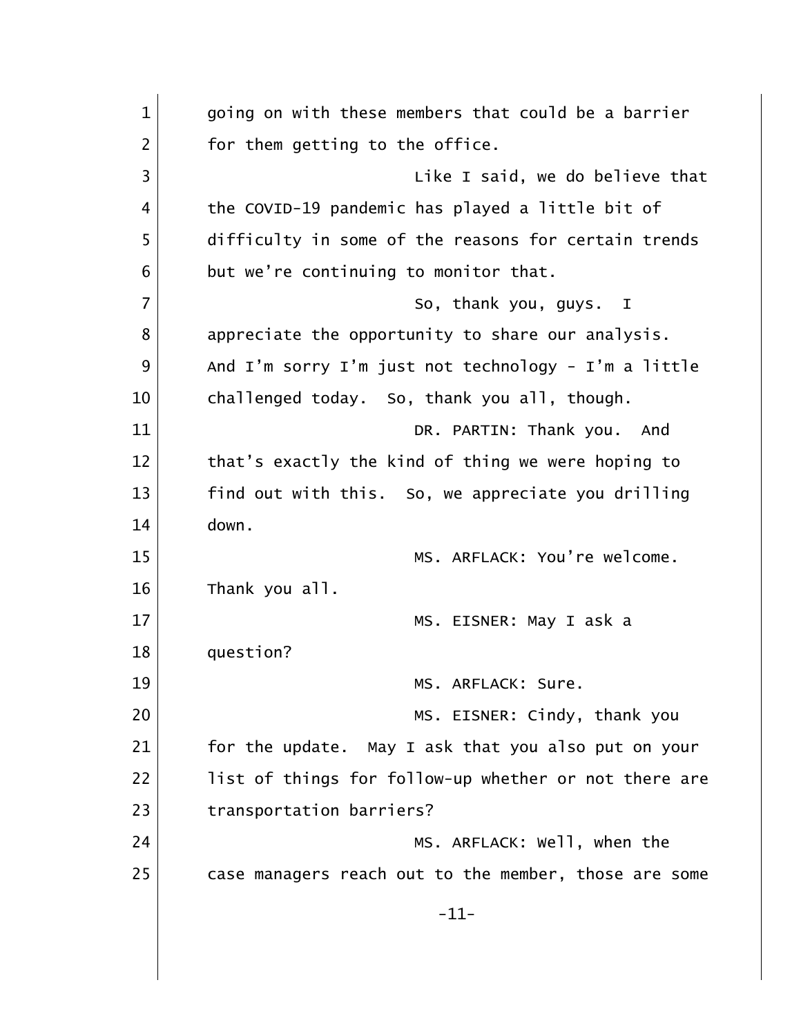going on with these members that could be a barrier for them getting to the office.

Like I said, we do believe that the COVID-19 pandemic has played a little bit of difficulty in some of the reasons for certain trends but we're continuing to monitor that.

So, thank you, guys. I appreciate the opportunity to share our analysis. And I'm sorry I'm just not technology - I'm a little challenged today. So, thank you all, though.

DR. PARTIN: Thank you. And that's exactly the kind of thing we were hoping to find out with this. So, we appreciate you drilling down.

MS. ARFLACK: You're welcome. Thank you all.

MS. EISNER: May I ask a question?

MS. ARFLACK: Sure.

MS. EISNER: Cindy, thank you for the update. May I ask that you also put on your list of things for follow-up whether or not there are transportation barriers?

MS. ARFLACK: Well, when the case managers reach out to the member, those are some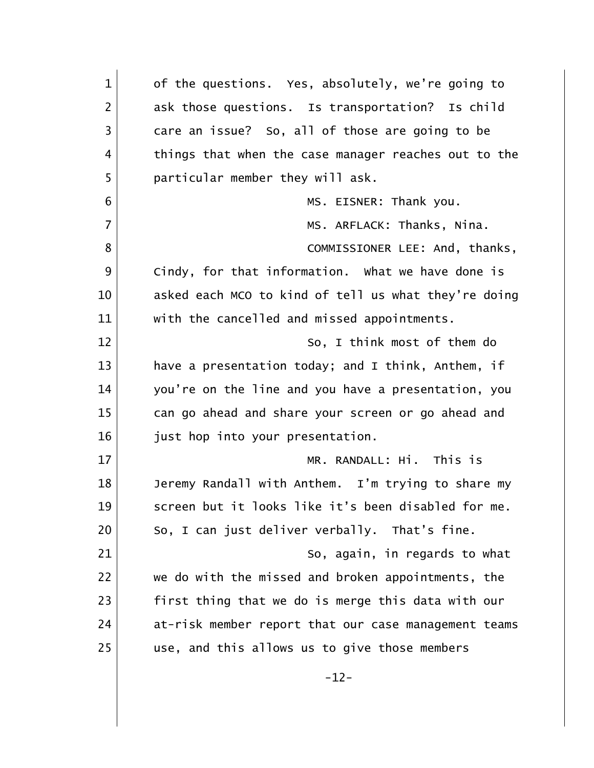of the questions. Yes, absolutely, we're going to ask those questions. Is transportation? Is child care an issue? So, all of those are going to be things that when the case manager reaches out to the particular member they will ask.

MS. EISNER: Thank you.

MS. ARFLACK: Thanks, Nina.

COMMISSIONER LEE: And, thanks, Cindy, for that information. What we have done is asked each MCO to kind of tell us what they're doing with the cancelled and missed appointments.

So, I think most of them do have a presentation today; and I think, Anthem, if you're on the line and you have a presentation, you can go ahead and share your screen or go ahead and just hop into your presentation.

MR. RANDALL: Hi. This is Jeremy Randall with Anthem. I'm trying to share my screen but it looks like it's been disabled for me. So, I can just deliver verbally. That's fine.

So, again, in regards to what we do with the missed and broken appointments, the first thing that we do is merge this data with our at-risk member report that our case management teams use, and this allows us to give those members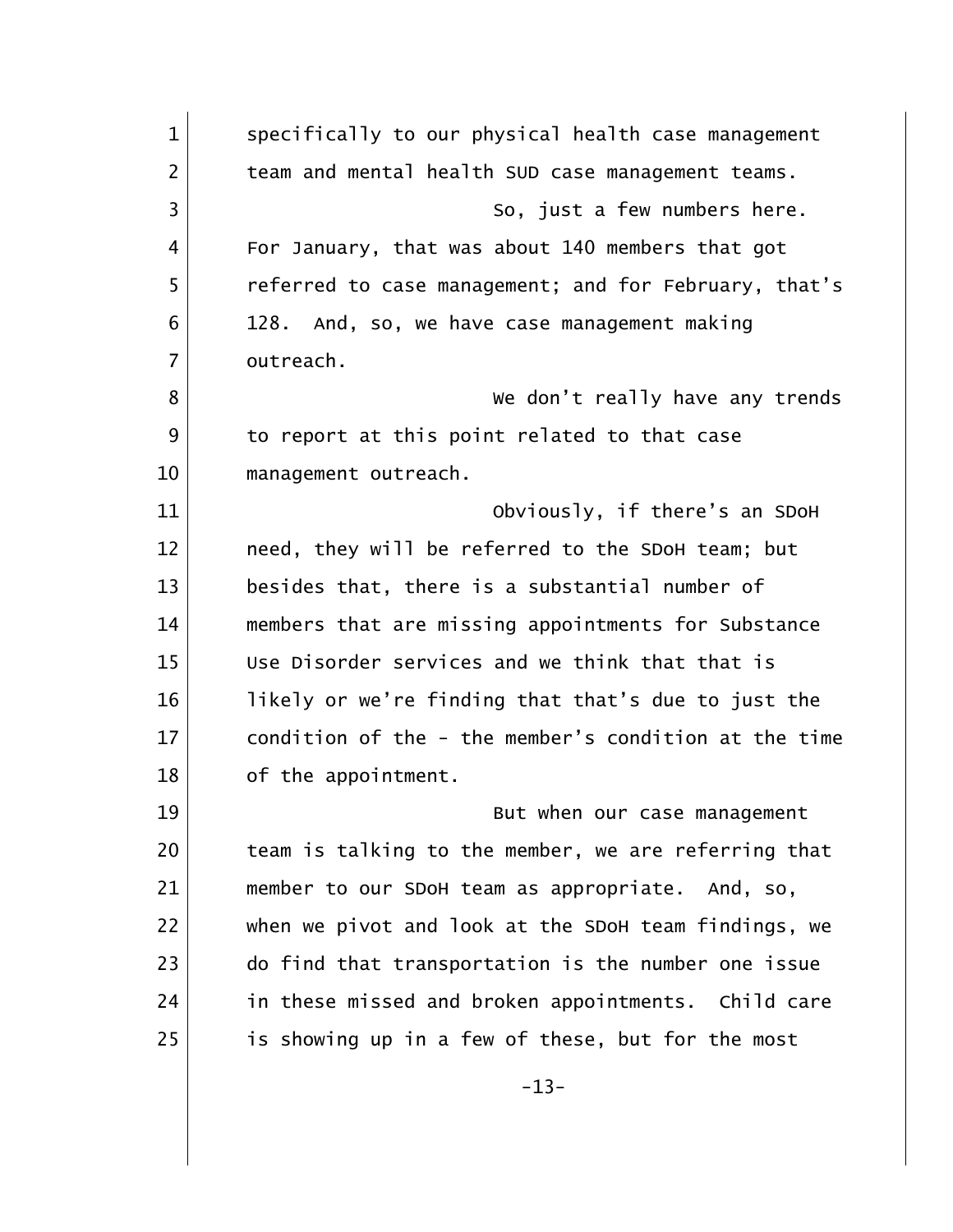specifically to our physical health case management team and mental health SUD case management teams.

So, just a few numbers here. For January, that was about 140 members that got referred to case management; and for February, that's 128. And, so, we have case management making outreach.

We don't really have any trends to report at this point related to that case management outreach.

Obviously, if there's an SDoH need, they will be referred to the SDoH team; but besides that, there is a substantial number of members that are missing appointments for Substance Use Disorder services and we think that that is likely or we're finding that that's due to just the condition of the - the member's condition at the time of the appointment.

But when our case management team is talking to the member, we are referring that member to our SDoH team as appropriate. And, so, when we pivot and look at the SDoH team findings, we do find that transportation is the number one issue in these missed and broken appointments. Child care is showing up in a few of these, but for the most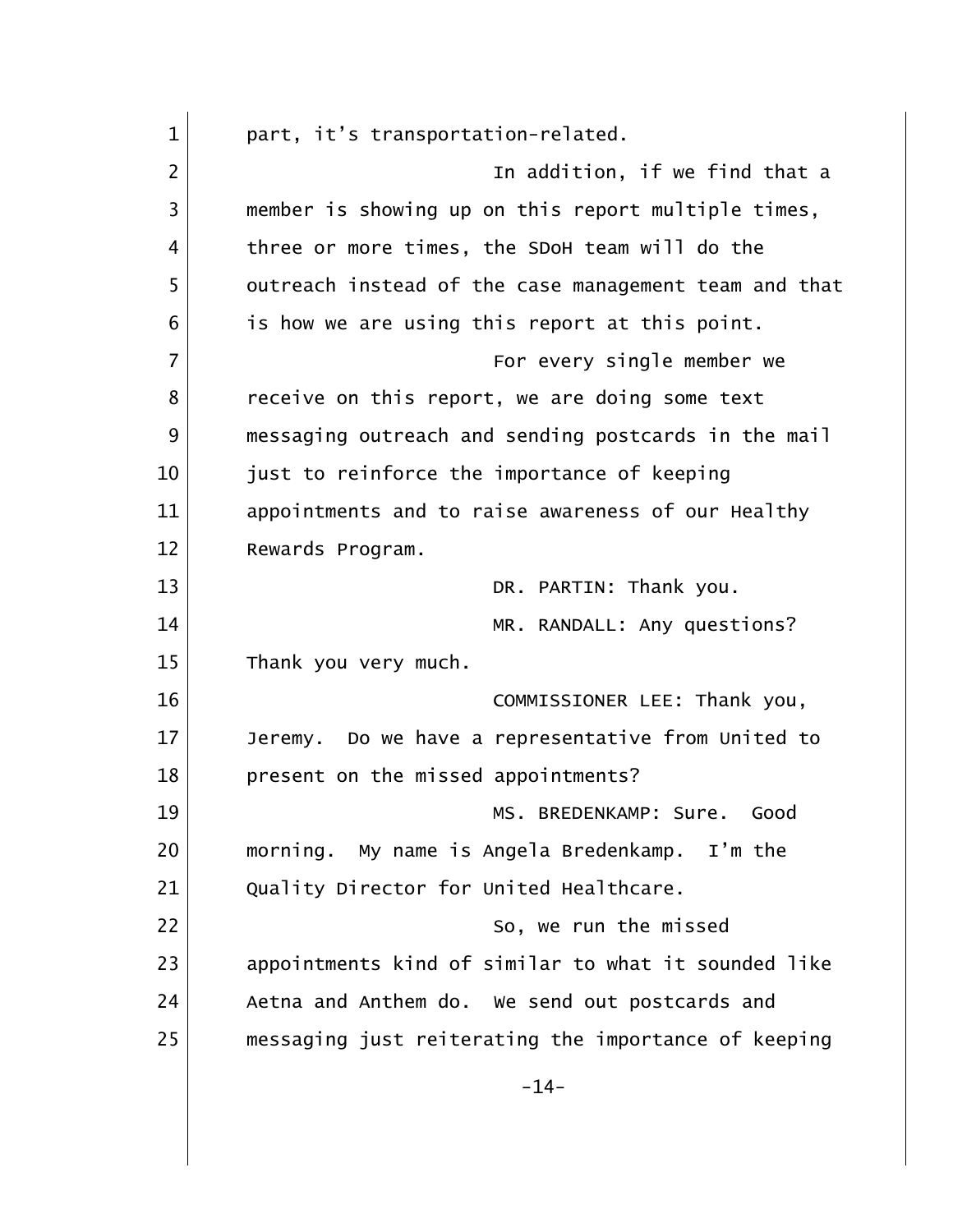part, it's transportation-related.

In addition, if we find that a member is showing up on this report multiple times, three or more times, the SDoH team will do the outreach instead of the case management team and that is how we are using this report at this point.

For every single member we receive on this report, we are doing some text messaging outreach and sending postcards in the mail just to reinforce the importance of keeping appointments and to raise awareness of our Healthy Rewards Program.

DR. PARTIN: Thank you.

MR. RANDALL: Any questions? Thank you very much.

COMMISSIONER LEE: Thank you, Jeremy. Do we have a representative from United to present on the missed appointments?

MS. BREDENKAMP: Sure. Good morning. My name is Angela Bredenkamp. I'm the Quality Director for United Healthcare.

So, we run the missed appointments kind of similar to what it sounded like Aetna and Anthem do. We send out postcards and messaging just reiterating the importance of keeping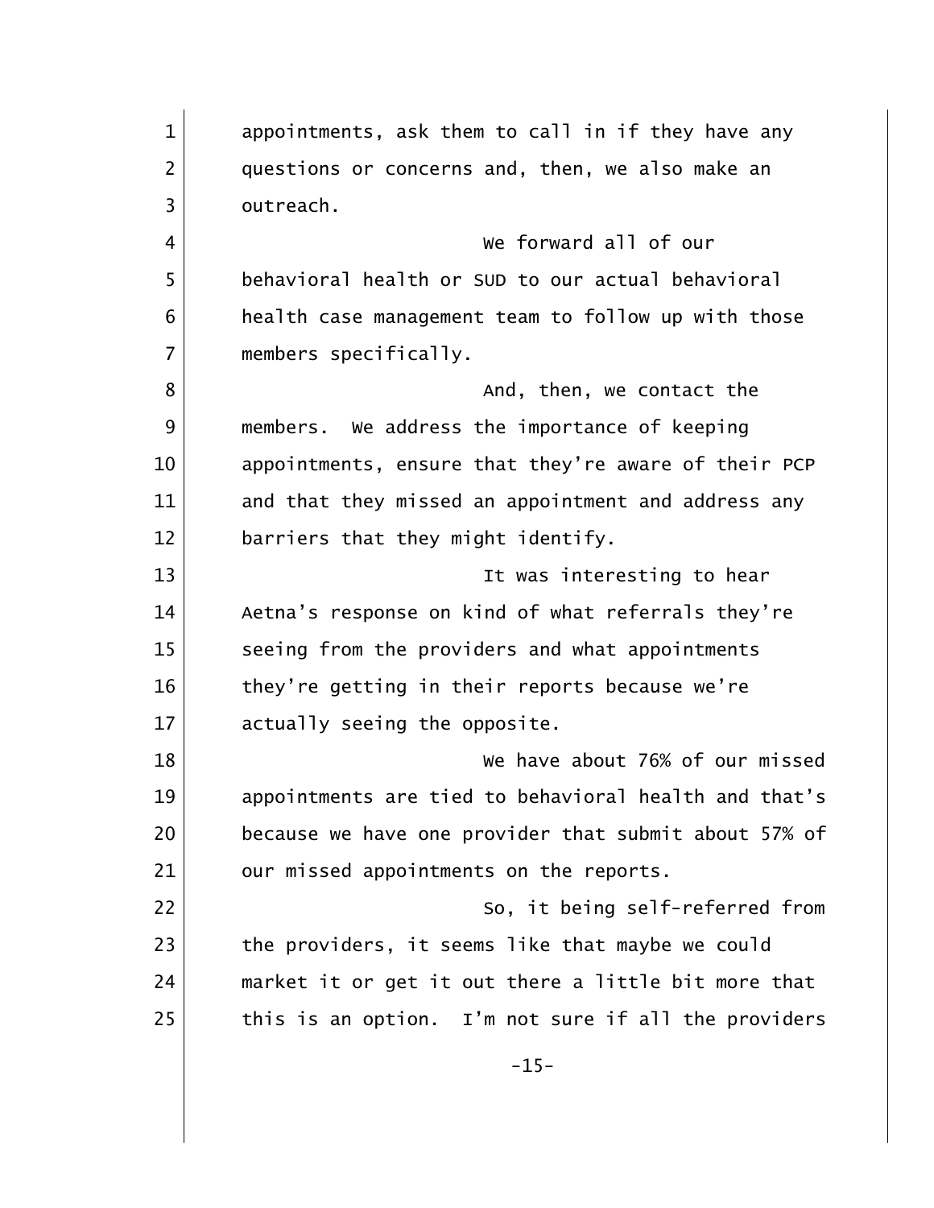appointments, ask them to call in if they have any questions or concerns and, then, we also make an outreach.

We forward all of our behavioral health or SUD to our actual behavioral health case management team to follow up with those members specifically.

And, then, we contact the members. We address the importance of keeping appointments, ensure that they're aware of their PCP and that they missed an appointment and address any barriers that they might identify.

It was interesting to hear Aetna's response on kind of what referrals they're seeing from the providers and what appointments they're getting in their reports because we're actually seeing the opposite.

We have about 76% of our missed appointments are tied to behavioral health and that's because we have one provider that submit about 57% of our missed appointments on the reports.

So, it being self-referred from the providers, it seems like that maybe we could market it or get it out there a little bit more that this is an option. I'm not sure if all the providers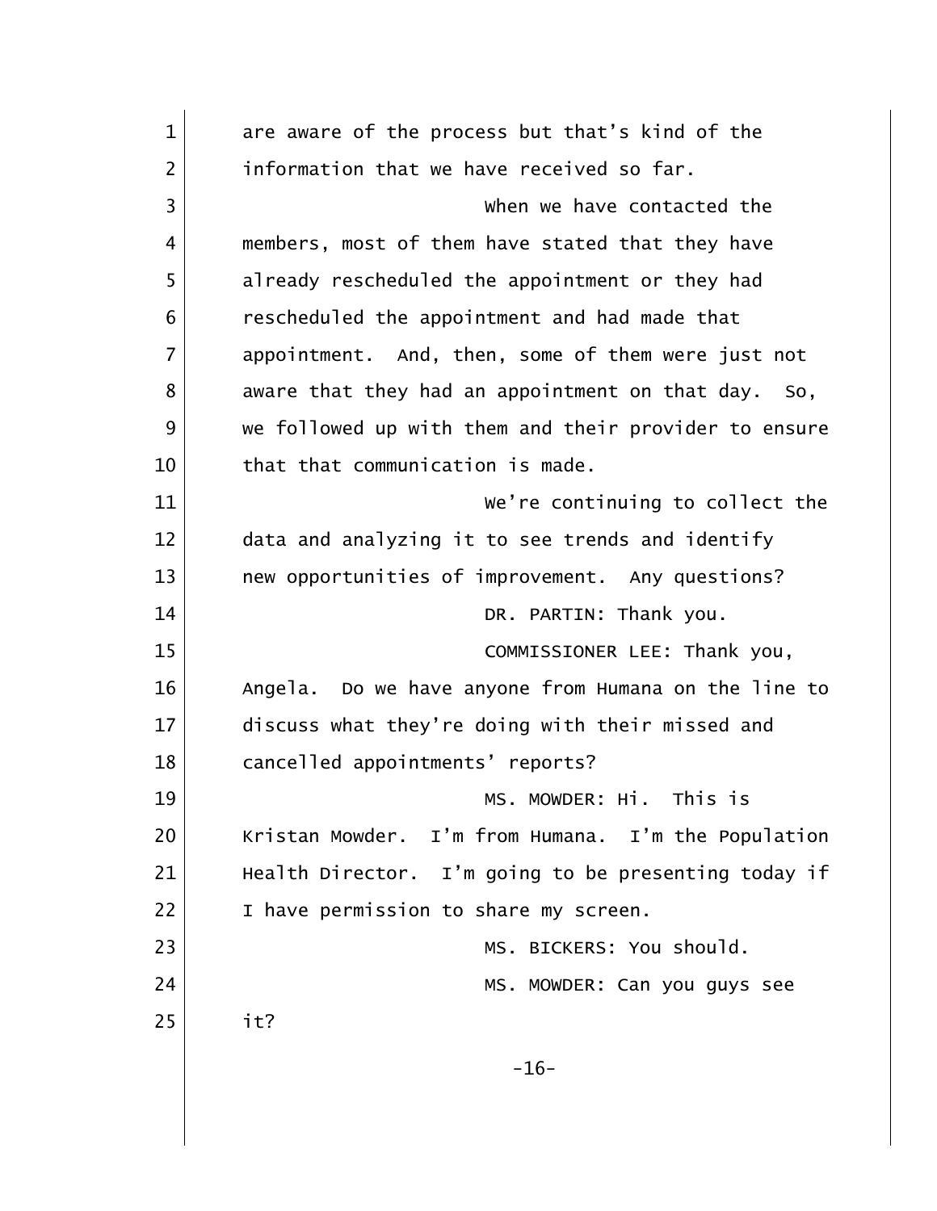are aware of the process but that's kind of the information that we have received so far.

When we have contacted the members, most of them have stated that they have already rescheduled the appointment or they had rescheduled the appointment and had made that appointment. And, then, some of them were just not aware that they had an appointment on that day. So, we followed up with them and their provider to ensure that that communication is made.

We're continuing to collect the data and analyzing it to see trends and identify new opportunities of improvement. Any questions?

DR. PARTIN: Thank you.

COMMISSIONER LEE: Thank you, Angela. Do we have anyone from Humana on the line to discuss what they're doing with their missed and cancelled appointments' reports?

MS. MOWDER: Hi. This is Kristan Mowder. I'm from Humana. I'm the Population Health Director. I'm going to be presenting today if I have permission to share my screen.

MS. BICKERS: You should.

MS. MOWDER: Can you guys see it?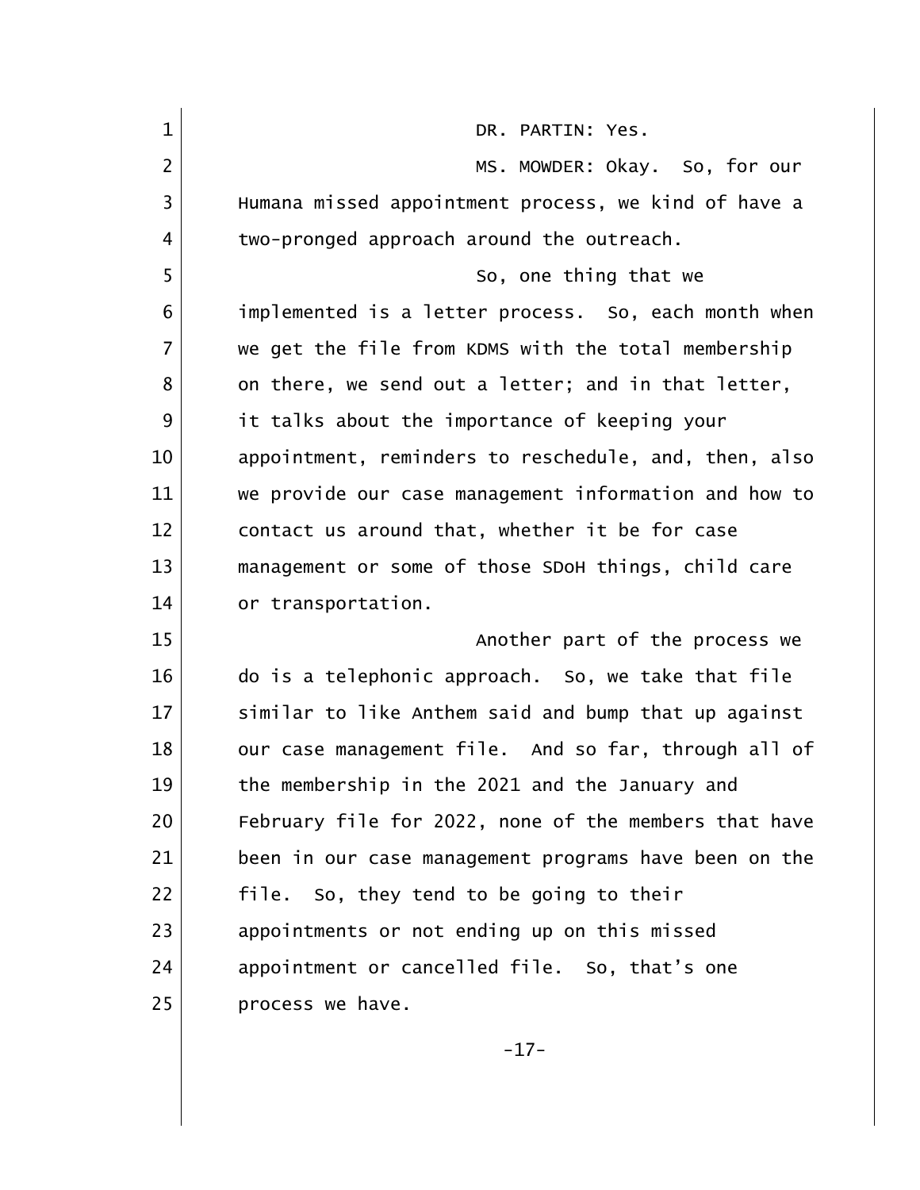DR. PARTIN: Yes.

MS. MOWDER: Okay. So, for our Humana missed appointment process, we kind of have a two-pronged approach around the outreach.

So, one thing that we implemented is a letter process. So, each month when we get the file from KDMS with the total membership on there, we send out a letter; and in that letter, it talks about the importance of keeping your appointment, reminders to reschedule, and, then, also we provide our case management information and how to contact us around that, whether it be for case management or some of those SDoH things, child care or transportation.

Another part of the process we do is a telephonic approach. So, we take that file similar to like Anthem said and bump that up against our case management file. And so far, through all of the membership in the 2021 and the January and February file for 2022, none of the members that have been in our case management programs have been on the file. So, they tend to be going to their appointments or not ending up on this missed appointment or cancelled file. So, that's one process we have.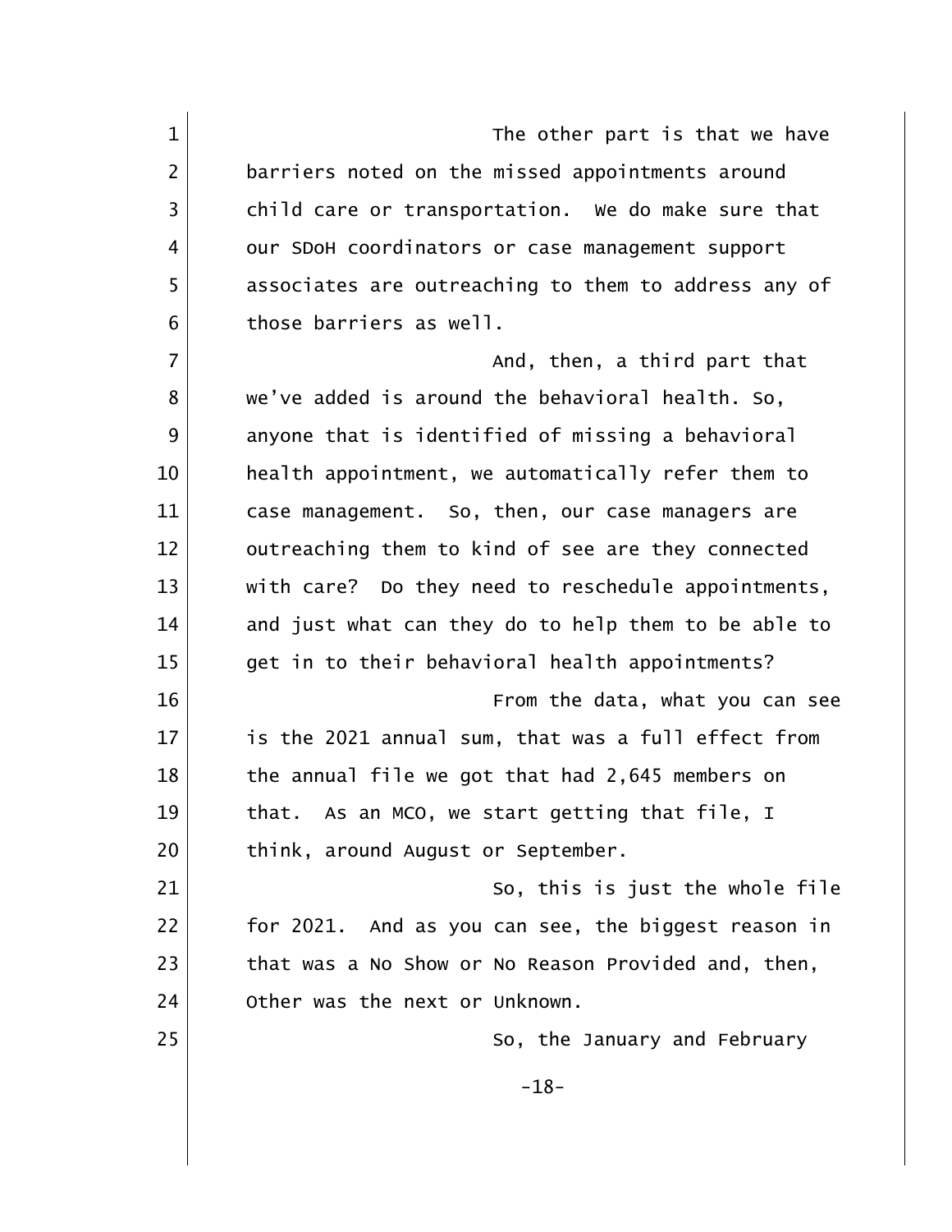The other part is that we have barriers noted on the missed appointments around child care or transportation. We do make sure that our SDoH coordinators or case management support associates are outreaching to them to address any of those barriers as well.

And, then, a third part that we've added is around the behavioral health. So, anyone that is identified of missing a behavioral health appointment, we automatically refer them to case management. So, then, our case managers are outreaching them to kind of see are they connected with care? Do they need to reschedule appointments, and just what can they do to help them to be able to get in to their behavioral health appointments?

From the data, what you can see is the 2021 annual sum, that was a full effect from the annual file we got that had 2,645 members on that. As an MCO, we start getting that file, I think, around August or September.

So, this is just the whole file for 2021. And as you can see, the biggest reason in that was a No Show or No Reason Provided and, then, Other was the next or Unknown.

So, the January and February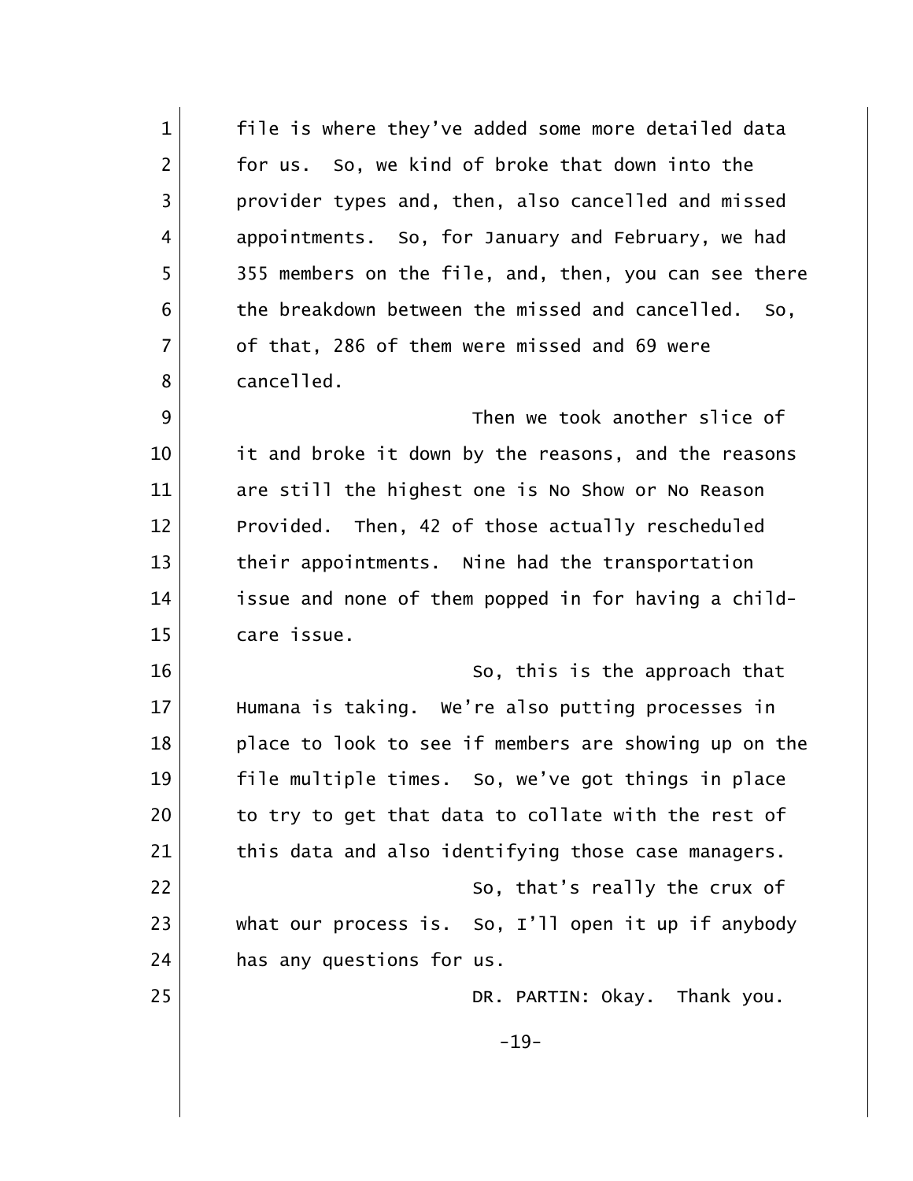file is where they've added some more detailed data for us. So, we kind of broke that down into the provider types and, then, also cancelled and missed appointments. So, for January and February, we had 355 members on the file, and, then, you can see there the breakdown between the missed and cancelled. So, of that, 286 of them were missed and 69 were cancelled.

Then we took another slice of it and broke it down by the reasons, and the reasons are still the highest one is No Show or No Reason Provided. Then, 42 of those actually rescheduled their appointments. Nine had the transportation issue and none of them popped in for having a child-care issue.

So, this is the approach that Humana is taking. We're also putting processes in place to look to see if members are showing up on the file multiple times. So, we've got things in place to try to get that data to collate with the rest of this data and also identifying those case managers.

So, that's really the crux of what our process is. So, I'll open it up if anybody has any questions for us.

DR. PARTIN: Okay. Thank you.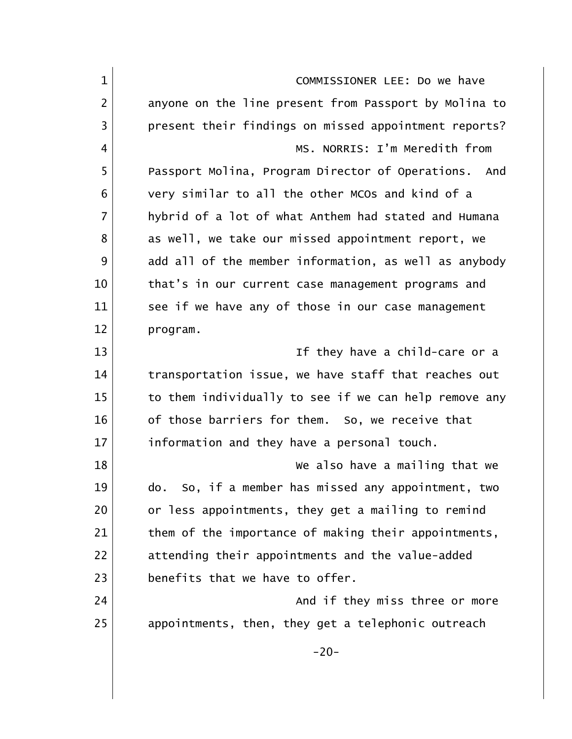COMMISSIONER LEE: Do we have anyone on the line present from Passport by Molina to present their findings on missed appointment reports?

MS. NORRIS: I'm Meredith from Passport Molina, Program Director of Operations. And very similar to all the other MCOs and kind of a hybrid of a lot of what Anthem had stated and Humana as well, we take our missed appointment report, we add all of the member information, as well as anybody that's in our current case management programs and see if we have any of those in our case management program.

If they have a child-care or a transportation issue, we have staff that reaches out to them individually to see if we can help remove any of those barriers for them. So, we receive that information and they have a personal touch.

We also have a mailing that we do. So, if a member has missed any appointment, two or less appointments, they get a mailing to remind them of the importance of making their appointments, attending their appointments and the value-added benefits that we have to offer.

And if they miss three or more appointments, then, they get a telephonic outreach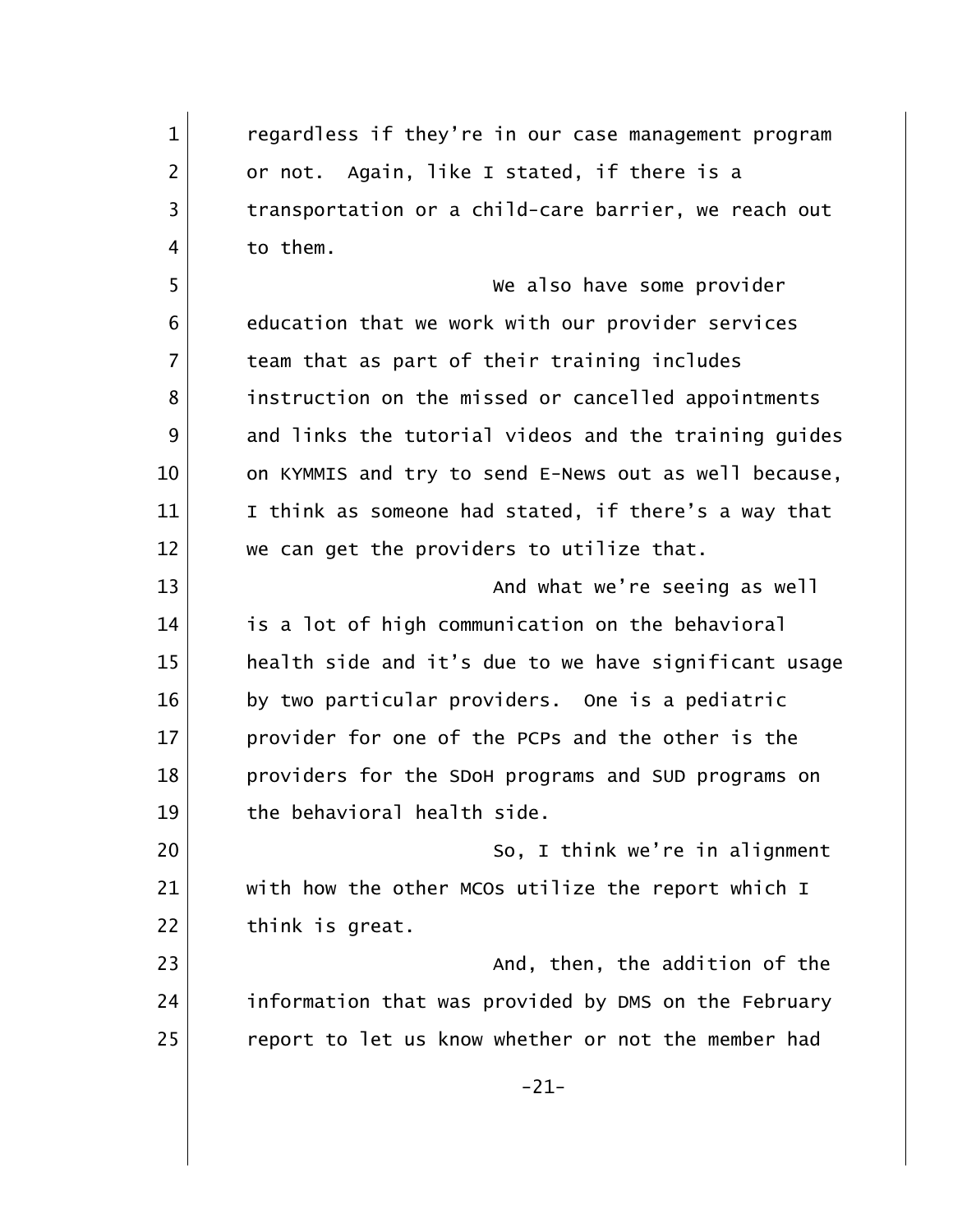regardless if they're in our case management program or not. Again, like I stated, if there is a transportation or a child-care barrier, we reach out to them.

We also have some provider education that we work with our provider services team that as part of their training includes instruction on the missed or cancelled appointments and links the tutorial videos and the training guides on KYMMIS and try to send E-News out as well because, I think as someone had stated, if there's a way that we can get the providers to utilize that.

And what we're seeing as well is a lot of high communication on the behavioral health side and it's due to we have significant usage by two particular providers. One is a pediatric provider for one of the PCPs and the other is the providers for the SDoH programs and SUD programs on the behavioral health side.

So, I think we're in alignment with how the other MCOs utilize the report which I think is great.

And, then, the addition of the information that was provided by DMS on the February report to let us know whether or not the member had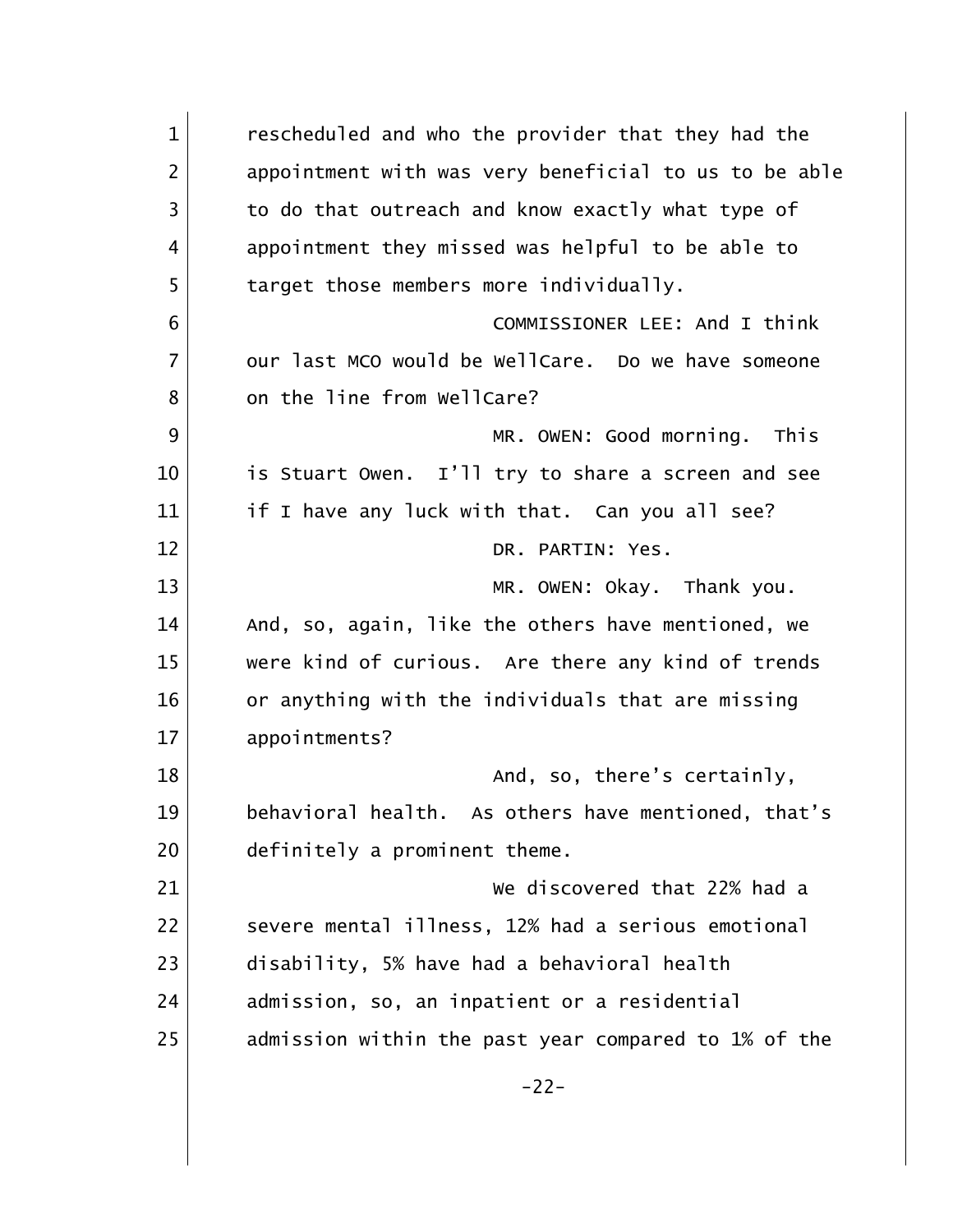rescheduled and who the provider that they had the appointment with was very beneficial to us to be able to do that outreach and know exactly what type of appointment they missed was helpful to be able to target those members more individually.

COMMISSIONER LEE: And I think our last MCO would be WellCare. Do we have someone on the line from WellCare?

MR. OWEN: Good morning. This is Stuart Owen. I'll try to share a screen and see if I have any luck with that. Can you all see?

DR. PARTIN: Yes.

MR. OWEN: Okay. Thank you. And, so, again, like the others have mentioned, we were kind of curious. Are there any kind of trends or anything with the individuals that are missing appointments?

And, so, there's certainly, behavioral health. As others have mentioned, that's definitely a prominent theme.

We discovered that 22% had a severe mental illness, 12% had a serious emotional disability, 5% have had a behavioral health admission, so, an inpatient or a residential admission within the past year compared to 1% of the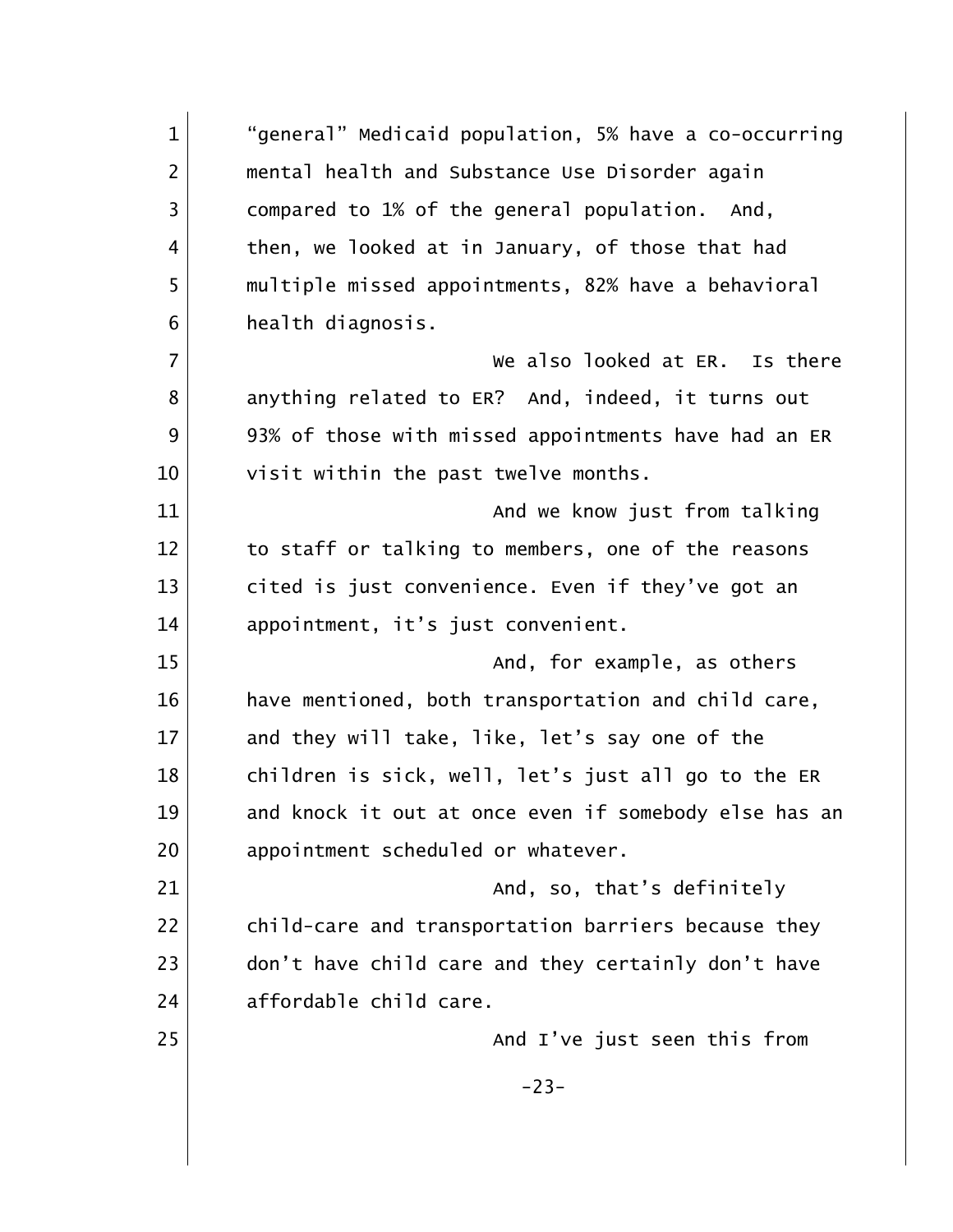"general" Medicaid population, 5% have a co-occurring mental health and Substance Use Disorder again compared to 1% of the general population. And, then, we looked at in January, of those that had multiple missed appointments, 82% have a behavioral health diagnosis.

We also looked at ER. Is there anything related to ER? And, indeed, it turns out 93% of those with missed appointments have had an ER visit within the past twelve months.

And we know just from talking to staff or talking to members, one of the reasons cited is just convenience. Even if they've got an appointment, it's just convenient.

And, for example, as others have mentioned, both transportation and child care, and they will take, like, let's say one of the children is sick, well, let's just all go to the ER and knock it out at once even if somebody else has an appointment scheduled or whatever.

And, so, that's definitely child-care and transportation barriers because they don't have child care and they certainly don't have affordable child care.

And I've just seen this from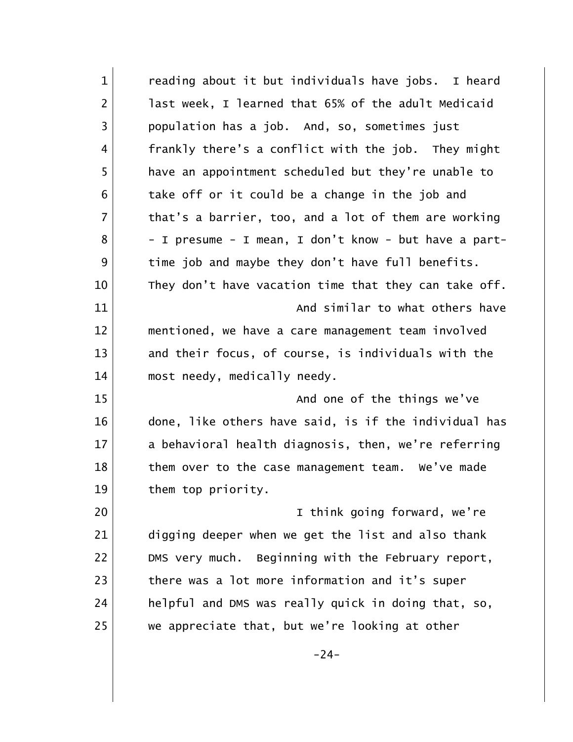reading about it but individuals have jobs. I heard last week, I learned that 65% of the adult Medicaid population has a job. And, so, sometimes just frankly there's a conflict with the job. They might have an appointment scheduled but they're unable to take off or it could be a change in the job and that's a barrier, too, and a lot of them are working - I presume - I mean, I don't know - but have a part-time job and maybe they don't have full benefits. They don't have vacation time that they can take off.

And similar to what others have mentioned, we have a care management team involved and their focus, of course, is individuals with the most needy, medically needy.

And one of the things we've done, like others have said, is if the individual has a behavioral health diagnosis, then, we're referring them over to the case management team. We've made them top priority.

I think going forward, we're digging deeper when we get the list and also thank DMS very much. Beginning with the February report, there was a lot more information and it's super helpful and DMS was really quick in doing that, so, we appreciate that, but we're looking at other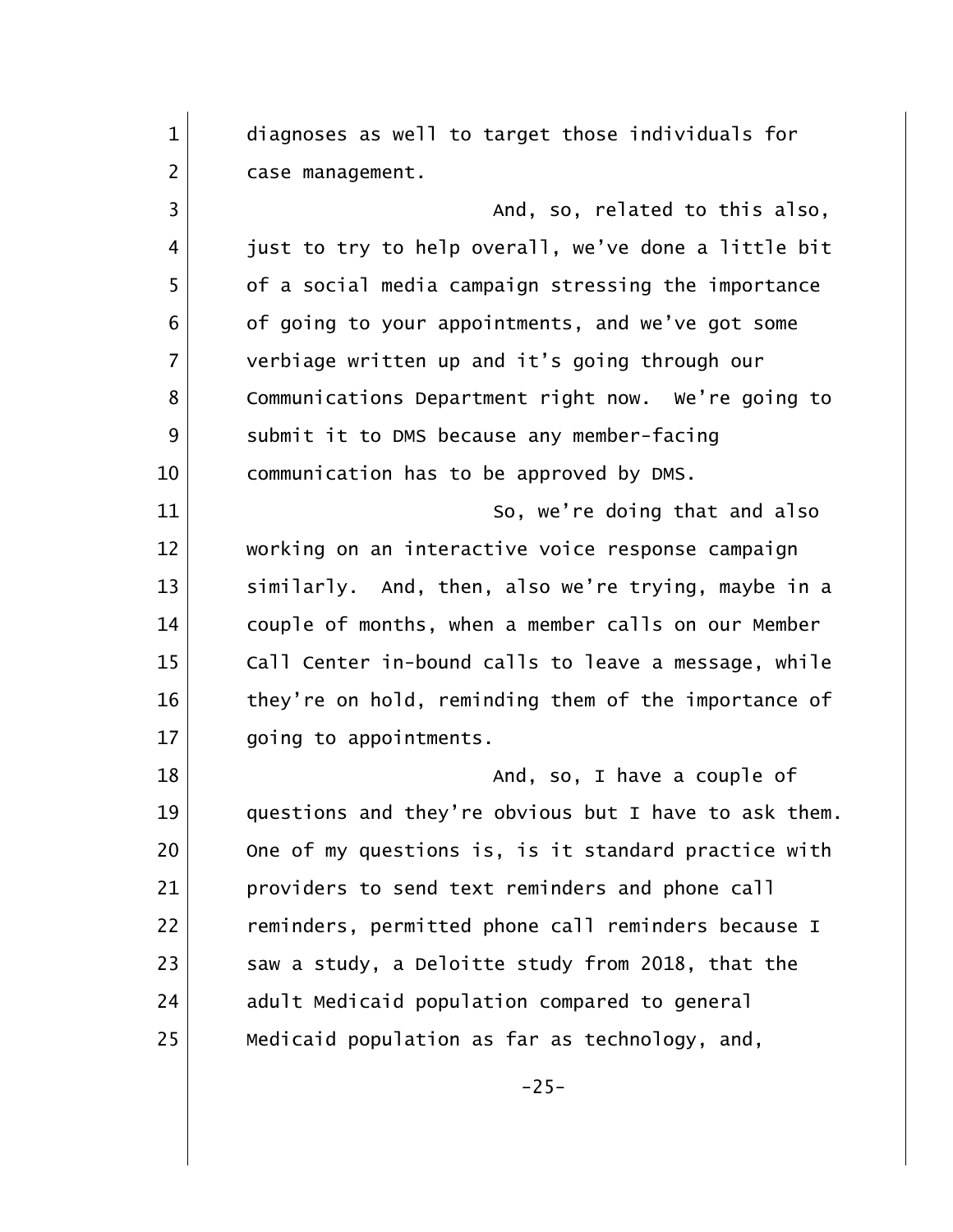diagnoses as well to target those individuals for case management.

And, so, related to this also, just to try to help overall, we've done a little bit of a social media campaign stressing the importance of going to your appointments, and we've got some verbiage written up and it's going through our Communications Department right now. We're going to submit it to DMS because any member-facing communication has to be approved by DMS.

So, we're doing that and also working on an interactive voice response campaign similarly. And, then, also we're trying, maybe in a couple of months, when a member calls on our Member Call Center in-bound calls to leave a message, while they're on hold, reminding them of the importance of going to appointments.

And, so, I have a couple of questions and they're obvious but I have to ask them. One of my questions is, is it standard practice with providers to send text reminders and phone call reminders, permitted phone call reminders because I saw a study, a Deloitte study from 2018, that the adult Medicaid population compared to general Medicaid population as far as technology, and,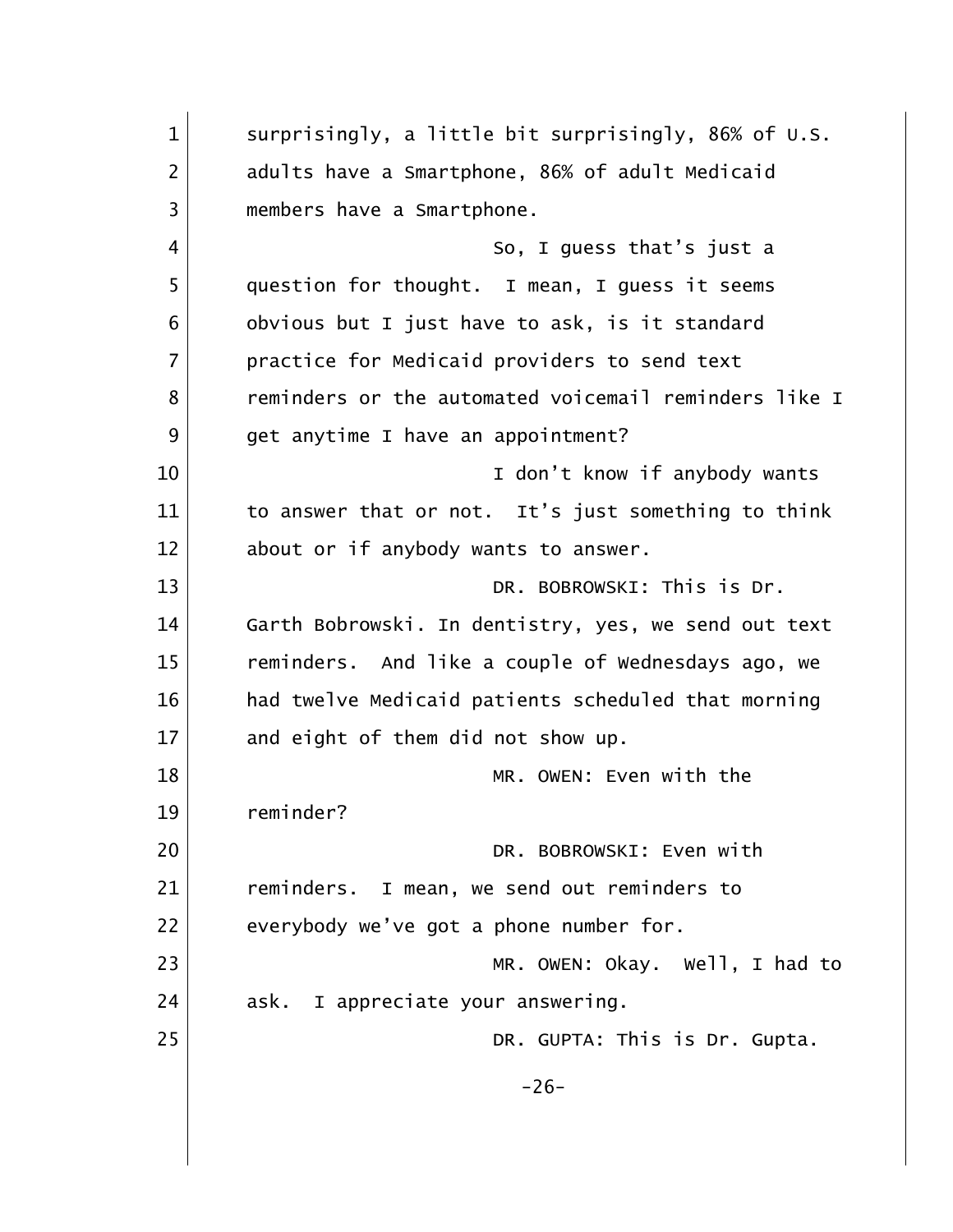surprisingly, a little bit surprisingly, 86% of U.S. adults have a Smartphone, 86% of adult Medicaid members have a Smartphone.

So, I guess that's just a question for thought. I mean, I guess it seems obvious but I just have to ask, is it standard practice for Medicaid providers to send text reminders or the automated voicemail reminders like I get anytime I have an appointment?

I don't know if anybody wants to answer that or not. It's just something to think about or if anybody wants to answer.

DR. BOBROWSKI: This is Dr. Garth Bobrowski. In dentistry, yes, we send out text reminders. And like a couple of Wednesdays ago, we had twelve Medicaid patients scheduled that morning and eight of them did not show up.

MR. OWEN: Even with the reminder?

DR. BOBROWSKI: Even with reminders. I mean, we send out reminders to everybody we've got a phone number for.

MR. OWEN: Okay. Well, I had to ask. I appreciate your answering.

DR. GUPTA: This is Dr. Gupta.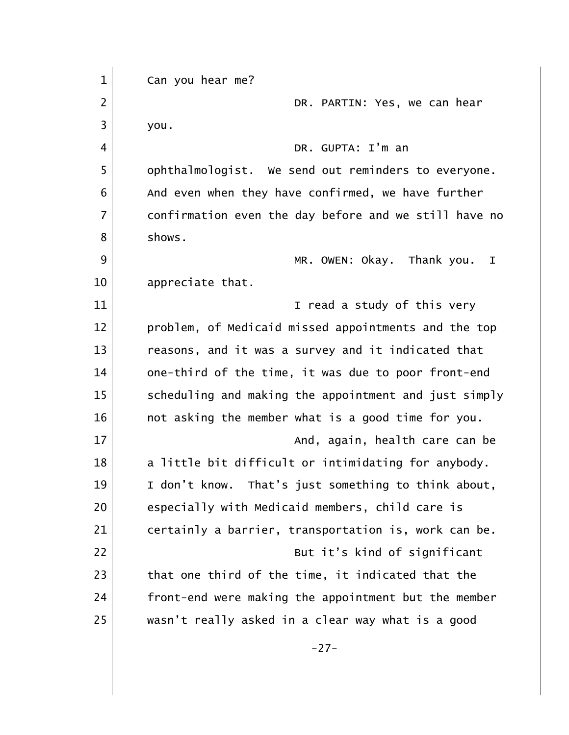Can you hear me?

DR. PARTIN: Yes, we can hear you.

DR. GUPTA: I'm an ophthalmologist. We send out reminders to everyone. And even when they have confirmed, we have further confirmation even the day before and we still have no shows.

MR. OWEN: Okay. Thank you. I appreciate that.

I read a study of this very problem, of Medicaid missed appointments and the top reasons, and it was a survey and it indicated that one-third of the time, it was due to poor front-end scheduling and making the appointment and just simply not asking the member what is a good time for you.

And, again, health care can be a little bit difficult or intimidating for anybody. I don't know. That's just something to think about, especially with Medicaid members, child care is certainly a barrier, transportation is, work can be.

But it's kind of significant that one third of the time, it indicated that the front-end were making the appointment but the member wasn't really asked in a clear way what is a good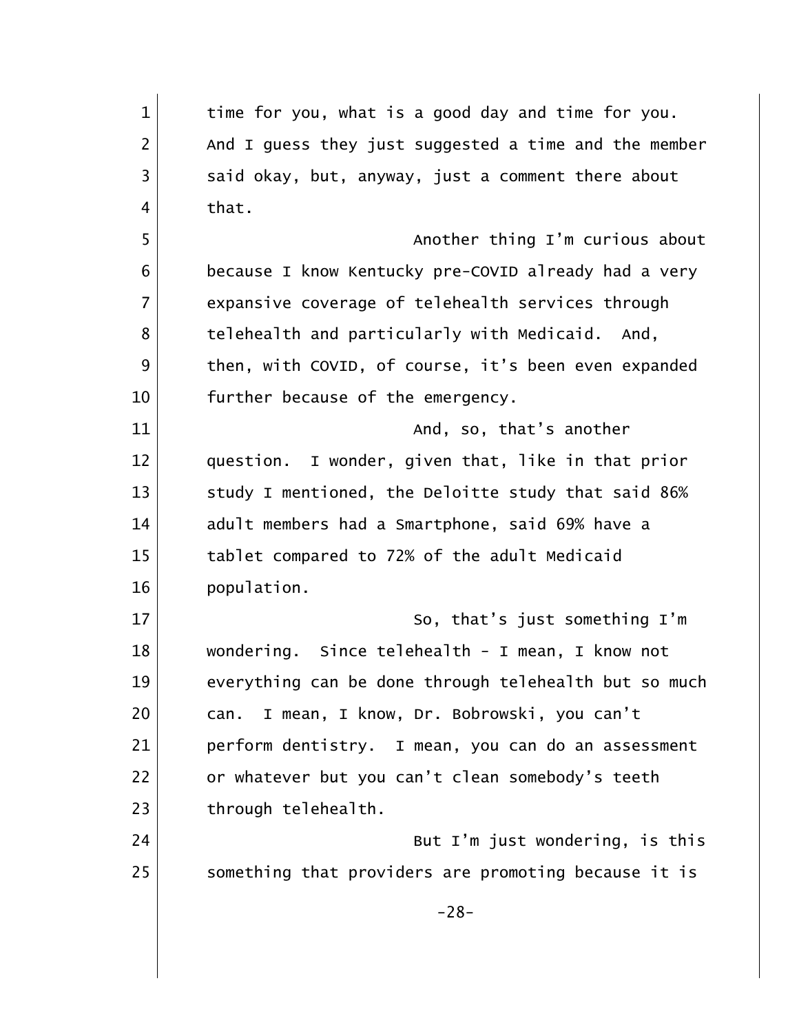time for you, what is a good day and time for you. And I guess they just suggested a time and the member said okay, but, anyway, just a comment there about that.

Another thing I'm curious about because I know Kentucky pre-COVID already had a very expansive coverage of telehealth services through telehealth and particularly with Medicaid. And, then, with COVID, of course, it's been even expanded further because of the emergency.

And, so, that's another question. I wonder, given that, like in that prior study I mentioned, the Deloitte study that said 86% adult members had a Smartphone, said 69% have a tablet compared to 72% of the adult Medicaid population.

So, that's just something I'm wondering. Since telehealth - I mean, I know not everything can be done through telehealth but so much can. I mean, I know, Dr. Bobrowski, you can't perform dentistry. I mean, you can do an assessment or whatever but you can't clean somebody's teeth through telehealth.

But I'm just wondering, is this something that providers are promoting because it is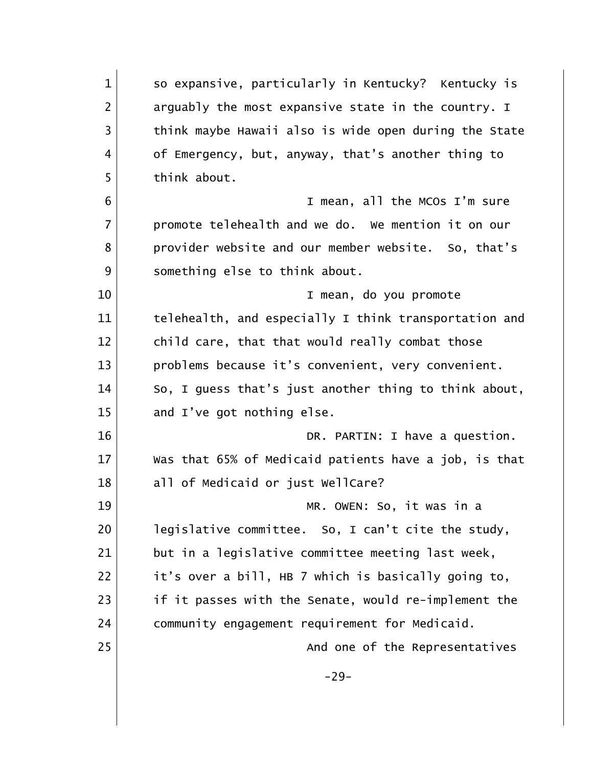so expansive, particularly in Kentucky? Kentucky is arguably the most expansive state in the country. I think maybe Hawaii also is wide open during the State of Emergency, but, anyway, that's another thing to think about.

I mean, all the MCOs I'm sure promote telehealth and we do. We mention it on our provider website and our member website. So, that's something else to think about.

I mean, do you promote telehealth, and especially I think transportation and child care, that that would really combat those problems because it's convenient, very convenient. So, I guess that's just another thing to think about, and I've got nothing else.

DR. PARTIN: I have a question. Was that 65% of Medicaid patients have a job, is that all of Medicaid or just WellCare?

MR. OWEN: So, it was in a legislative committee. So, I can't cite the study, but in a legislative committee meeting last week, it's over a bill, HB 7 which is basically going to, if it passes with the Senate, would re-implement the community engagement requirement for Medicaid.

And one of the Representatives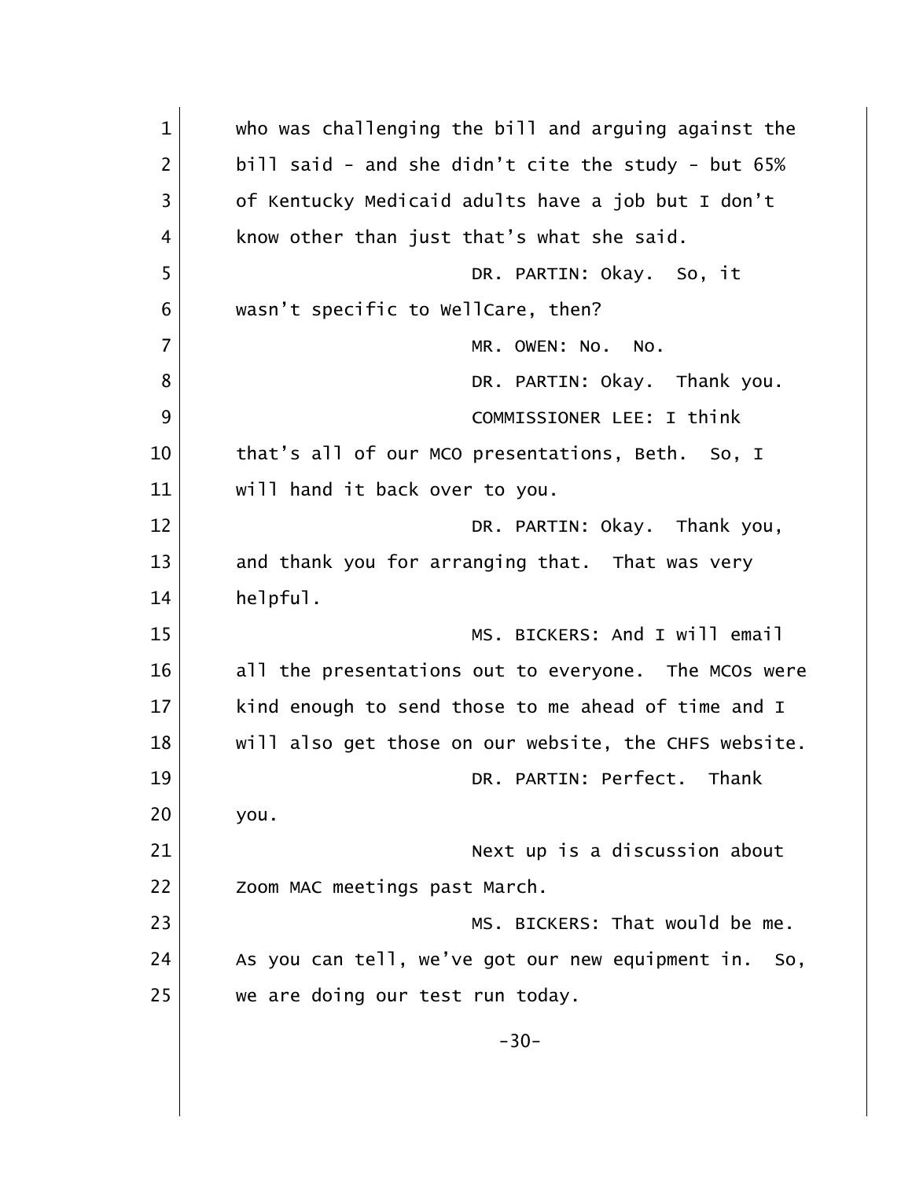who was challenging the bill and arguing against the bill said - and she didn't cite the study - but 65% of Kentucky Medicaid adults have a job but I don't know other than just that's what she said.

DR. PARTIN: Okay. So, it wasn't specific to WellCare, then?

MR. OWEN: No. No.

DR. PARTIN: Okay. Thank you.

COMMISSIONER LEE: I think that's all of our MCO presentations, Beth. So, I will hand it back over to you.

DR. PARTIN: Okay. Thank you, and thank you for arranging that. That was very helpful.

MS. BICKERS: And I will email all the presentations out to everyone. The MCOs were kind enough to send those to me ahead of time and I will also get those on our website, the CHFS website.

DR. PARTIN: Perfect. Thank you.

Next up is a discussion about Zoom MAC meetings past March.

MS. BICKERS: That would be me. As you can tell, we've got our new equipment in. So, we are doing our test run today.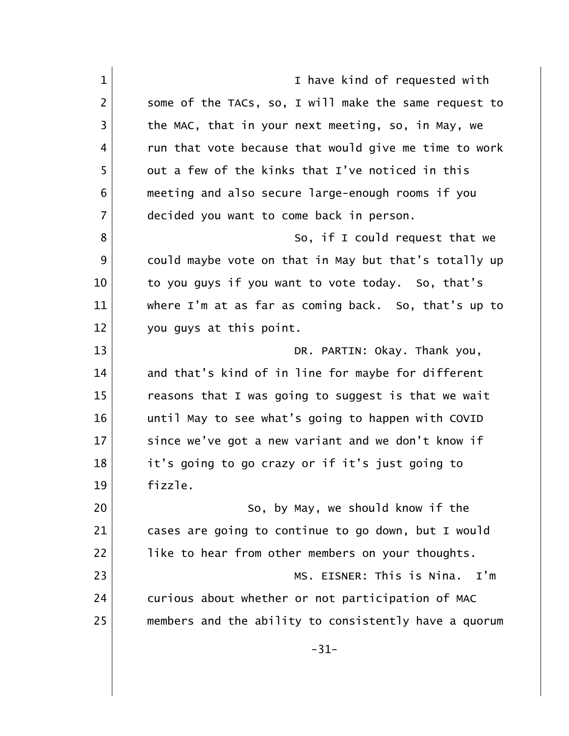I have kind of requested with some of the TACs, so, I will make the same request to the MAC, that in your next meeting, so, in May, we run that vote because that would give me time to work out a few of the kinks that I've noticed in this meeting and also secure large-enough rooms if you decided you want to come back in person.

So, if I could request that we could maybe vote on that in May but that's totally up to you guys if you want to vote today. So, that's where I'm at as far as coming back. So, that's up to you guys at this point.

DR. PARTIN: Okay. Thank you, and that's kind of in line for maybe for different reasons that I was going to suggest is that we wait until May to see what's going to happen with COVID since we've got a new variant and we don't know if it's going to go crazy or if it's just going to fizzle.

So, by May, we should know if the cases are going to continue to go down, but I would like to hear from other members on your thoughts.

MS. EISNER: This is Nina. I'm curious about whether or not participation of MAC members and the ability to consistently have a quorum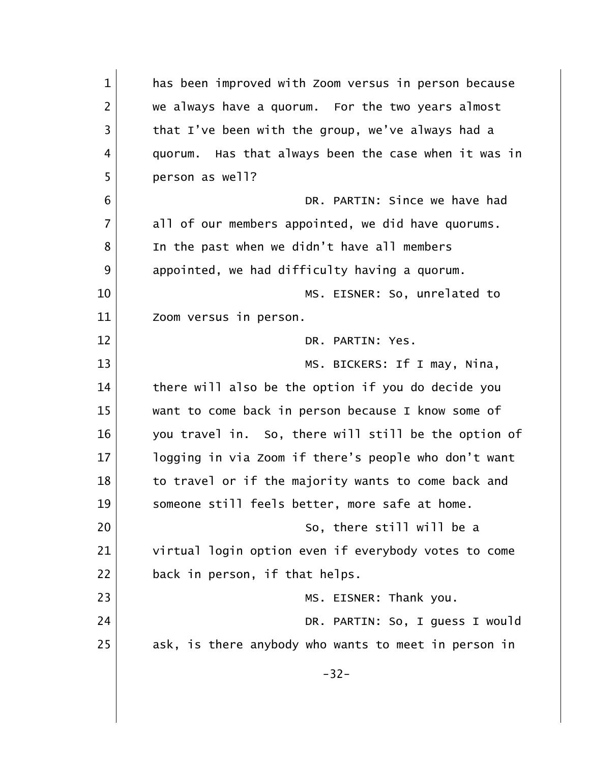has been improved with Zoom versus in person because we always have a quorum. For the two years almost that I've been with the group, we've always had a quorum. Has that always been the case when it was in person as well?

DR. PARTIN: Since we have had all of our members appointed, we did have quorums. In the past when we didn't have all members appointed, we had difficulty having a quorum.

MS. EISNER: So, unrelated to Zoom versus in person.

DR. PARTIN: Yes.

MS. BICKERS: If I may, Nina, there will also be the option if you do decide you want to come back in person because I know some of you travel in. So, there will still be the option of logging in via Zoom if there's people who don't want to travel or if the majority wants to come back and someone still feels better, more safe at home.

So, there still will be a virtual login option even if everybody votes to come back in person, if that helps.

MS. EISNER: Thank you.

DR. PARTIN: So, I guess I would ask, is there anybody who wants to meet in person in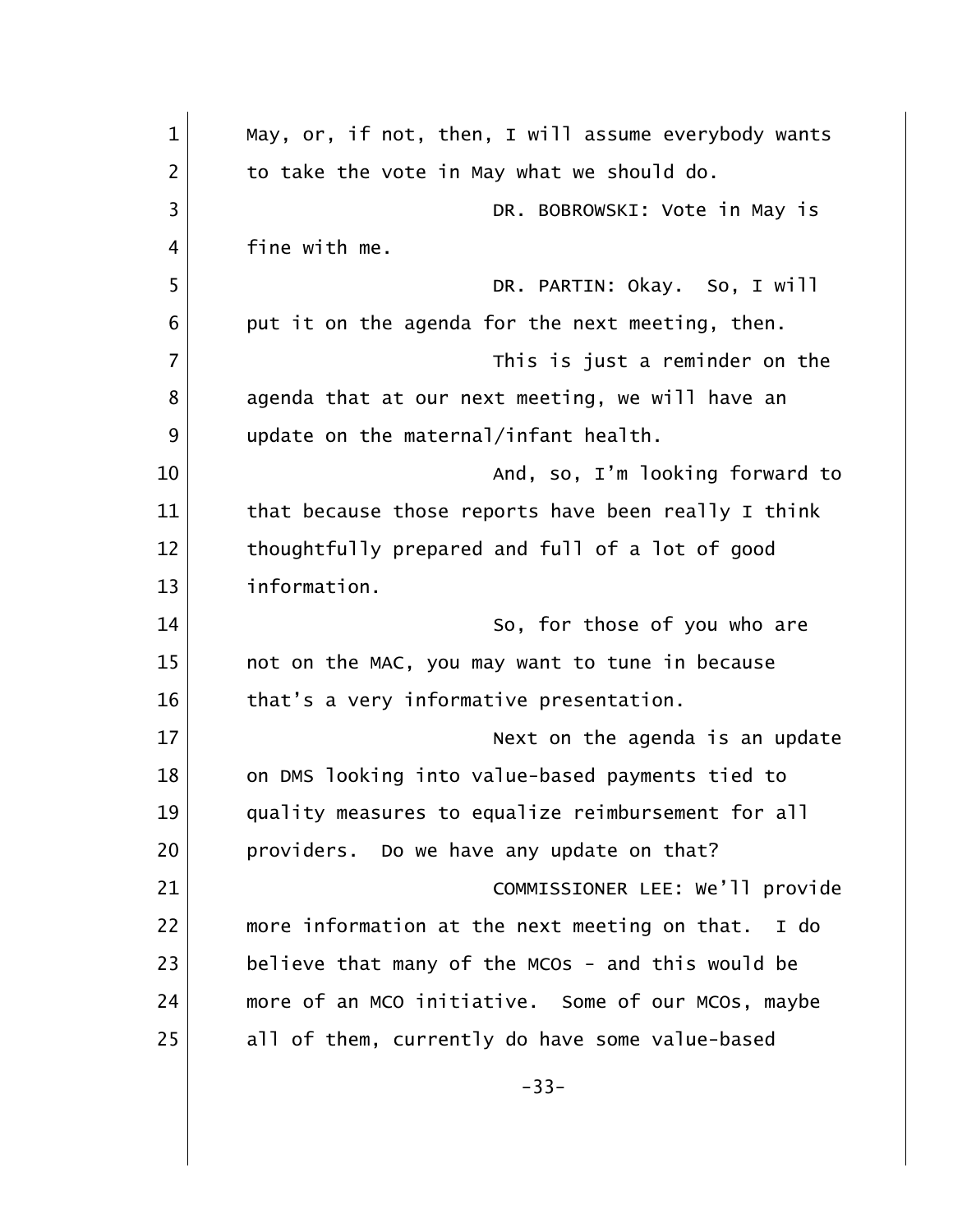May, or, if not, then, I will assume everybody wants to take the vote in May what we should do.

DR. BOBROWSKI: Vote in May is fine with me.

DR. PARTIN: Okay. So, I will put it on the agenda for the next meeting, then.

This is just a reminder on the agenda that at our next meeting, we will have an update on the maternal/infant health.

And, so, I'm looking forward to that because those reports have been really I think thoughtfully prepared and full of a lot of good information.

So, for those of you who are not on the MAC, you may want to tune in because that's a very informative presentation.

Next on the agenda is an update on DMS looking into value-based payments tied to quality measures to equalize reimbursement for all providers. Do we have any update on that?

COMMISSIONER LEE: We'll provide more information at the next meeting on that. I do believe that many of the MCOs - and this would be more of an MCO initiative. Some of our MCOs, maybe all of them, currently do have some value-based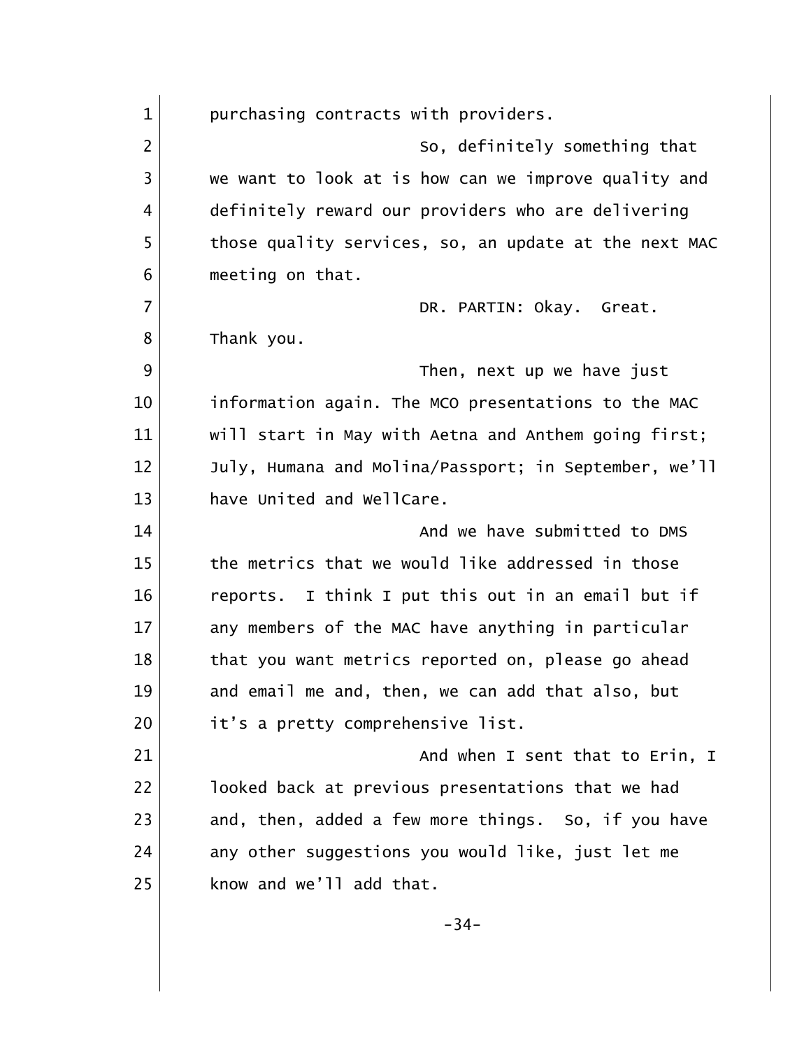purchasing contracts with providers.

So, definitely something that we want to look at is how can we improve quality and definitely reward our providers who are delivering those quality services, so, an update at the next MAC meeting on that.

DR. PARTIN: Okay. Great. Thank you.

Then, next up we have just information again. The MCO presentations to the MAC will start in May with Aetna and Anthem going first; July, Humana and Molina/Passport; in September, we'll have United and WellCare.

And we have submitted to DMS the metrics that we would like addressed in those reports. I think I put this out in an email but if any members of the MAC have anything in particular that you want metrics reported on, please go ahead and email me and, then, we can add that also, but it's a pretty comprehensive list.

And when I sent that to Erin, I looked back at previous presentations that we had and, then, added a few more things. So, if you have any other suggestions you would like, just let me know and we'll add that.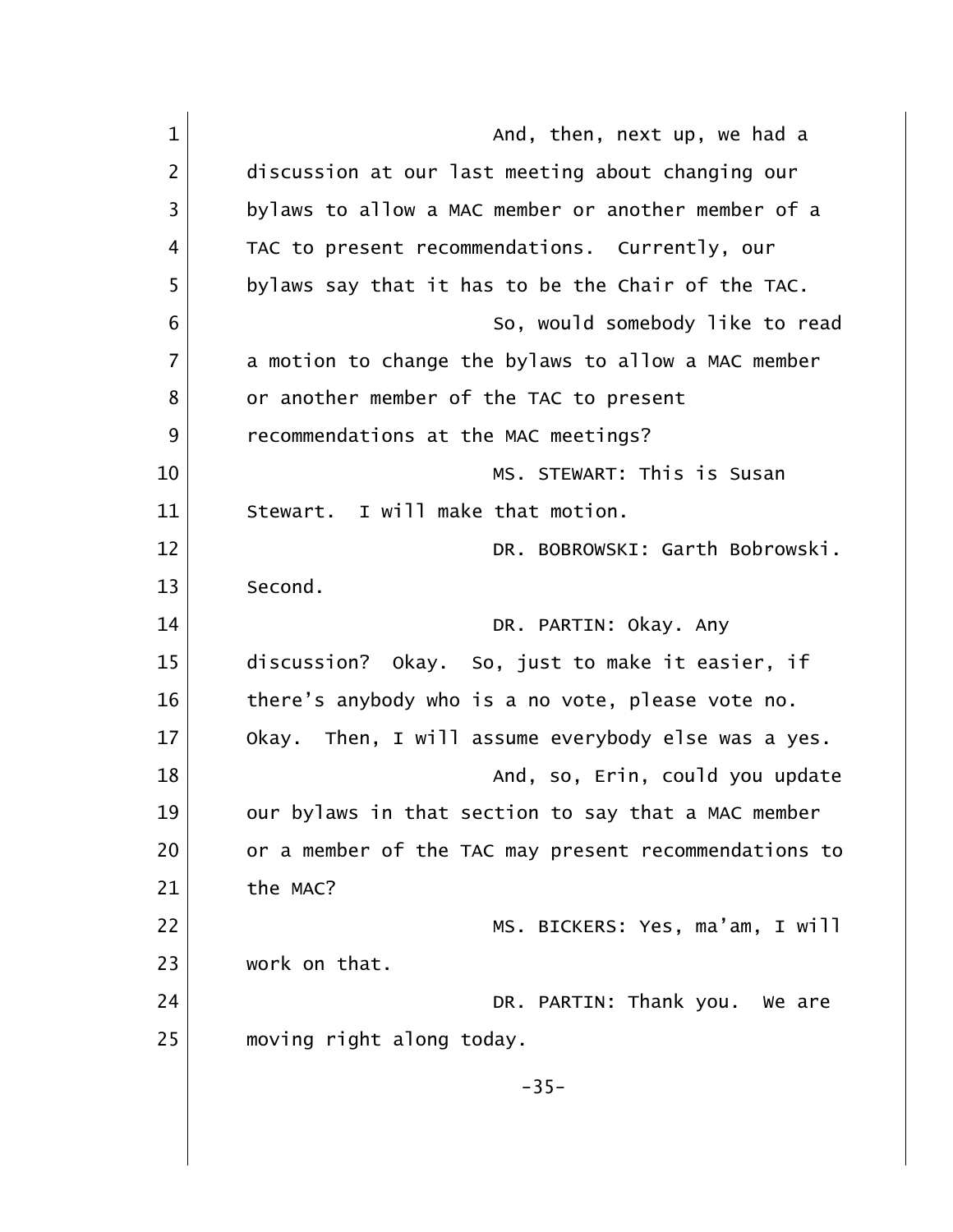And, then, next up, we had a discussion at our last meeting about changing our bylaws to allow a MAC member or another member of a TAC to present recommendations. Currently, our bylaws say that it has to be the Chair of the TAC.

So, would somebody like to read a motion to change the bylaws to allow a MAC member or another member of the TAC to present recommendations at the MAC meetings?

MS. STEWART: This is Susan Stewart. I will make that motion.

DR. BOBROWSKI: Garth Bobrowski. Second.

DR. PARTIN: Okay. Any discussion? Okay. So, just to make it easier, if there's anybody who is a no vote, please vote no. Okay. Then, I will assume everybody else was a yes.

And, so, Erin, could you update our bylaws in that section to say that a MAC member or a member of the TAC may present recommendations to the MAC?

MS. BICKERS: Yes, ma'am, I will work on that.

DR. PARTIN: Thank you. We are moving right along today.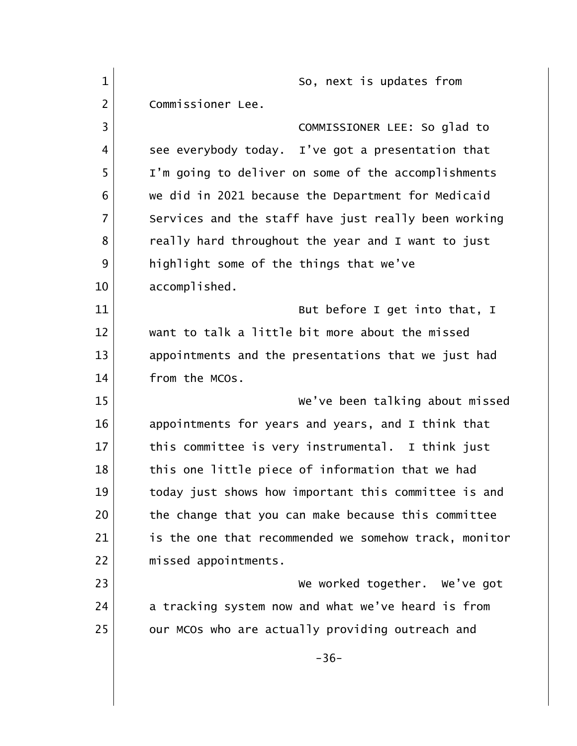So, next is updates from Commissioner Lee.

COMMISSIONER LEE: So glad to see everybody today. I've got a presentation that I'm going to deliver on some of the accomplishments we did in 2021 because the Department for Medicaid Services and the staff have just really been working really hard throughout the year and I want to just highlight some of the things that we've accomplished.

But before I get into that, I want to talk a little bit more about the missed appointments and the presentations that we just had from the MCOs.

We've been talking about missed appointments for years and years, and I think that this committee is very instrumental. I think just this one little piece of information that we had today just shows how important this committee is and the change that you can make because this committee is the one that recommended we somehow track, monitor missed appointments.

We worked together. We've got a tracking system now and what we've heard is from our MCOs who are actually providing outreach and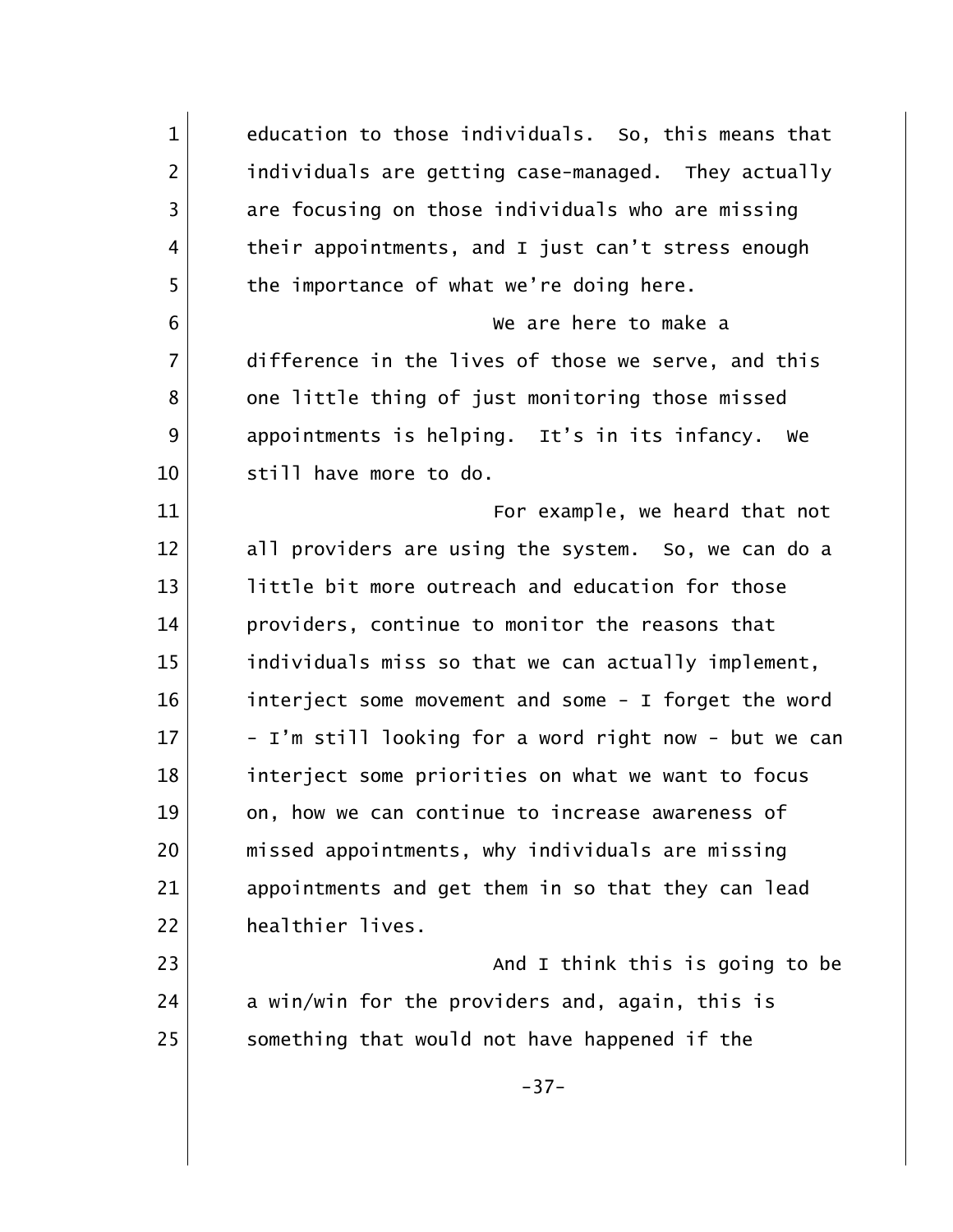education to those individuals. So, this means that individuals are getting case-managed. They actually are focusing on those individuals who are missing their appointments, and I just can't stress enough the importance of what we're doing here.

We are here to make a difference in the lives of those we serve, and this one little thing of just monitoring those missed appointments is helping. It's in its infancy. We still have more to do.

For example, we heard that not all providers are using the system. So, we can do a little bit more outreach and education for those providers, continue to monitor the reasons that individuals miss so that we can actually implement, interject some movement and some - I forget the word - I'm still looking for a word right now - but we can interject some priorities on what we want to focus on, how we can continue to increase awareness of missed appointments, why individuals are missing appointments and get them in so that they can lead healthier lives.

And I think this is going to be a win/win for the providers and, again, this is something that would not have happened if the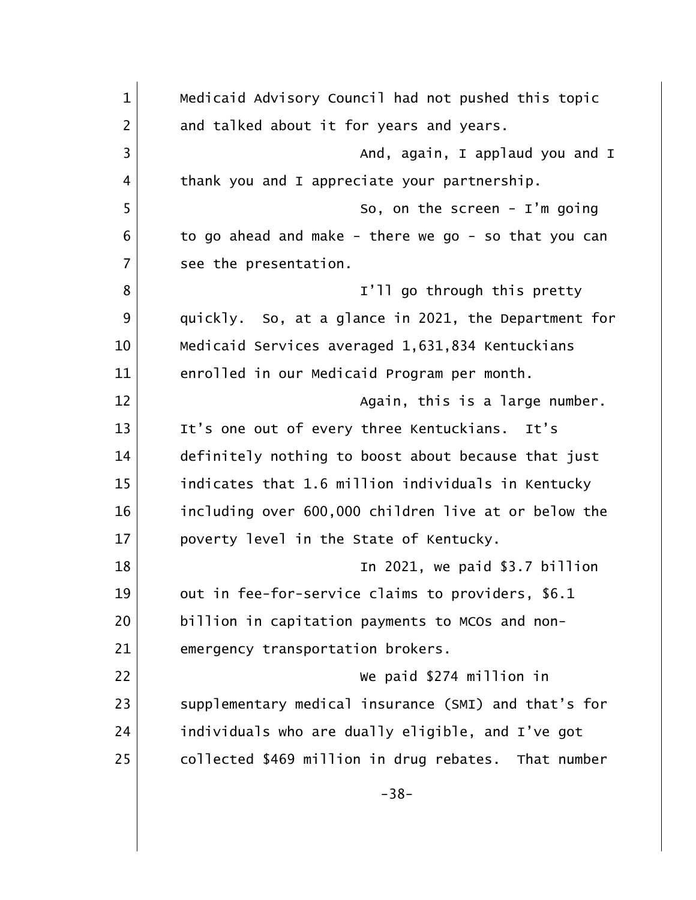Medicaid Advisory Council had not pushed this topic and talked about it for years and years.

And, again, I applaud you and I thank you and I appreciate your partnership.

So, on the screen - I'm going to go ahead and make - there we go - so that you can see the presentation.

I'll go through this pretty quickly. So, at a glance in 2021, the Department for Medicaid Services averaged 1,631,834 Kentuckians enrolled in our Medicaid Program per month.

Again, this is a large number. It's one out of every three Kentuckians. It's definitely nothing to boost about because that just indicates that 1.6 million individuals in Kentucky including over 600,000 children live at or below the poverty level in the State of Kentucky.

In 2021, we paid $3.7 billion out in fee-for-service claims to providers, $6.1 billion in capitation payments to MCOs and non-emergency transportation brokers.

We paid $274 million in supplementary medical insurance (SMI) and that's for individuals who are dually eligible, and I've got collected $469 million in drug rebates. That number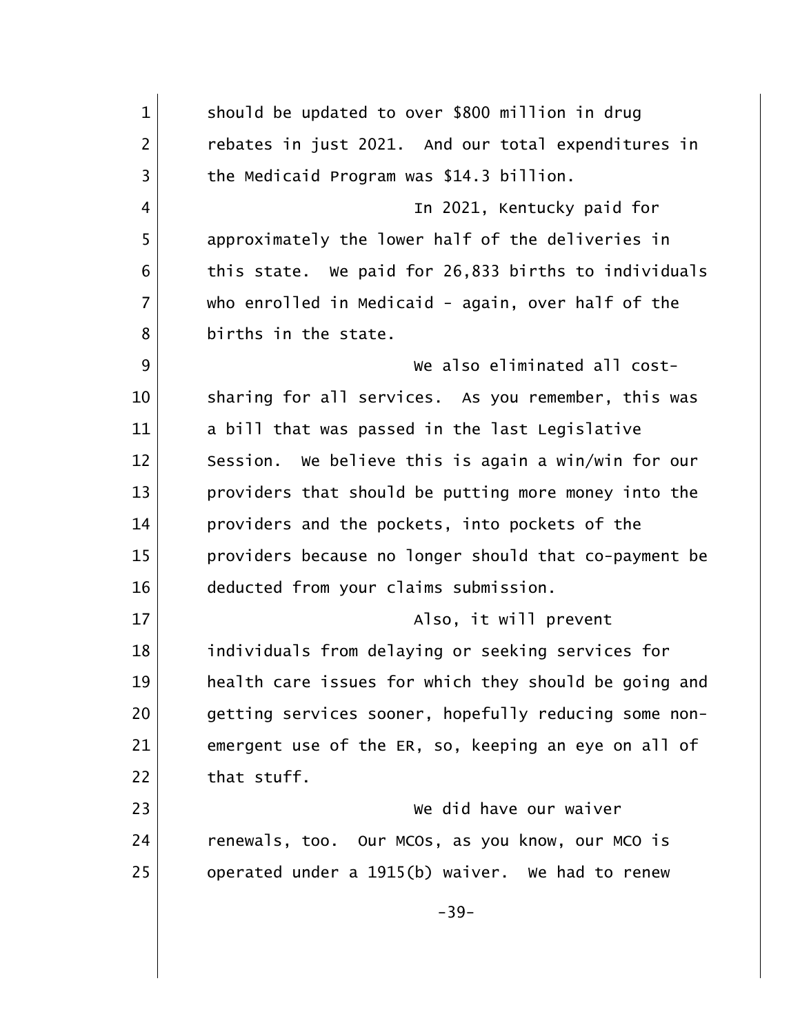should be updated to over $800 million in drug rebates in just 2021. And our total expenditures in the Medicaid Program was $14.3 billion.

In 2021, Kentucky paid for approximately the lower half of the deliveries in this state. We paid for 26,833 births to individuals who enrolled in Medicaid - again, over half of the births in the state.

We also eliminated all cost-sharing for all services. As you remember, this was a bill that was passed in the last Legislative Session. We believe this is again a win/win for our providers that should be putting more money into the providers and the pockets, into pockets of the providers because no longer should that co-payment be deducted from your claims submission.

Also, it will prevent individuals from delaying or seeking services for health care issues for which they should be going and getting services sooner, hopefully reducing some non-emergent use of the ER, so, keeping an eye on all of that stuff.

We did have our waiver renewals, too. Our MCOs, as you know, our MCO is operated under a 1915(b) waiver. We had to renew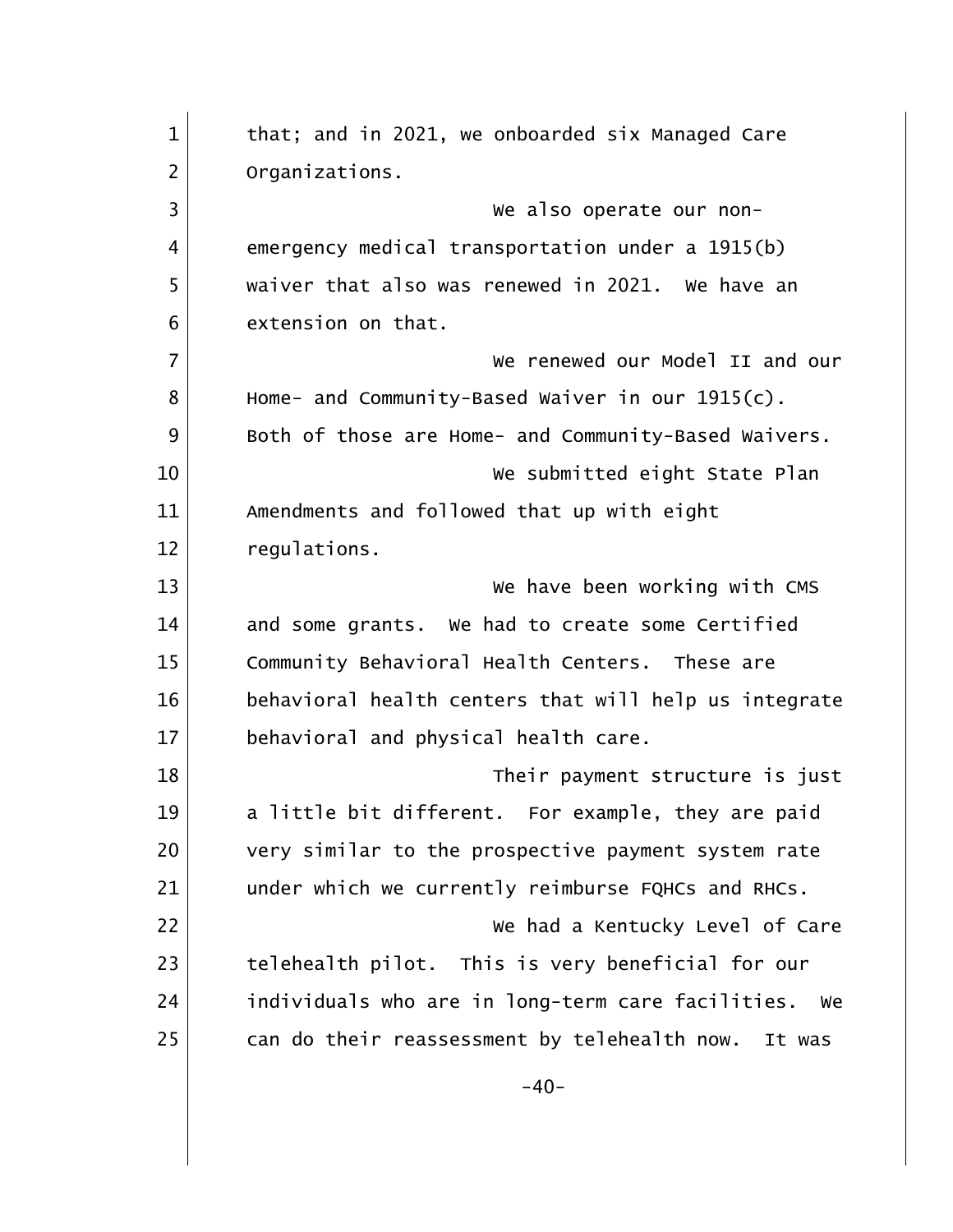that; and in 2021, we onboarded six Managed Care Organizations.

We also operate our non-emergency medical transportation under a 1915(b) waiver that also was renewed in 2021. We have an extension on that.

We renewed our Model II and our Home- and Community-Based Waiver in our 1915(c). Both of those are Home- and Community-Based Waivers.

We submitted eight State Plan Amendments and followed that up with eight regulations.

We have been working with CMS and some grants. We had to create some Certified Community Behavioral Health Centers. These are behavioral health centers that will help us integrate behavioral and physical health care.

Their payment structure is just a little bit different. For example, they are paid very similar to the prospective payment system rate under which we currently reimburse FQHCs and RHCs.

We had a Kentucky Level of Care telehealth pilot. This is very beneficial for our individuals who are in long-term care facilities. We can do their reassessment by telehealth now. It was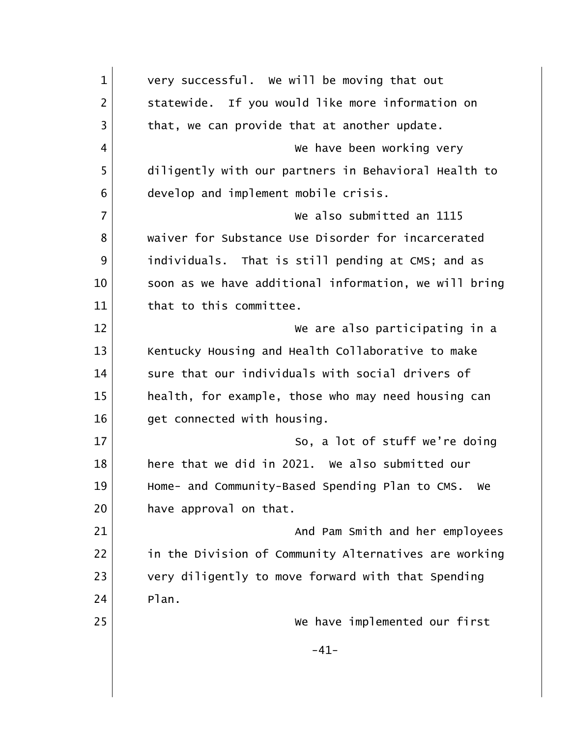very successful. We will be moving that out statewide. If you would like more information on that, we can provide that at another update.

We have been working very diligently with our partners in Behavioral Health to develop and implement mobile crisis.

We also submitted an 1115 waiver for Substance Use Disorder for incarcerated individuals. That is still pending at CMS; and as soon as we have additional information, we will bring that to this committee.

We are also participating in a Kentucky Housing and Health Collaborative to make sure that our individuals with social drivers of health, for example, those who may need housing can get connected with housing.

So, a lot of stuff we're doing here that we did in 2021. We also submitted our Home- and Community-Based Spending Plan to CMS. We have approval on that.

And Pam Smith and her employees in the Division of Community Alternatives are working very diligently to move forward with that Spending Plan.

We have implemented our first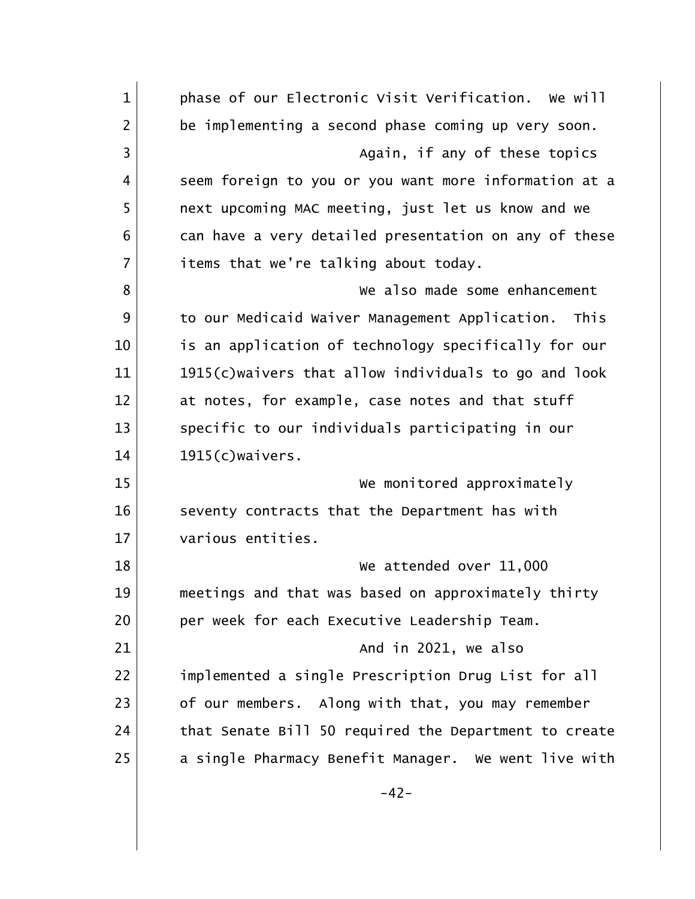phase of our Electronic Visit Verification. We will be implementing a second phase coming up very soon.

Again, if any of these topics seem foreign to you or you want more information at a next upcoming MAC meeting, just let us know and we can have a very detailed presentation on any of these items that we're talking about today.

We also made some enhancement to our Medicaid Waiver Management Application. This is an application of technology specifically for our 1915(c)waivers that allow individuals to go and look at notes, for example, case notes and that stuff specific to our individuals participating in our 1915(c)waivers.

We monitored approximately seventy contracts that the Department has with various entities.

We attended over 11,000 meetings and that was based on approximately thirty per week for each Executive Leadership Team.

And in 2021, we also implemented a single Prescription Drug List for all of our members. Along with that, you may remember that Senate Bill 50 required the Department to create a single Pharmacy Benefit Manager. We went live with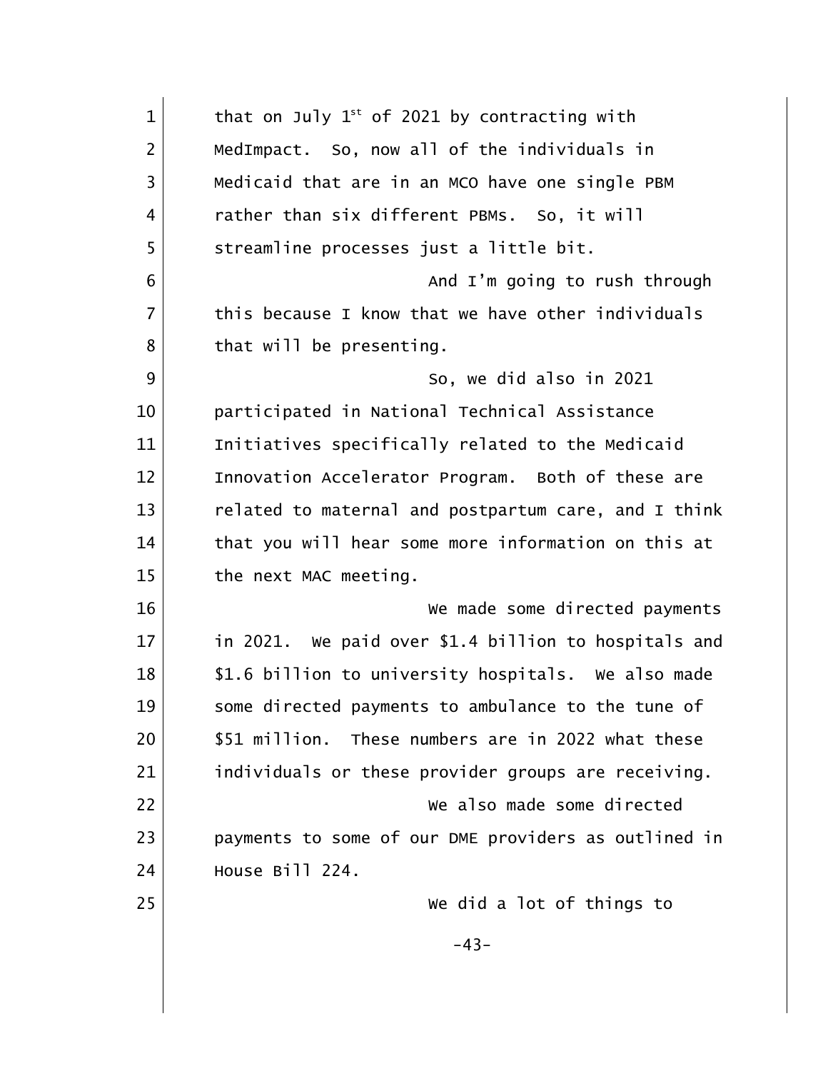that on July 1st of 2021 by contracting with MedImpact. So, now all of the individuals in Medicaid that are in an MCO have one single PBM rather than six different PBMs. So, it will streamline processes just a little bit.

And I'm going to rush through this because I know that we have other individuals that will be presenting.

So, we did also in 2021 participated in National Technical Assistance Initiatives specifically related to the Medicaid Innovation Accelerator Program. Both of these are related to maternal and postpartum care, and I think that you will hear some more information on this at the next MAC meeting.

We made some directed payments in 2021. We paid over $1.4 billion to hospitals and $1.6 billion to university hospitals. We also made some directed payments to ambulance to the tune of $51 million. These numbers are in 2022 what these individuals or these provider groups are receiving.

We also made some directed payments to some of our DME providers as outlined in House Bill 224.

We did a lot of things to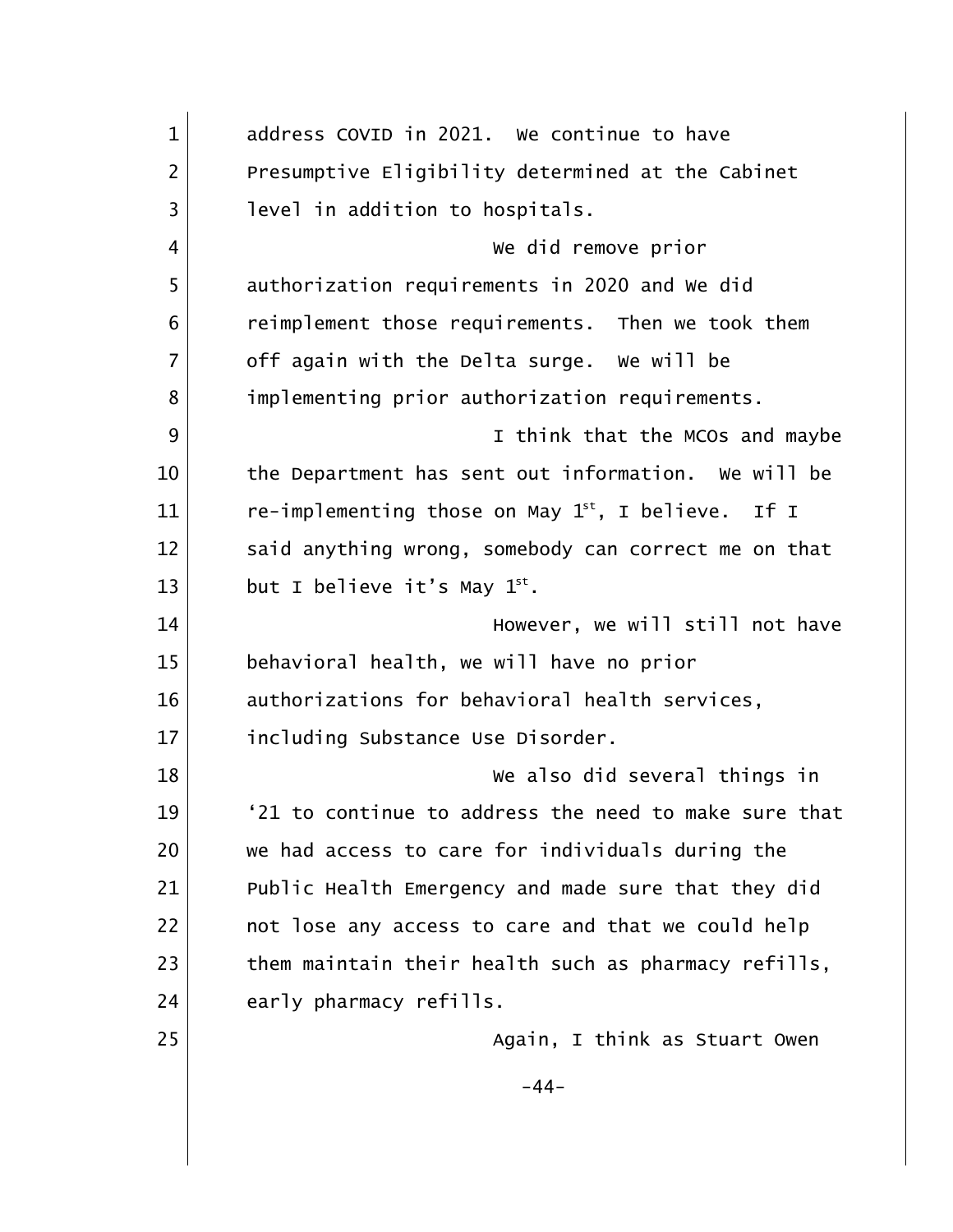address COVID in 2021. We continue to have Presumptive Eligibility determined at the Cabinet level in addition to hospitals.

We did remove prior authorization requirements in 2020 and we did reimplement those requirements. Then we took them off again with the Delta surge. We will be implementing prior authorization requirements.

I think that the MCOs and maybe the Department has sent out information. We will be re-implementing those on May 1st, I believe. If I said anything wrong, somebody can correct me on that but I believe it's May 1st.

However, we will still not have behavioral health, we will have no prior authorizations for behavioral health services, including Substance Use Disorder.

We also did several things in '21 to continue to address the need to make sure that we had access to care for individuals during the Public Health Emergency and made sure that they did not lose any access to care and that we could help them maintain their health such as pharmacy refills, early pharmacy refills.

Again, I think as Stuart Owen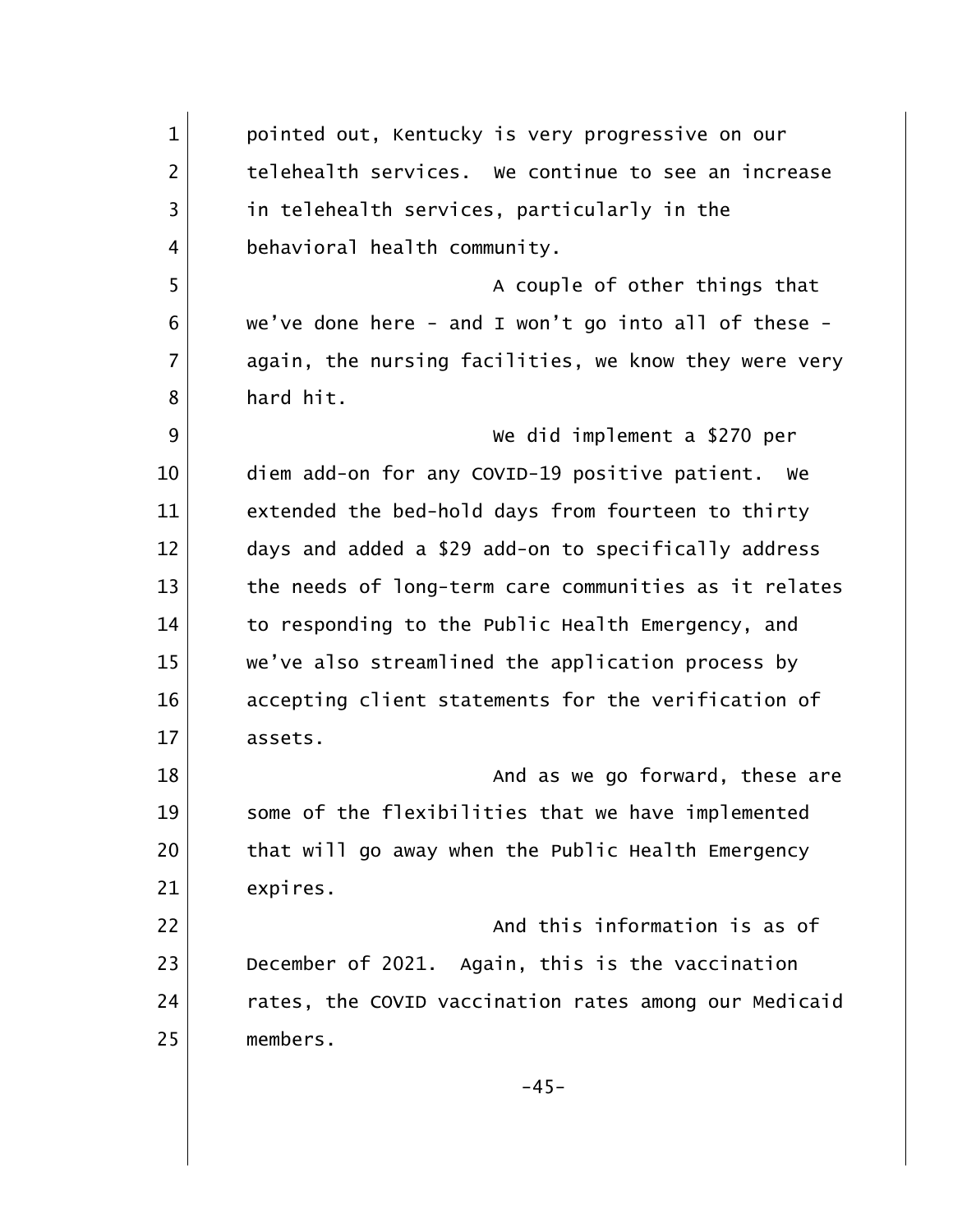pointed out, Kentucky is very progressive on our telehealth services. We continue to see an increase in telehealth services, particularly in the behavioral health community.

A couple of other things that we've done here - and I won't go into all of these - again, the nursing facilities, we know they were very hard hit.

We did implement a $270 per diem add-on for any COVID-19 positive patient. We extended the bed-hold days from fourteen to thirty days and added a $29 add-on to specifically address the needs of long-term care communities as it relates to responding to the Public Health Emergency, and we've also streamlined the application process by accepting client statements for the verification of assets.

And as we go forward, these are some of the flexibilities that we have implemented that will go away when the Public Health Emergency expires.

And this information is as of December of 2021. Again, this is the vaccination rates, the COVID vaccination rates among our Medicaid members.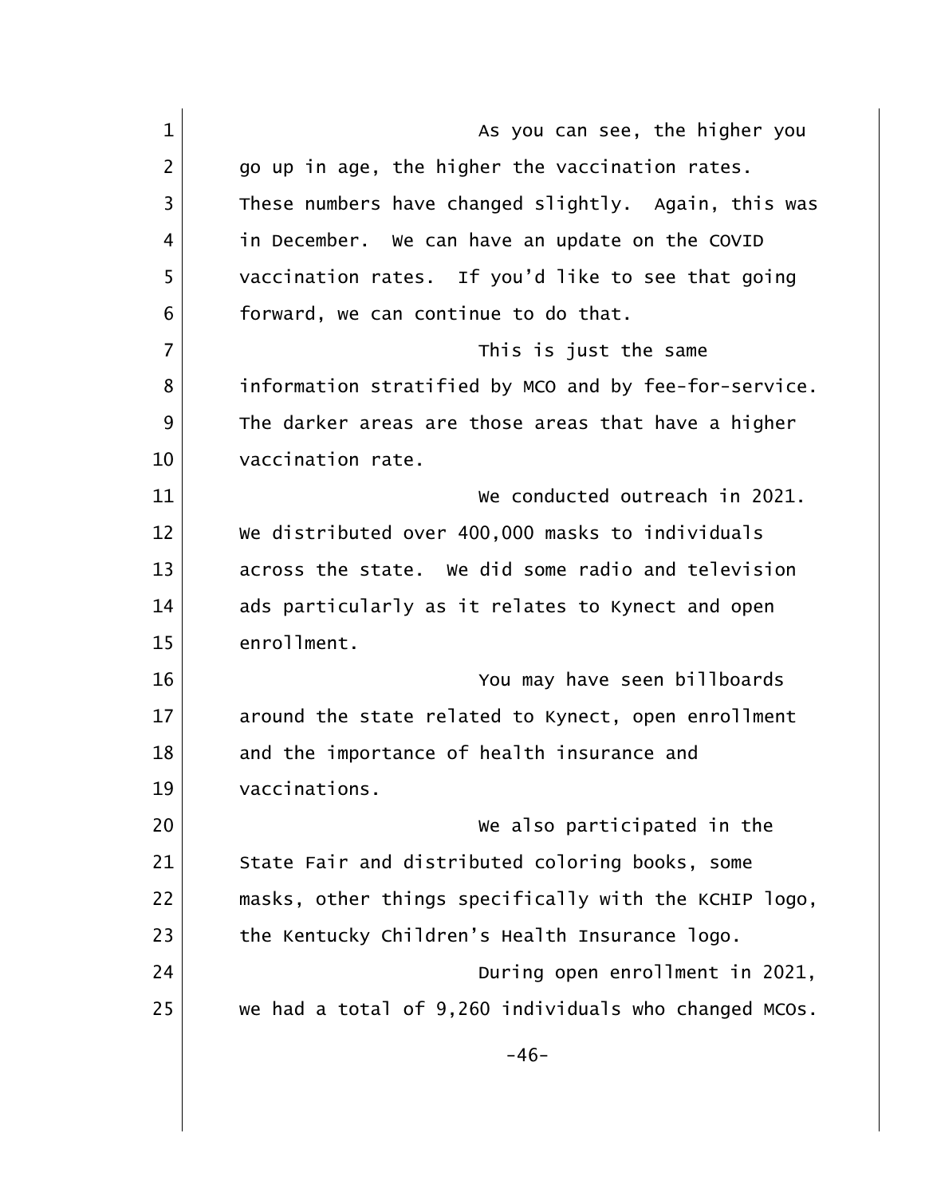As you can see, the higher you go up in age, the higher the vaccination rates. These numbers have changed slightly. Again, this was in December. We can have an update on the COVID vaccination rates. If you'd like to see that going forward, we can continue to do that.

This is just the same information stratified by MCO and by fee-for-service. The darker areas are those areas that have a higher vaccination rate.

We conducted outreach in 2021. We distributed over 400,000 masks to individuals across the state. We did some radio and television ads particularly as it relates to Kynect and open enrollment.

You may have seen billboards around the state related to Kynect, open enrollment and the importance of health insurance and vaccinations.

We also participated in the State Fair and distributed coloring books, some masks, other things specifically with the KCHIP logo, the Kentucky Children's Health Insurance logo.

During open enrollment in 2021, we had a total of 9,260 individuals who changed MCOs.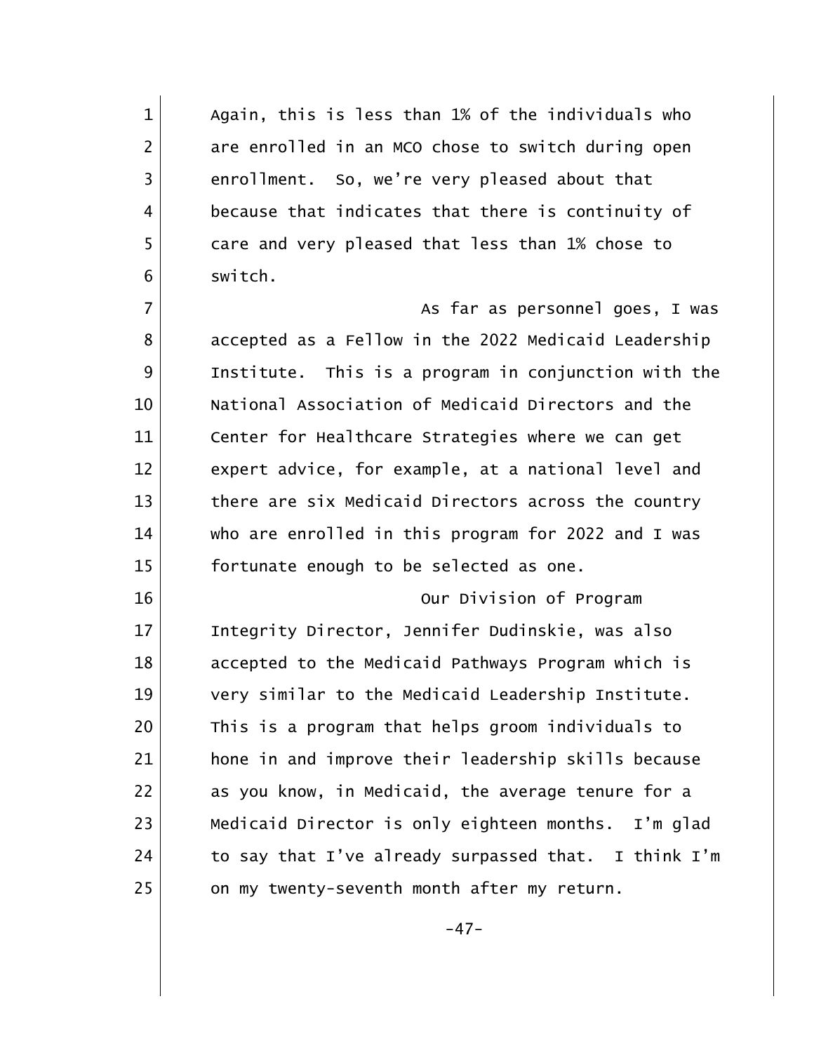Again, this is less than 1% of the individuals who are enrolled in an MCO chose to switch during open enrollment. So, we're very pleased about that because that indicates that there is continuity of care and very pleased that less than 1% chose to switch.

As far as personnel goes, I was accepted as a Fellow in the 2022 Medicaid Leadership Institute. This is a program in conjunction with the National Association of Medicaid Directors and the Center for Healthcare Strategies where we can get expert advice, for example, at a national level and there are six Medicaid Directors across the country who are enrolled in this program for 2022 and I was fortunate enough to be selected as one.

Our Division of Program Integrity Director, Jennifer Dudinskie, was also accepted to the Medicaid Pathways Program which is very similar to the Medicaid Leadership Institute. This is a program that helps groom individuals to hone in and improve their leadership skills because as you know, in Medicaid, the average tenure for a Medicaid Director is only eighteen months. I'm glad to say that I've already surpassed that. I think I'm on my twenty-seventh month after my return.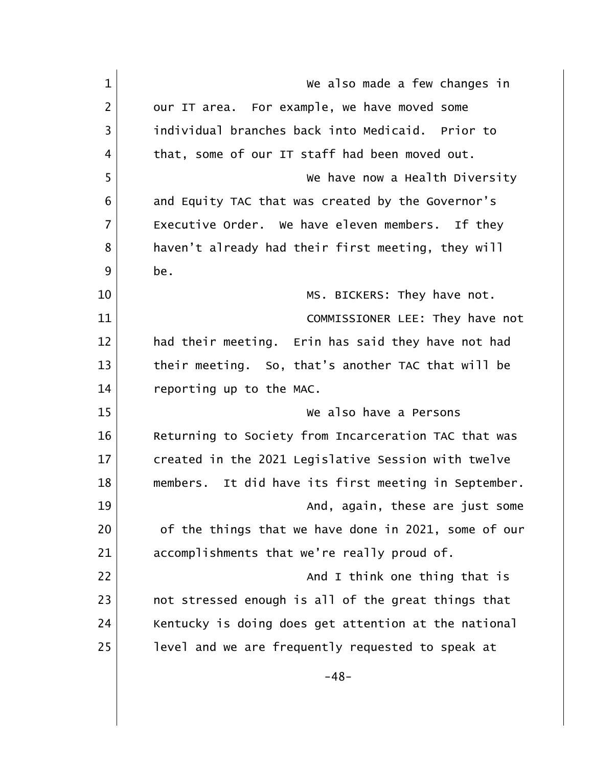We also made a few changes in our IT area. For example, we have moved some individual branches back into Medicaid. Prior to that, some of our IT staff had been moved out.

We have now a Health Diversity and Equity TAC that was created by the Governor's Executive Order. We have eleven members. If they haven't already had their first meeting, they will be.

MS. BICKERS: They have not.

COMMISSIONER LEE: They have not had their meeting. Erin has said they have not had their meeting. So, that's another TAC that will be reporting up to the MAC.

We also have a Persons Returning to Society from Incarceration TAC that was created in the 2021 Legislative Session with twelve members. It did have its first meeting in September.

And, again, these are just some of the things that we have done in 2021, some of our accomplishments that we're really proud of.

And I think one thing that is not stressed enough is all of the great things that Kentucky is doing does get attention at the national level and we are frequently requested to speak at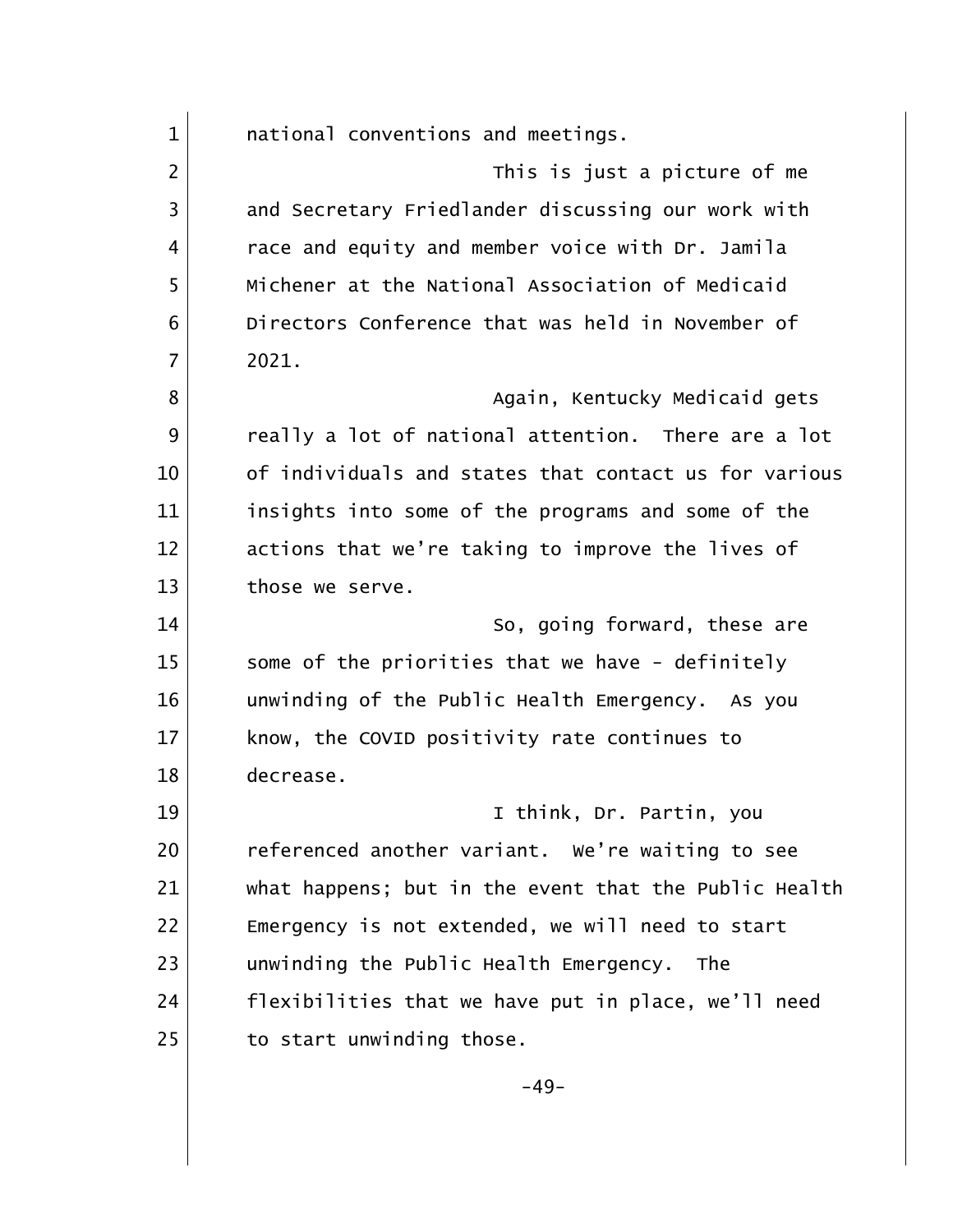national conventions and meetings.

This is just a picture of me and Secretary Friedlander discussing our work with race and equity and member voice with Dr. Jamila Michener at the National Association of Medicaid Directors Conference that was held in November of 2021.

Again, Kentucky Medicaid gets really a lot of national attention. There are a lot of individuals and states that contact us for various insights into some of the programs and some of the actions that we're taking to improve the lives of those we serve.

So, going forward, these are some of the priorities that we have - definitely unwinding of the Public Health Emergency. As you know, the COVID positivity rate continues to decrease.

I think, Dr. Partin, you referenced another variant. We're waiting to see what happens; but in the event that the Public Health Emergency is not extended, we will need to start unwinding the Public Health Emergency. The flexibilities that we have put in place, we'll need to start unwinding those.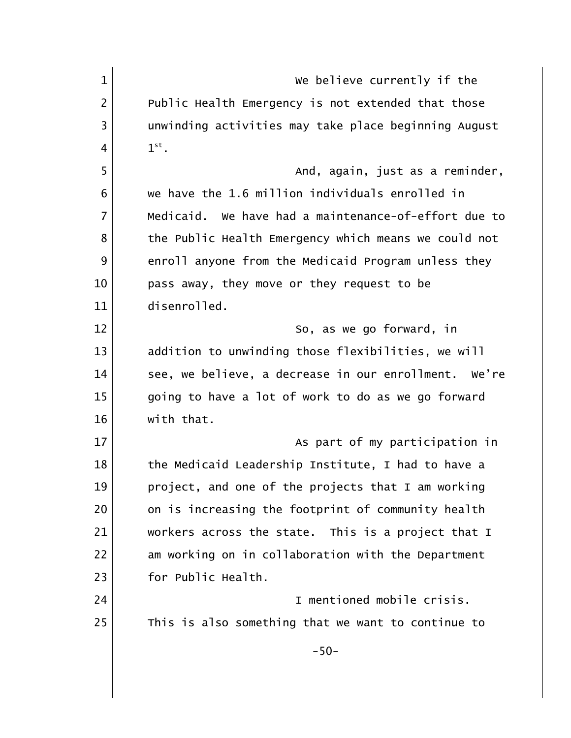We believe currently if the Public Health Emergency is not extended that those unwinding activities may take place beginning August 1st.

And, again, just as a reminder, we have the 1.6 million individuals enrolled in Medicaid. We have had a maintenance-of-effort due to the Public Health Emergency which means we could not enroll anyone from the Medicaid Program unless they pass away, they move or they request to be disenrolled.

So, as we go forward, in addition to unwinding those flexibilities, we will see, we believe, a decrease in our enrollment. We're going to have a lot of work to do as we go forward with that.

As part of my participation in the Medicaid Leadership Institute, I had to have a project, and one of the projects that I am working on is increasing the footprint of community health workers across the state. This is a project that I am working on in collaboration with the Department for Public Health.

I mentioned mobile crisis. This is also something that we want to continue to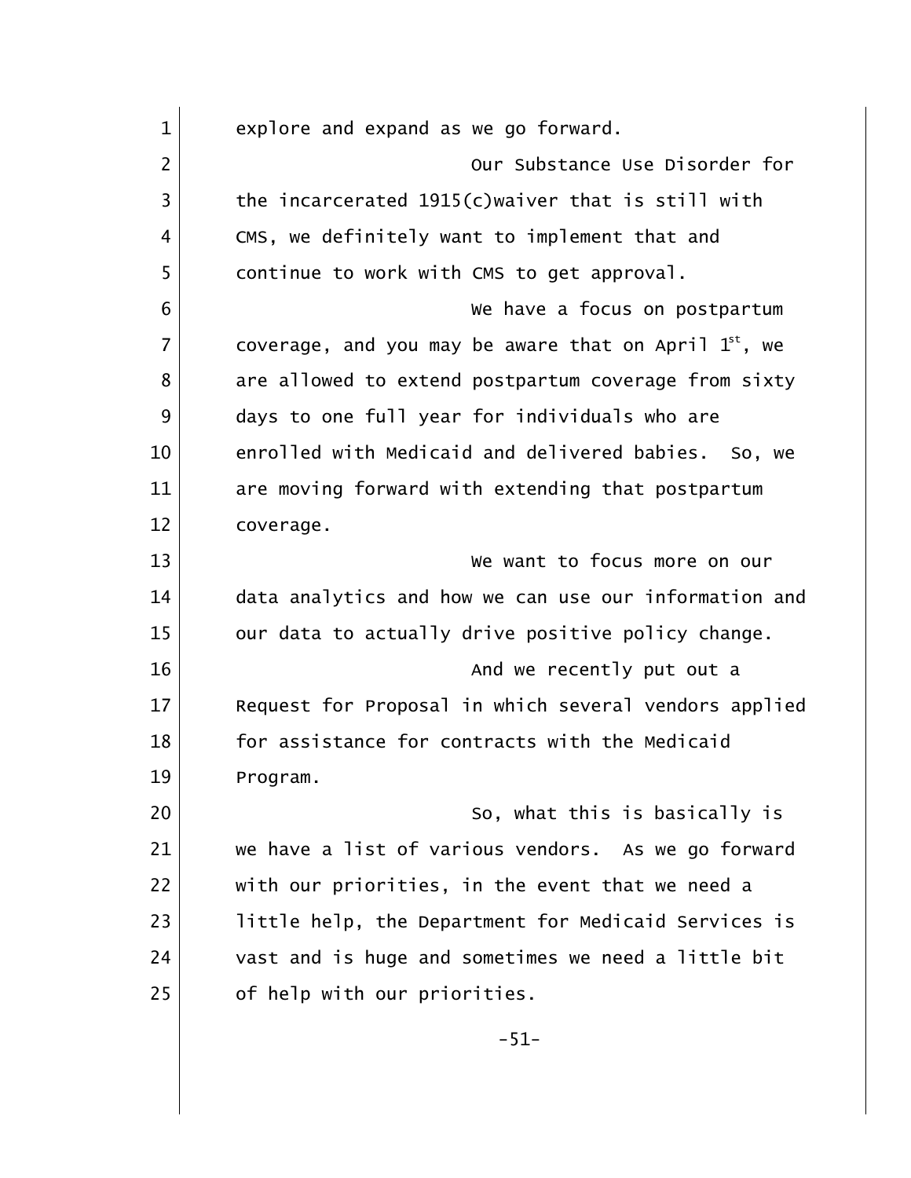explore and expand as we go forward.

Our Substance Use Disorder for the incarcerated 1915(c)waiver that is still with CMS, we definitely want to implement that and continue to work with CMS to get approval.

We have a focus on postpartum coverage, and you may be aware that on April 1st, we are allowed to extend postpartum coverage from sixty days to one full year for individuals who are enrolled with Medicaid and delivered babies. So, we are moving forward with extending that postpartum coverage.

We want to focus more on our data analytics and how we can use our information and our data to actually drive positive policy change.

And we recently put out a Request for Proposal in which several vendors applied for assistance for contracts with the Medicaid Program.

So, what this is basically is we have a list of various vendors. As we go forward with our priorities, in the event that we need a little help, the Department for Medicaid Services is vast and is huge and sometimes we need a little bit of help with our priorities.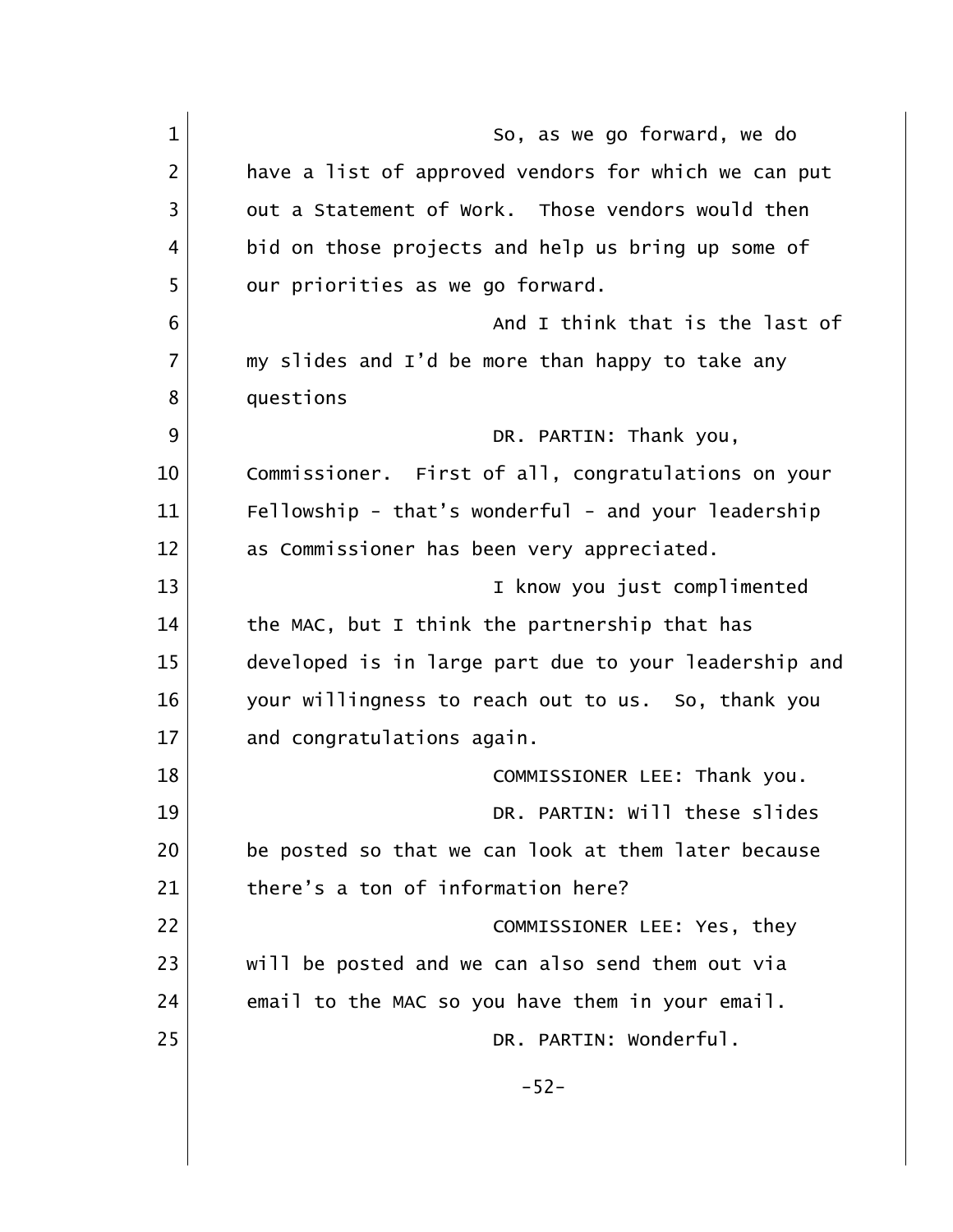So, as we go forward, we do have a list of approved vendors for which we can put out a Statement of Work. Those vendors would then bid on those projects and help us bring up some of our priorities as we go forward.

And I think that is the last of my slides and I'd be more than happy to take any questions

DR. PARTIN: Thank you, Commissioner. First of all, congratulations on your Fellowship - that's wonderful - and your leadership as Commissioner has been very appreciated.

I know you just complimented the MAC, but I think the partnership that has developed is in large part due to your leadership and your willingness to reach out to us. So, thank you and congratulations again.

COMMISSIONER LEE: Thank you.

DR. PARTIN: Will these slides be posted so that we can look at them later because there's a ton of information here?

COMMISSIONER LEE: Yes, they will be posted and we can also send them out via email to the MAC so you have them in your email.

DR. PARTIN: Wonderful.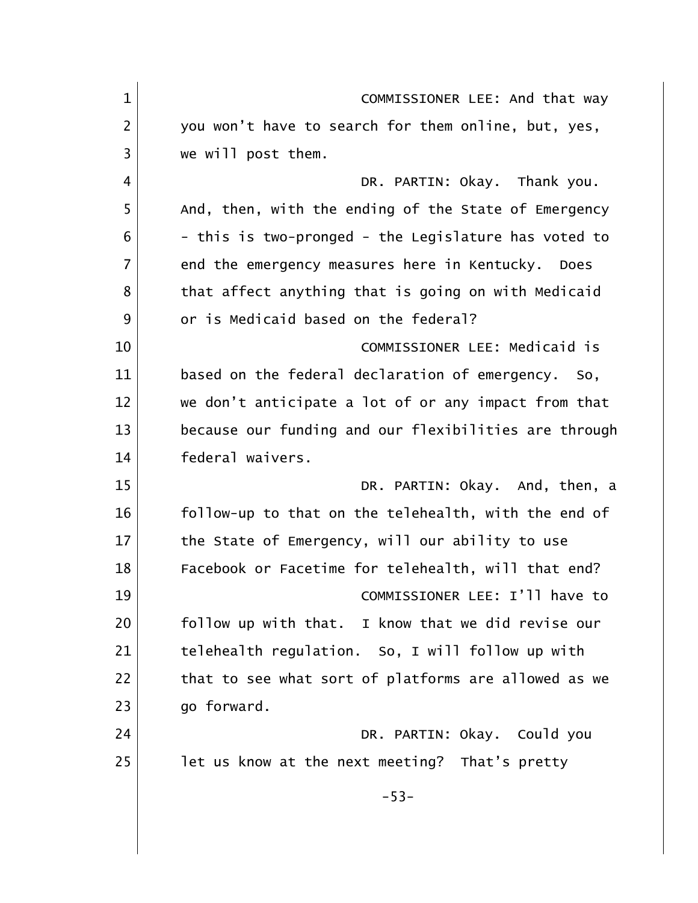COMMISSIONER LEE: And that way you won't have to search for them online, but, yes, we will post them.

DR. PARTIN: Okay. Thank you. And, then, with the ending of the State of Emergency - this is two-pronged - the Legislature has voted to end the emergency measures here in Kentucky. Does that affect anything that is going on with Medicaid or is Medicaid based on the federal?

COMMISSIONER LEE: Medicaid is based on the federal declaration of emergency. So, we don't anticipate a lot of or any impact from that because our funding and our flexibilities are through federal waivers.

DR. PARTIN: Okay. And, then, a follow-up to that on the telehealth, with the end of the State of Emergency, will our ability to use Facebook or Facetime for telehealth, will that end?

COMMISSIONER LEE: I'll have to follow up with that. I know that we did revise our telehealth regulation. So, I will follow up with that to see what sort of platforms are allowed as we go forward.

DR. PARTIN: Okay. Could you let us know at the next meeting? That's pretty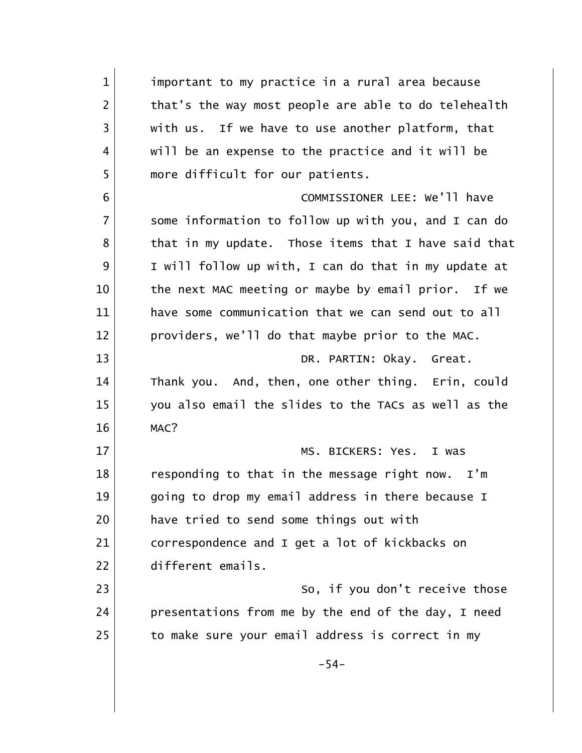important to my practice in a rural area because that's the way most people are able to do telehealth with us. If we have to use another platform, that will be an expense to the practice and it will be more difficult for our patients.

COMMISSIONER LEE: We'll have some information to follow up with you, and I can do that in my update. Those items that I have said that I will follow up with, I can do that in my update at the next MAC meeting or maybe by email prior. If we have some communication that we can send out to all providers, we'll do that maybe prior to the MAC.

DR. PARTIN: Okay. Great. Thank you. And, then, one other thing. Erin, could you also email the slides to the TACs as well as the MAC?

MS. BICKERS: Yes. I was responding to that in the message right now. I'm going to drop my email address in there because I have tried to send some things out with correspondence and I get a lot of kickbacks on different emails.

So, if you don't receive those presentations from me by the end of the day, I need to make sure your email address is correct in my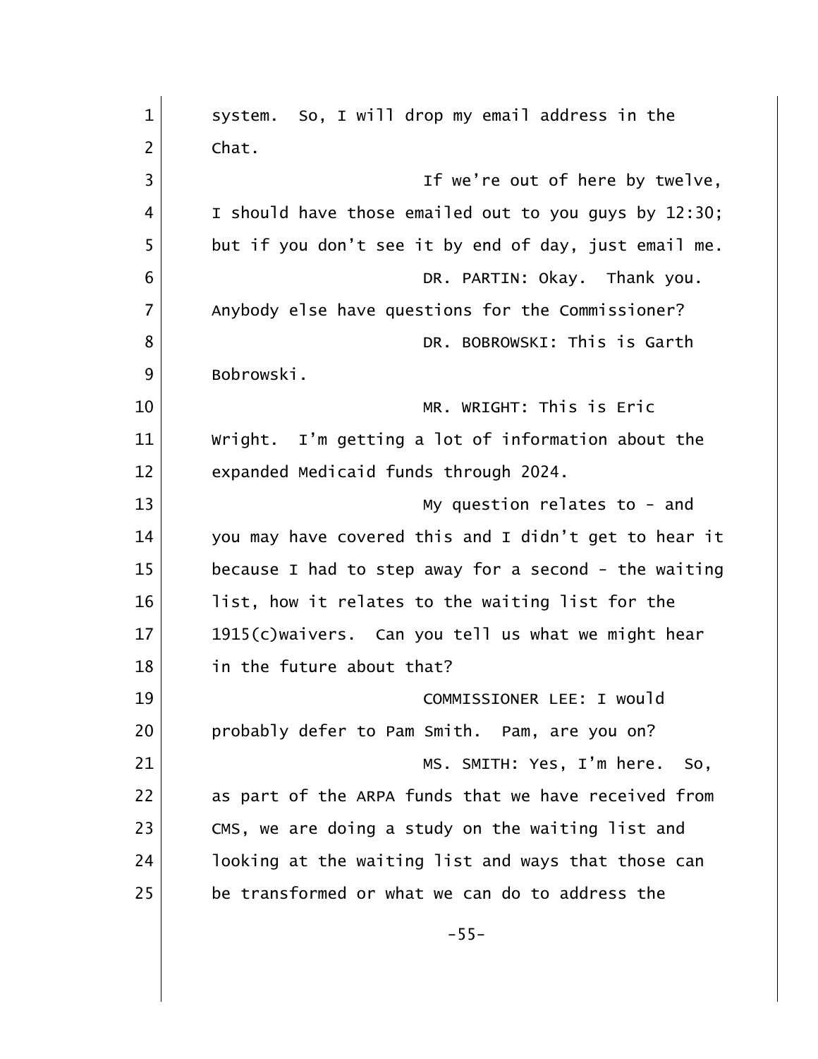system. So, I will drop my email address in the Chat.

If we're out of here by twelve, I should have those emailed out to you guys by 12:30; but if you don't see it by end of day, just email me.

DR. PARTIN: Okay. Thank you. Anybody else have questions for the Commissioner?

DR. BOBROWSKI: This is Garth Bobrowski.

MR. WRIGHT: This is Eric Wright. I'm getting a lot of information about the expanded Medicaid funds through 2024.

My question relates to - and you may have covered this and I didn't get to hear it because I had to step away for a second - the waiting list, how it relates to the waiting list for the 1915(c)waivers. Can you tell us what we might hear in the future about that?

COMMISSIONER LEE: I would probably defer to Pam Smith. Pam, are you on?

MS. SMITH: Yes, I'm here. So, as part of the ARPA funds that we have received from CMS, we are doing a study on the waiting list and looking at the waiting list and ways that those can be transformed or what we can do to address the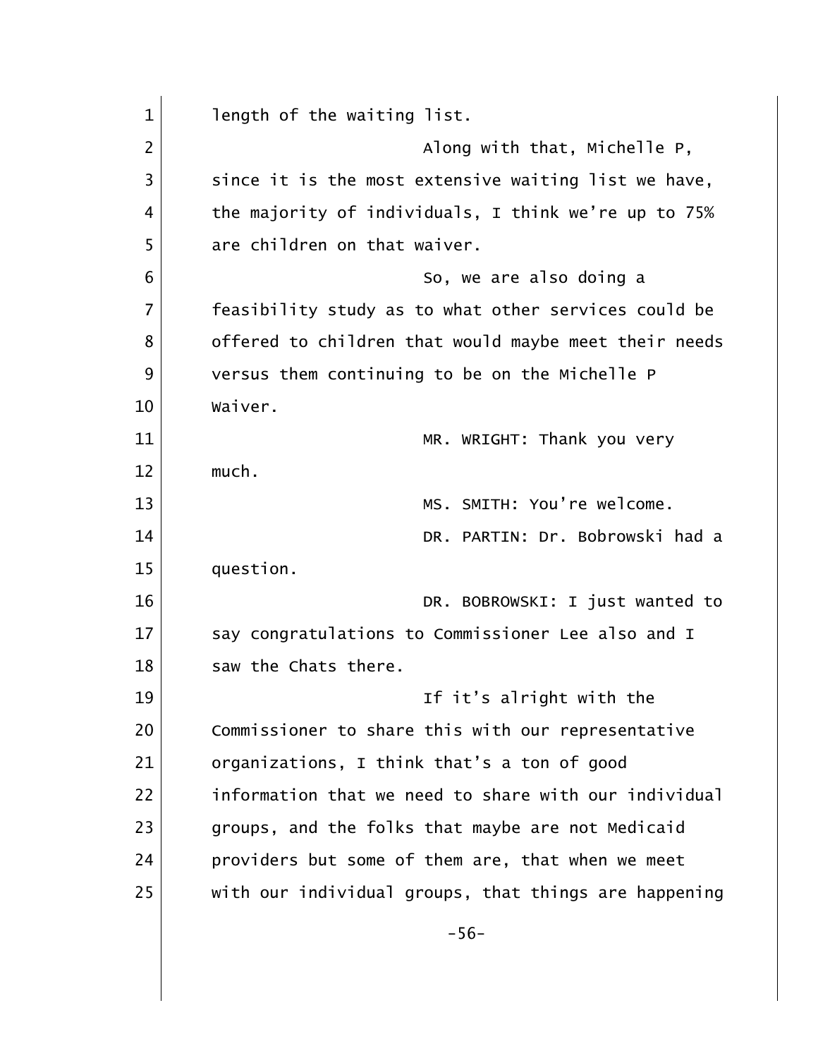length of the waiting list.

Along with that, Michelle P, since it is the most extensive waiting list we have, the majority of individuals, I think we're up to 75% are children on that waiver.

So, we are also doing a feasibility study as to what other services could be offered to children that would maybe meet their needs versus them continuing to be on the Michelle P Waiver.

MR. WRIGHT: Thank you very much.

MS. SMITH: You're welcome.

DR. PARTIN: Dr. Bobrowski had a question.

DR. BOBROWSKI: I just wanted to say congratulations to Commissioner Lee also and I saw the Chats there.

If it's alright with the Commissioner to share this with our representative organizations, I think that's a ton of good information that we need to share with our individual groups, and the folks that maybe are not Medicaid providers but some of them are, that when we meet with our individual groups, that things are happening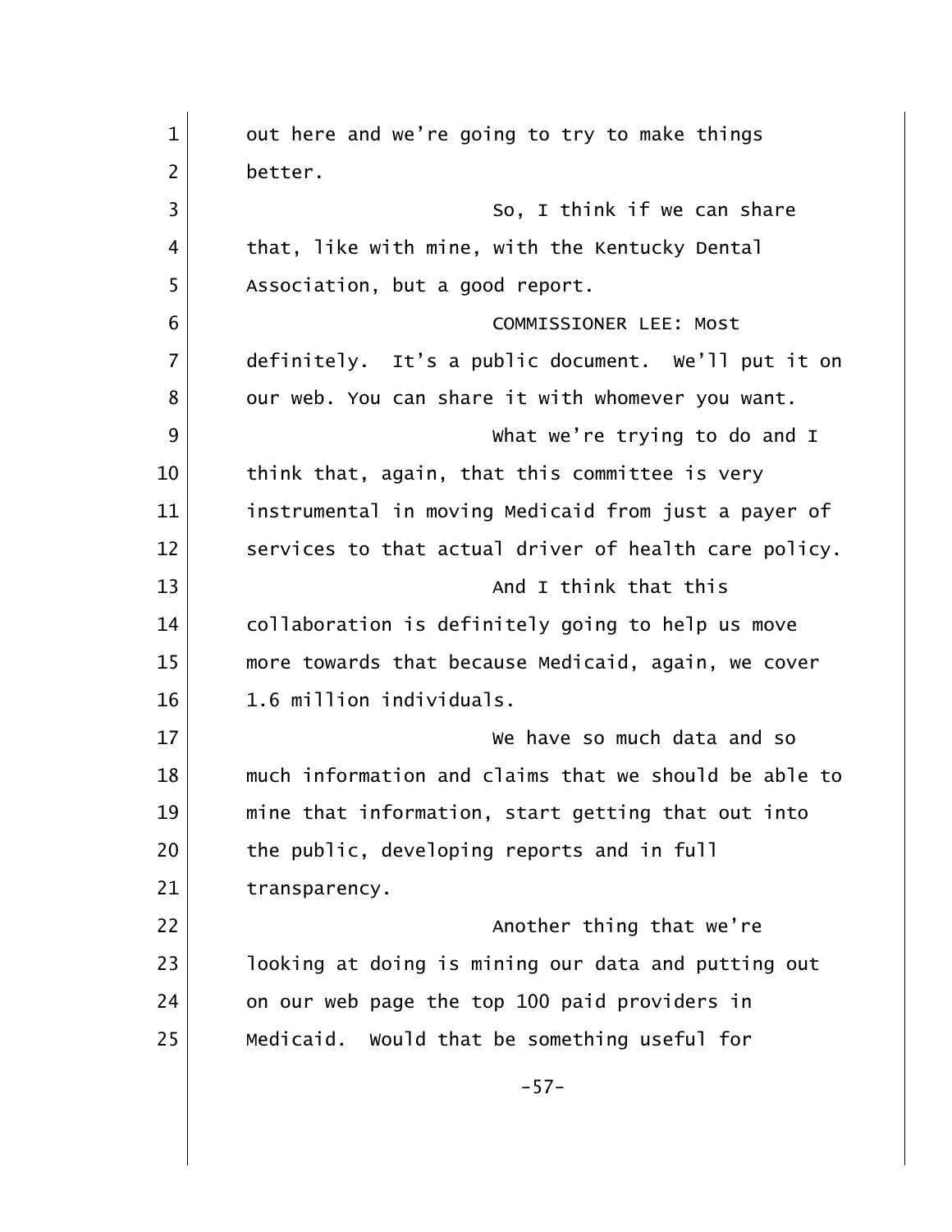out here and we're going to try to make things better.

So, I think if we can share that, like with mine, with the Kentucky Dental Association, but a good report.

COMMISSIONER LEE: Most definitely. It's a public document. We'll put it on our web. You can share it with whomever you want.

What we're trying to do and I think that, again, that this committee is very instrumental in moving Medicaid from just a payer of services to that actual driver of health care policy.

And I think that this collaboration is definitely going to help us move more towards that because Medicaid, again, we cover 1.6 million individuals.

We have so much data and so much information and claims that we should be able to mine that information, start getting that out into the public, developing reports and in full transparency.

Another thing that we're looking at doing is mining our data and putting out on our web page the top 100 paid providers in Medicaid. Would that be something useful for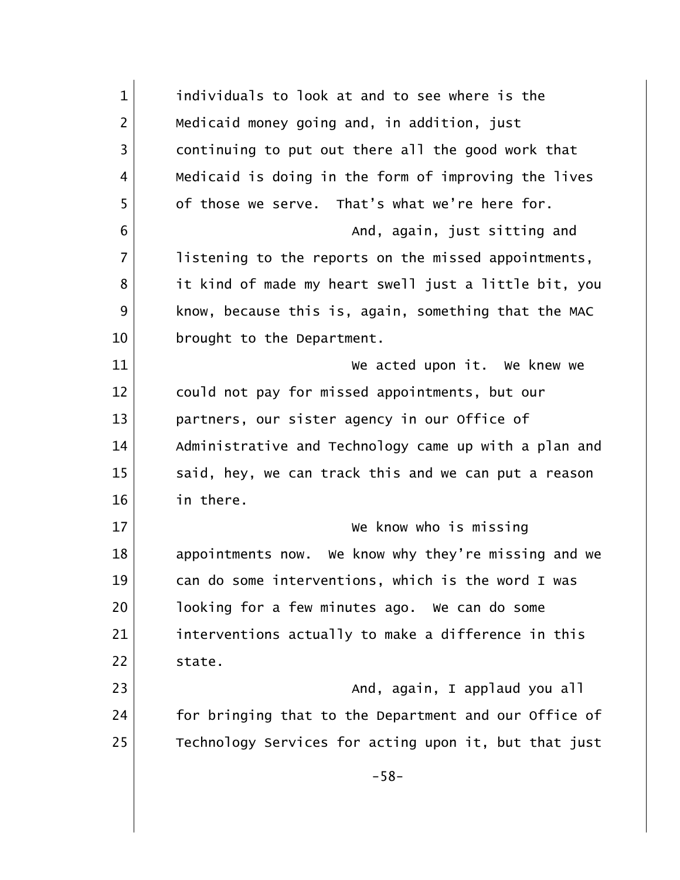individuals to look at and to see where is the Medicaid money going and, in addition, just continuing to put out there all the good work that Medicaid is doing in the form of improving the lives of those we serve. That's what we're here for.

And, again, just sitting and listening to the reports on the missed appointments, it kind of made my heart swell just a little bit, you know, because this is, again, something that the MAC brought to the Department.

We acted upon it. We knew we could not pay for missed appointments, but our partners, our sister agency in our Office of Administrative and Technology came up with a plan and said, hey, we can track this and we can put a reason in there.

We know who is missing appointments now. We know why they're missing and we can do some interventions, which is the word I was looking for a few minutes ago. We can do some interventions actually to make a difference in this state.

And, again, I applaud you all for bringing that to the Department and our Office of Technology Services for acting upon it, but that just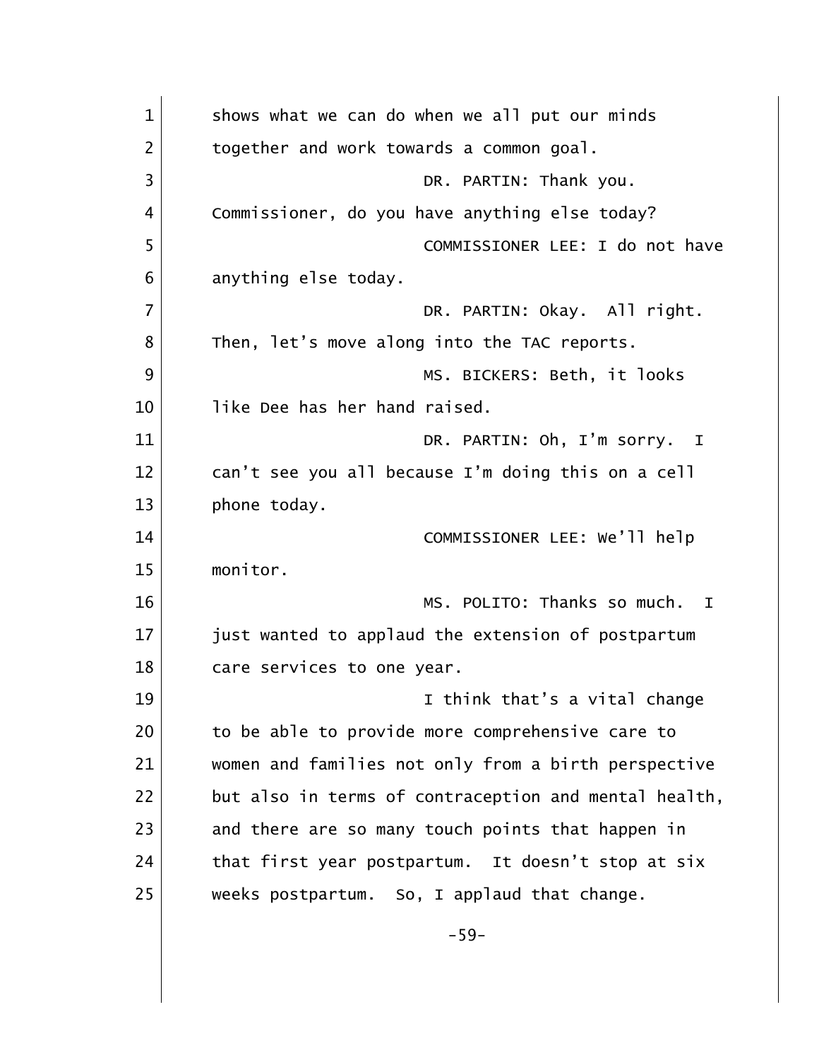shows what we can do when we all put our minds together and work towards a common goal.

DR. PARTIN: Thank you. Commissioner, do you have anything else today?

COMMISSIONER LEE: I do not have anything else today.

DR. PARTIN: Okay. All right. Then, let's move along into the TAC reports.

MS. BICKERS: Beth, it looks like Dee has her hand raised.

DR. PARTIN: Oh, I'm sorry. I can't see you all because I'm doing this on a cell phone today.

COMMISSIONER LEE: We'll help monitor.

MS. POLITO: Thanks so much. I just wanted to applaud the extension of postpartum care services to one year.

I think that's a vital change to be able to provide more comprehensive care to women and families not only from a birth perspective but also in terms of contraception and mental health, and there are so many touch points that happen in that first year postpartum. It doesn't stop at six weeks postpartum. So, I applaud that change.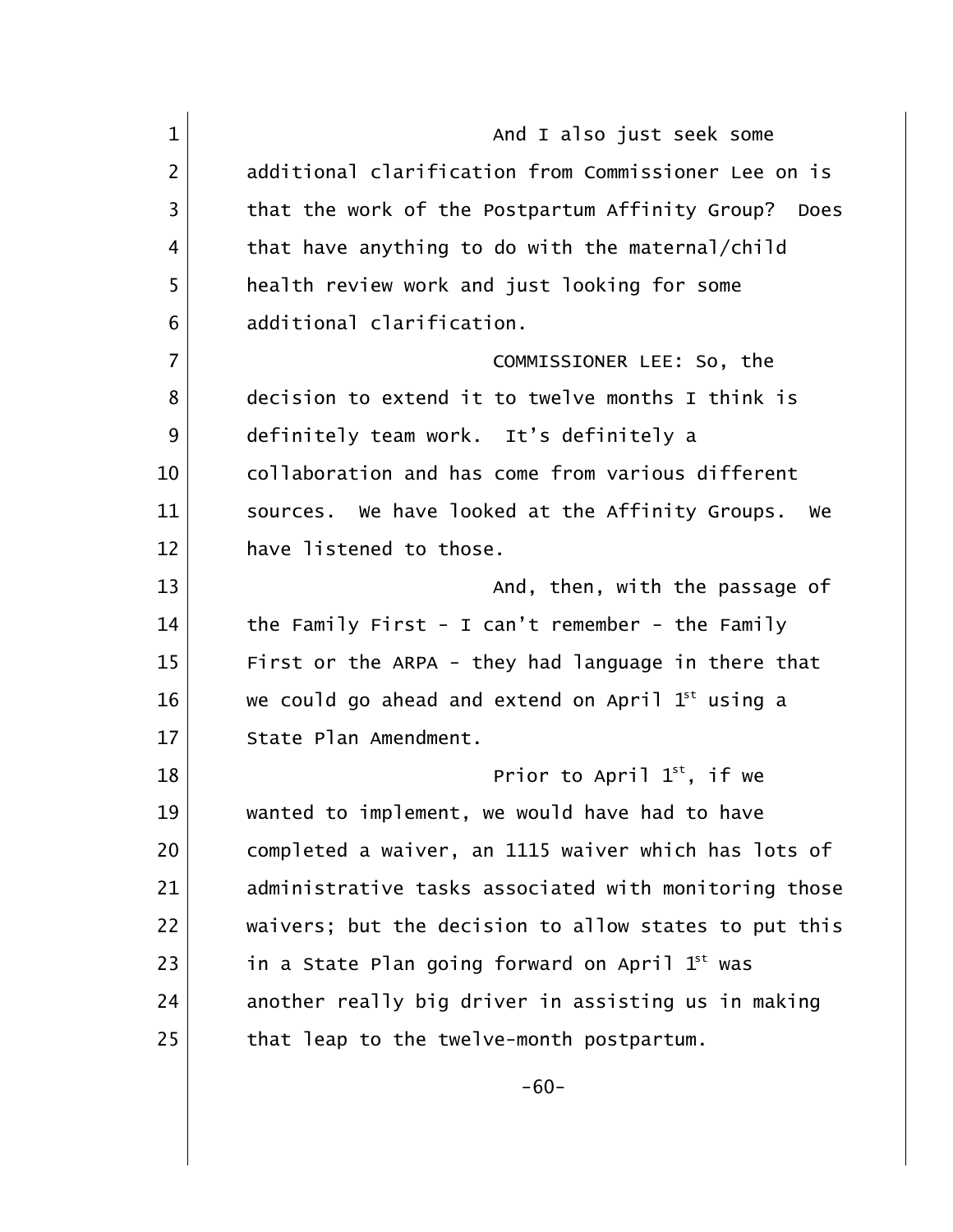And I also just seek some additional clarification from Commissioner Lee on is that the work of the Postpartum Affinity Group? Does that have anything to do with the maternal/child health review work and just looking for some additional clarification.

COMMISSIONER LEE: So, the decision to extend it to twelve months I think is definitely team work. It's definitely a collaboration and has come from various different sources. We have looked at the Affinity Groups. We have listened to those.

And, then, with the passage of the Family First - I can't remember - the Family First or the ARPA - they had language in there that we could go ahead and extend on April 1st using a State Plan Amendment.

Prior to April 1st, if we wanted to implement, we would have had to have completed a waiver, an 1115 waiver which has lots of administrative tasks associated with monitoring those waivers; but the decision to allow states to put this in a State Plan going forward on April 1st was another really big driver in assisting us in making that leap to the twelve-month postpartum.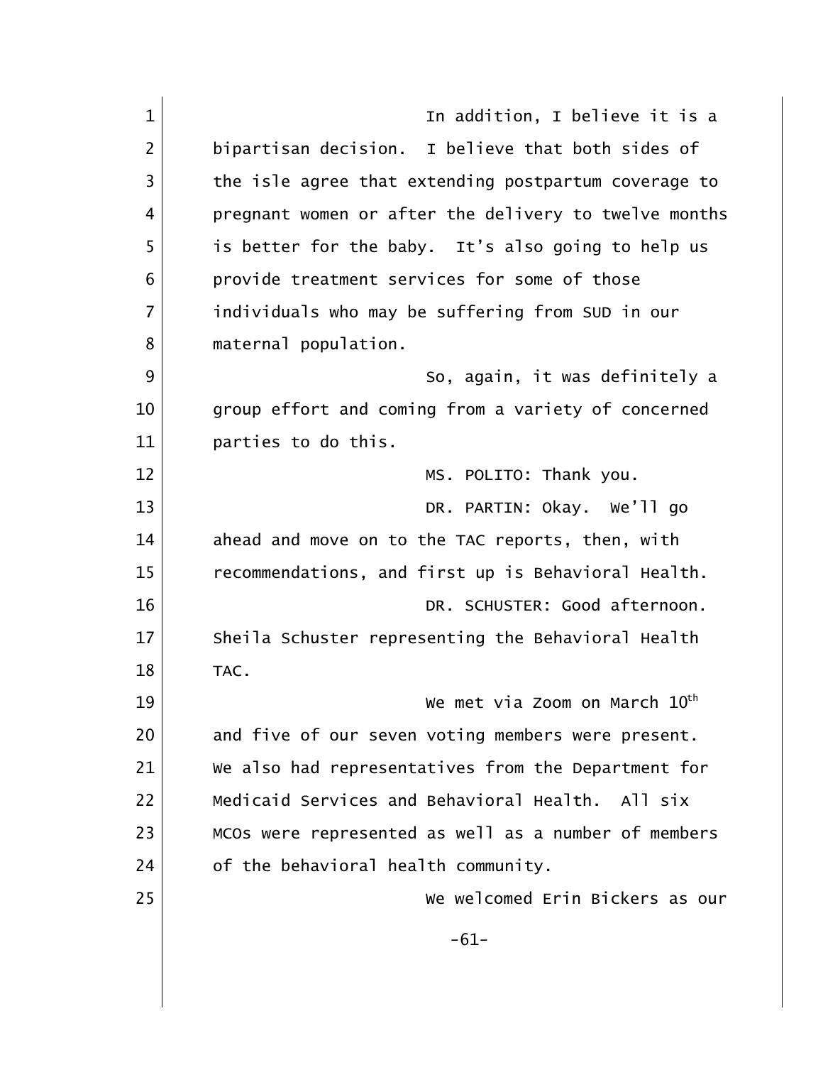In addition, I believe it is a bipartisan decision. I believe that both sides of the isle agree that extending postpartum coverage to pregnant women or after the delivery to twelve months is better for the baby. It's also going to help us provide treatment services for some of those individuals who may be suffering from SUD in our maternal population.

So, again, it was definitely a group effort and coming from a variety of concerned parties to do this.

MS. POLITO: Thank you.

DR. PARTIN: Okay. We'll go ahead and move on to the TAC reports, then, with recommendations, and first up is Behavioral Health.

DR. SCHUSTER: Good afternoon. Sheila Schuster representing the Behavioral Health TAC.

We met via Zoom on March 10th and five of our seven voting members were present. We also had representatives from the Department for Medicaid Services and Behavioral Health. All six MCOs were represented as well as a number of members of the behavioral health community.

We welcomed Erin Bickers as our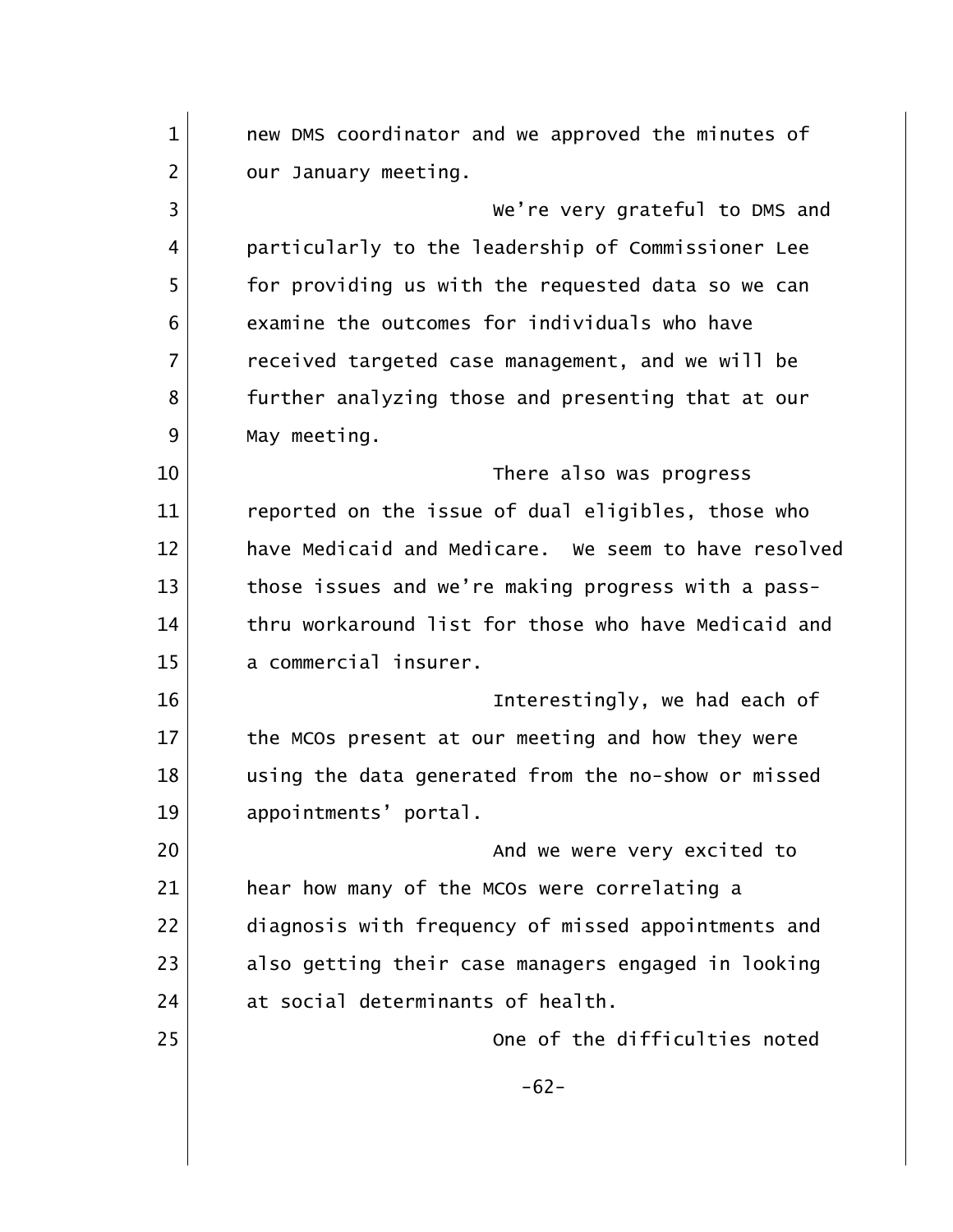new DMS coordinator and we approved the minutes of our January meeting.

We're very grateful to DMS and particularly to the leadership of Commissioner Lee for providing us with the requested data so we can examine the outcomes for individuals who have received targeted case management, and we will be further analyzing those and presenting that at our May meeting.

There also was progress reported on the issue of dual eligibles, those who have Medicaid and Medicare. We seem to have resolved those issues and we're making progress with a pass-thru workaround list for those who have Medicaid and a commercial insurer.

Interestingly, we had each of the MCOs present at our meeting and how they were using the data generated from the no-show or missed appointments' portal.

And we were very excited to hear how many of the MCOs were correlating a diagnosis with frequency of missed appointments and also getting their case managers engaged in looking at social determinants of health.

One of the difficulties noted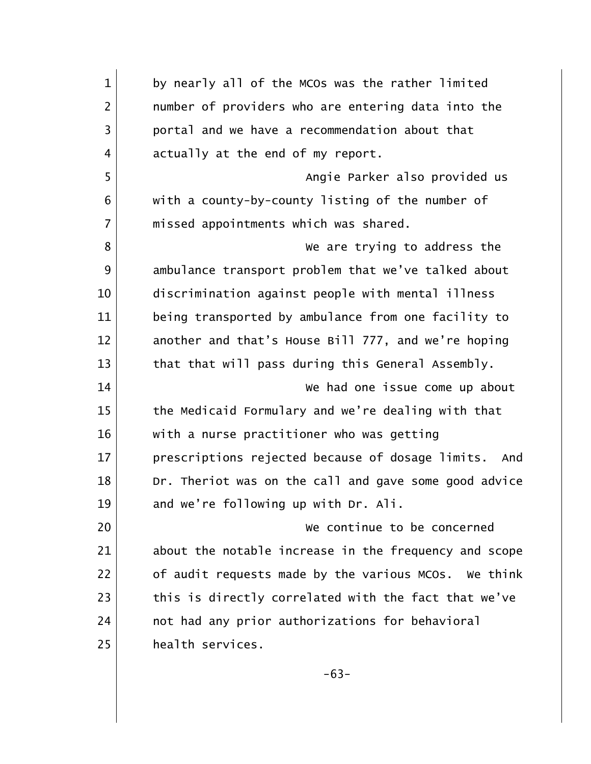by nearly all of the MCOs was the rather limited number of providers who are entering data into the portal and we have a recommendation about that actually at the end of my report.

Angie Parker also provided us with a county-by-county listing of the number of missed appointments which was shared.

We are trying to address the ambulance transport problem that we've talked about discrimination against people with mental illness being transported by ambulance from one facility to another and that's House Bill 777, and we're hoping that that will pass during this General Assembly.

We had one issue come up about the Medicaid Formulary and we're dealing with that with a nurse practitioner who was getting prescriptions rejected because of dosage limits. And Dr. Theriot was on the call and gave some good advice and we're following up with Dr. Ali.

We continue to be concerned about the notable increase in the frequency and scope of audit requests made by the various MCOs. We think this is directly correlated with the fact that we've not had any prior authorizations for behavioral health services.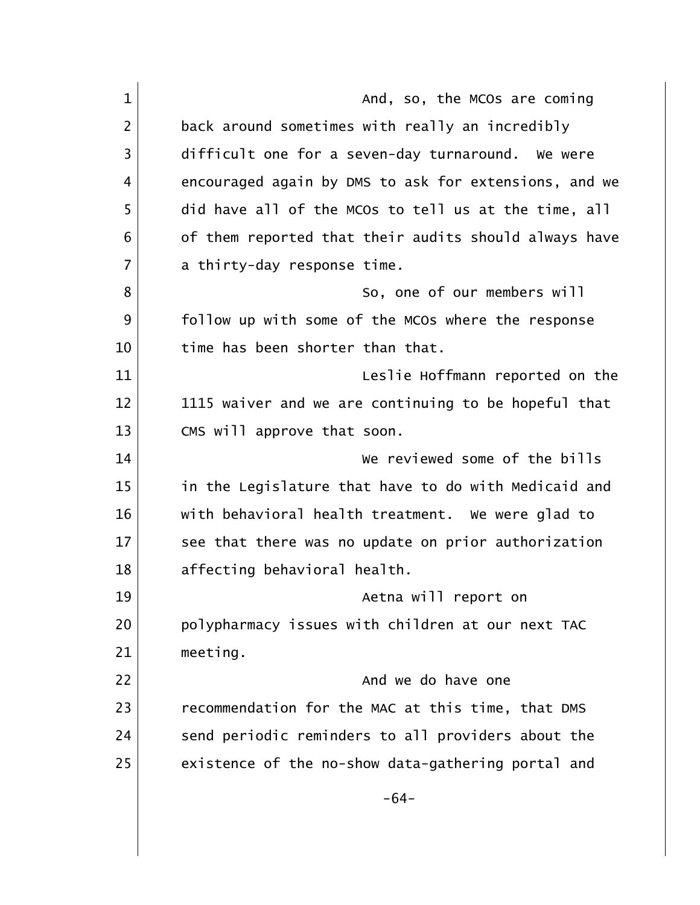And, so, the MCOs are coming back around sometimes with really an incredibly difficult one for a seven-day turnaround. We were encouraged again by DMS to ask for extensions, and we did have all of the MCOs to tell us at the time, all of them reported that their audits should always have a thirty-day response time.

So, one of our members will follow up with some of the MCOs where the response time has been shorter than that.

Leslie Hoffmann reported on the 1115 waiver and we are continuing to be hopeful that CMS will approve that soon.

We reviewed some of the bills in the Legislature that have to do with Medicaid and with behavioral health treatment. We were glad to see that there was no update on prior authorization affecting behavioral health.

Aetna will report on polypharmacy issues with children at our next TAC meeting.

And we do have one recommendation for the MAC at this time, that DMS send periodic reminders to all providers about the existence of the no-show data-gathering portal and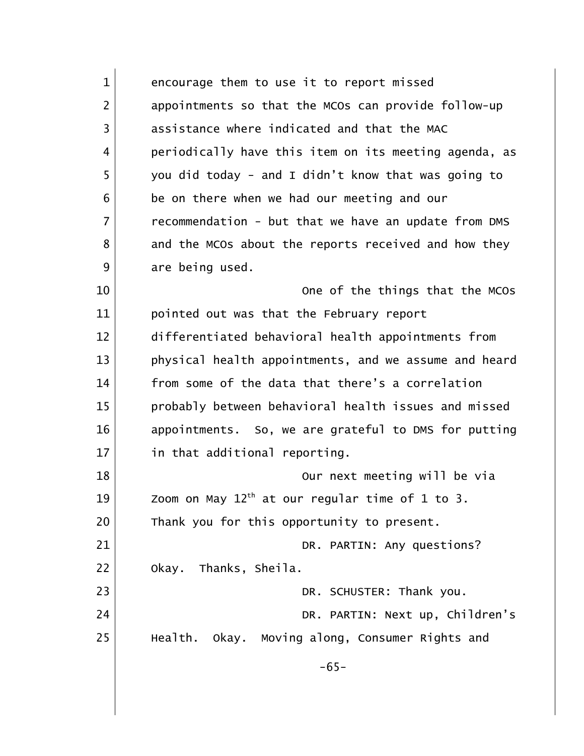encourage them to use it to report missed appointments so that the MCOs can provide follow-up assistance where indicated and that the MAC periodically have this item on its meeting agenda, as you did today - and I didn't know that was going to be on there when we had our meeting and our recommendation - but that we have an update from DMS and the MCOs about the reports received and how they are being used.

One of the things that the MCOs pointed out was that the February report differentiated behavioral health appointments from physical health appointments, and we assume and heard from some of the data that there's a correlation probably between behavioral health issues and missed appointments. So, we are grateful to DMS for putting in that additional reporting.

Our next meeting will be via Zoom on May 12th at our regular time of 1 to 3. Thank you for this opportunity to present.

DR. PARTIN: Any questions? Okay. Thanks, Sheila.

DR. SCHUSTER: Thank you.

DR. PARTIN: Next up, Children's Health. Okay. Moving along, Consumer Rights and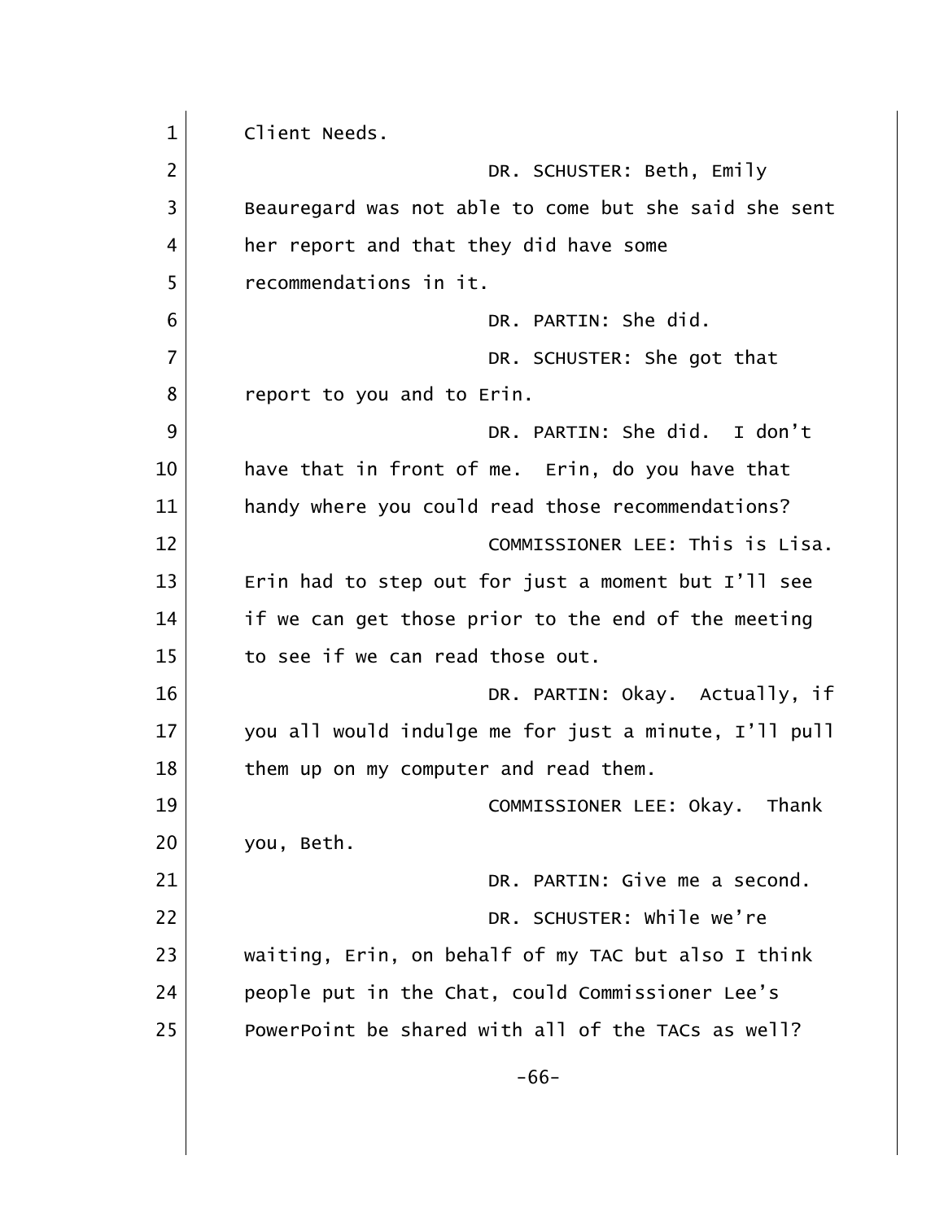Client Needs.

DR. SCHUSTER: Beth, Emily Beauregard was not able to come but she said she sent her report and that they did have some recommendations in it.

DR. PARTIN: She did.

DR. SCHUSTER: She got that report to you and to Erin.

DR. PARTIN: She did. I don't have that in front of me. Erin, do you have that handy where you could read those recommendations?

COMMISSIONER LEE: This is Lisa. Erin had to step out for just a moment but I'll see if we can get those prior to the end of the meeting to see if we can read those out.

DR. PARTIN: Okay. Actually, if you all would indulge me for just a minute, I'll pull them up on my computer and read them.

COMMISSIONER LEE: Okay. Thank you, Beth.

DR. PARTIN: Give me a second.

DR. SCHUSTER: While we're waiting, Erin, on behalf of my TAC but also I think people put in the Chat, could Commissioner Lee's PowerPoint be shared with all of the TACs as well?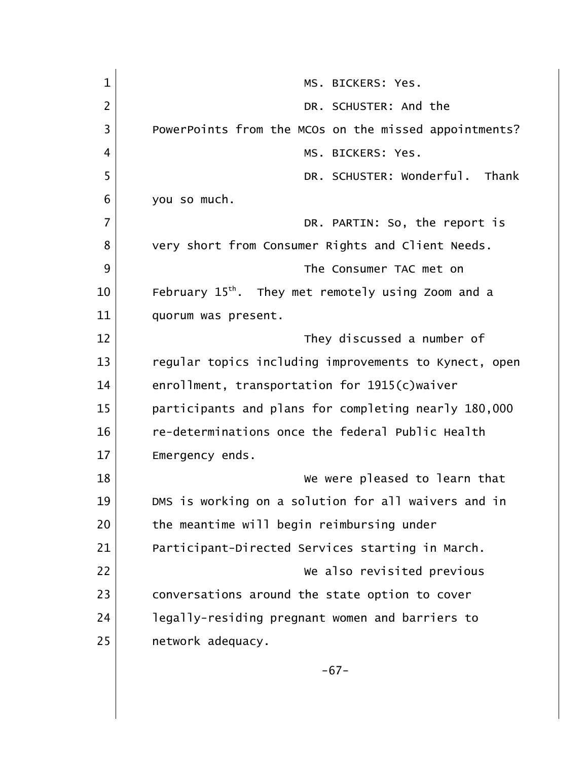MS. BICKERS: Yes.

DR. SCHUSTER: And the PowerPoints from the MCOs on the missed appointments?

MS. BICKERS: Yes.

DR. SCHUSTER: Wonderful. Thank you so much.

DR. PARTIN: So, the report is very short from Consumer Rights and Client Needs.

The Consumer TAC met on February 15th. They met remotely using Zoom and a quorum was present.

They discussed a number of regular topics including improvements to Kynect, open enrollment, transportation for 1915(c)waiver participants and plans for completing nearly 180,000 re-determinations once the federal Public Health Emergency ends.

We were pleased to learn that DMS is working on a solution for all waivers and in the meantime will begin reimbursing under Participant-Directed Services starting in March.

We also revisited previous conversations around the state option to cover legally-residing pregnant women and barriers to network adequacy.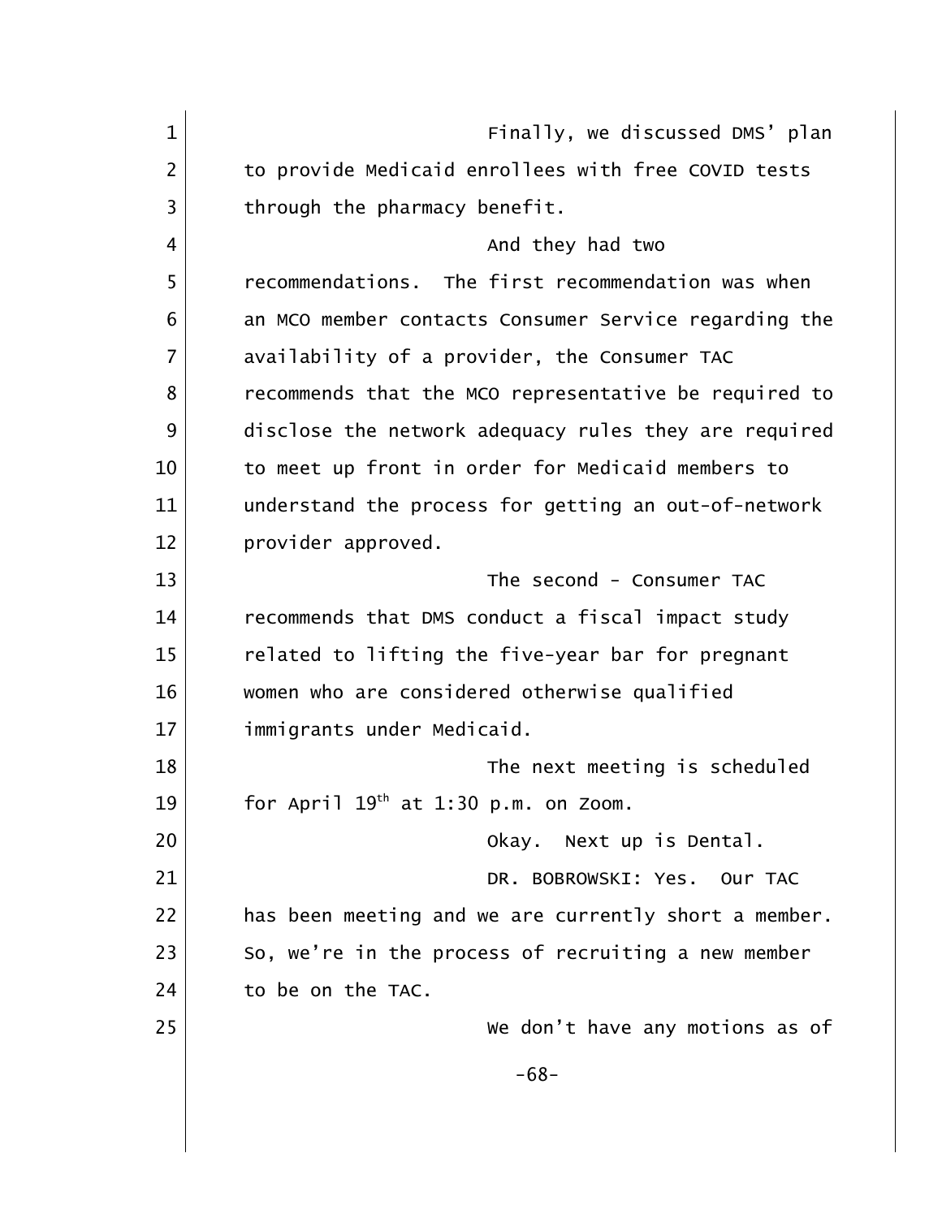Finally, we discussed DMS' plan to provide Medicaid enrollees with free COVID tests through the pharmacy benefit.

And they had two recommendations. The first recommendation was when an MCO member contacts Consumer Service regarding the availability of a provider, the Consumer TAC recommends that the MCO representative be required to disclose the network adequacy rules they are required to meet up front in order for Medicaid members to understand the process for getting an out-of-network provider approved.

The second - Consumer TAC recommends that DMS conduct a fiscal impact study related to lifting the five-year bar for pregnant women who are considered otherwise qualified immigrants under Medicaid.

The next meeting is scheduled for April 19th at 1:30 p.m. on Zoom.

Okay. Next up is Dental.

DR. BOBROWSKI: Yes. Our TAC has been meeting and we are currently short a member. So, we're in the process of recruiting a new member to be on the TAC.

We don't have any motions as of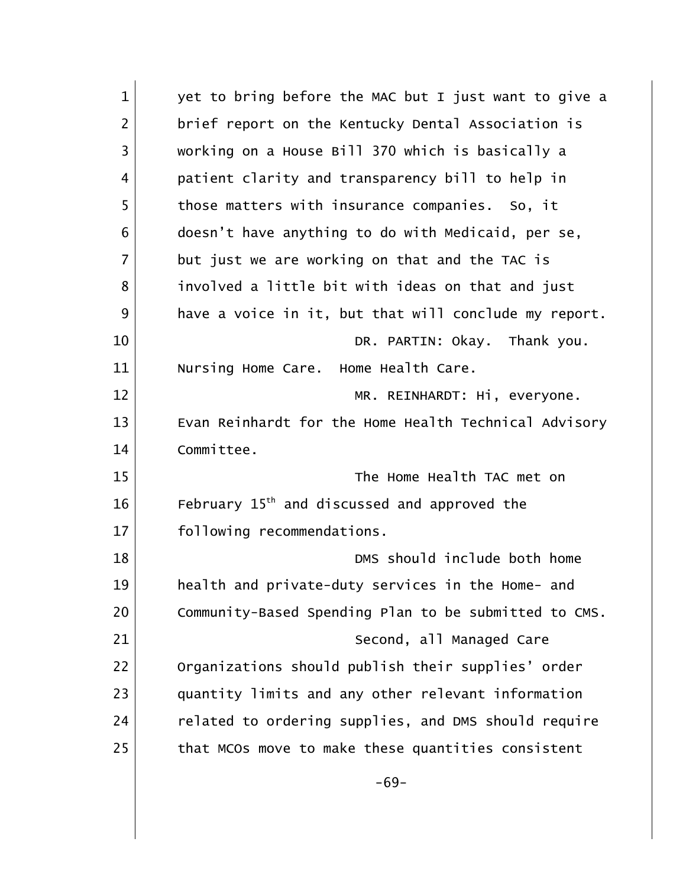yet to bring before the MAC but I just want to give a brief report on the Kentucky Dental Association is working on a House Bill 370 which is basically a patient clarity and transparency bill to help in those matters with insurance companies. So, it doesn't have anything to do with Medicaid, per se, but just we are working on that and the TAC is involved a little bit with ideas on that and just have a voice in it, but that will conclude my report.

DR. PARTIN: Okay. Thank you. Nursing Home Care. Home Health Care.

MR. REINHARDT: Hi, everyone. Evan Reinhardt for the Home Health Technical Advisory Committee.

The Home Health TAC met on February 15th and discussed and approved the following recommendations.

DMS should include both home health and private-duty services in the Home- and Community-Based Spending Plan to be submitted to CMS.

Second, all Managed Care Organizations should publish their supplies' order quantity limits and any other relevant information related to ordering supplies, and DMS should require that MCOs move to make these quantities consistent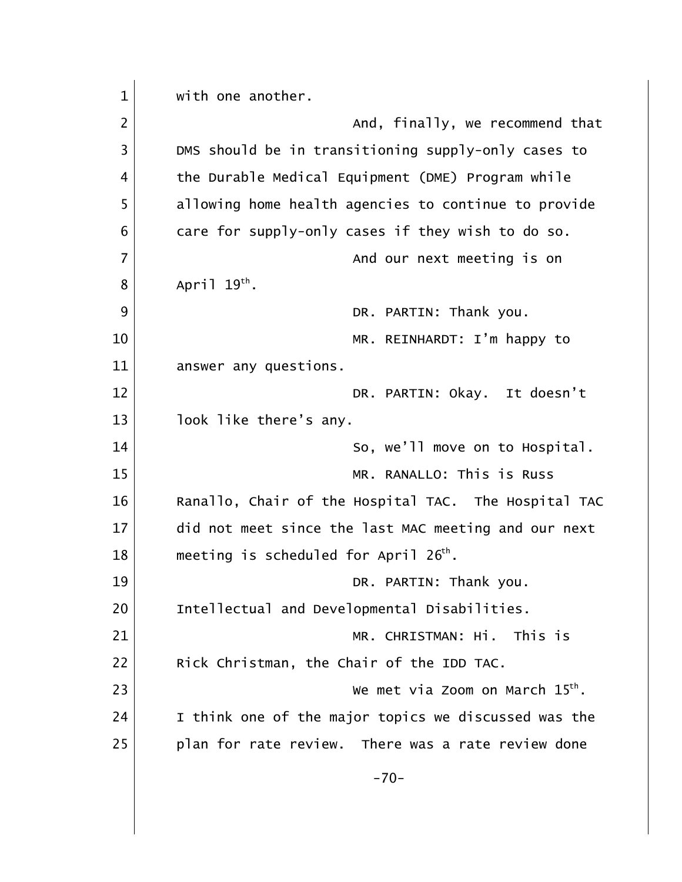with one another.

And, finally, we recommend that DMS should be in transitioning supply-only cases to the Durable Medical Equipment (DME) Program while allowing home health agencies to continue to provide care for supply-only cases if they wish to do so.

And our next meeting is on April 19th.

DR. PARTIN: Thank you.

MR. REINHARDT: I'm happy to answer any questions.

DR. PARTIN: Okay. It doesn't look like there's any.

So, we'll move on to Hospital.

MR. RANALLO: This is Russ Ranallo, Chair of the Hospital TAC. The Hospital TAC did not meet since the last MAC meeting and our next meeting is scheduled for April 26th.

DR. PARTIN: Thank you. Intellectual and Developmental Disabilities.

MR. CHRISTMAN: Hi. This is Rick Christman, the Chair of the IDD TAC.

We met via Zoom on March 15th. I think one of the major topics we discussed was the plan for rate review. There was a rate review done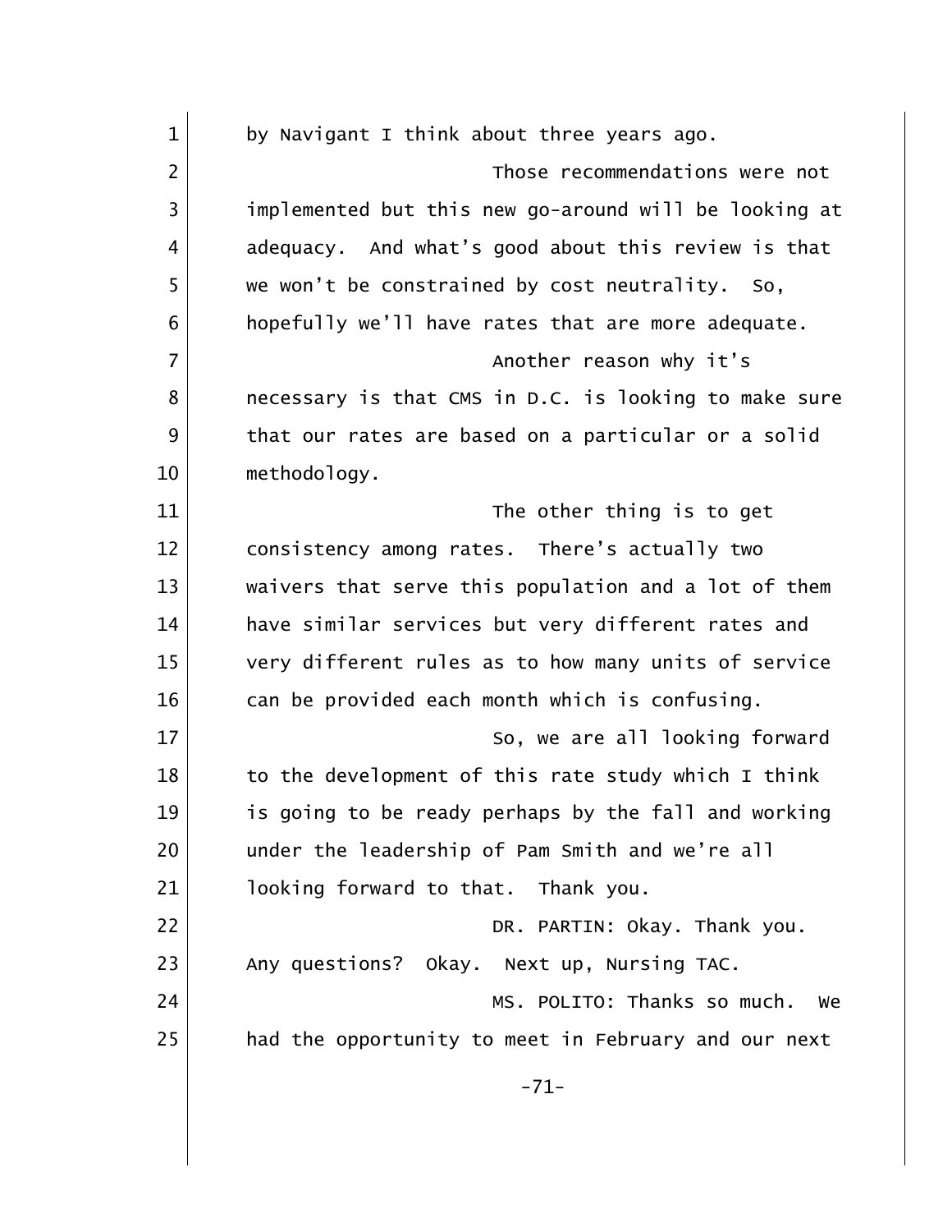by Navigant I think about three years ago.

Those recommendations were not implemented but this new go-around will be looking at adequacy. And what's good about this review is that we won't be constrained by cost neutrality. So, hopefully we'll have rates that are more adequate.

Another reason why it's necessary is that CMS in D.C. is looking to make sure that our rates are based on a particular or a solid methodology.

The other thing is to get consistency among rates. There's actually two waivers that serve this population and a lot of them have similar services but very different rates and very different rules as to how many units of service can be provided each month which is confusing.

So, we are all looking forward to the development of this rate study which I think is going to be ready perhaps by the fall and working under the leadership of Pam Smith and we're all looking forward to that. Thank you.

DR. PARTIN: Okay. Thank you. Any questions? Okay. Next up, Nursing TAC.

MS. POLITO: Thanks so much. We had the opportunity to meet in February and our next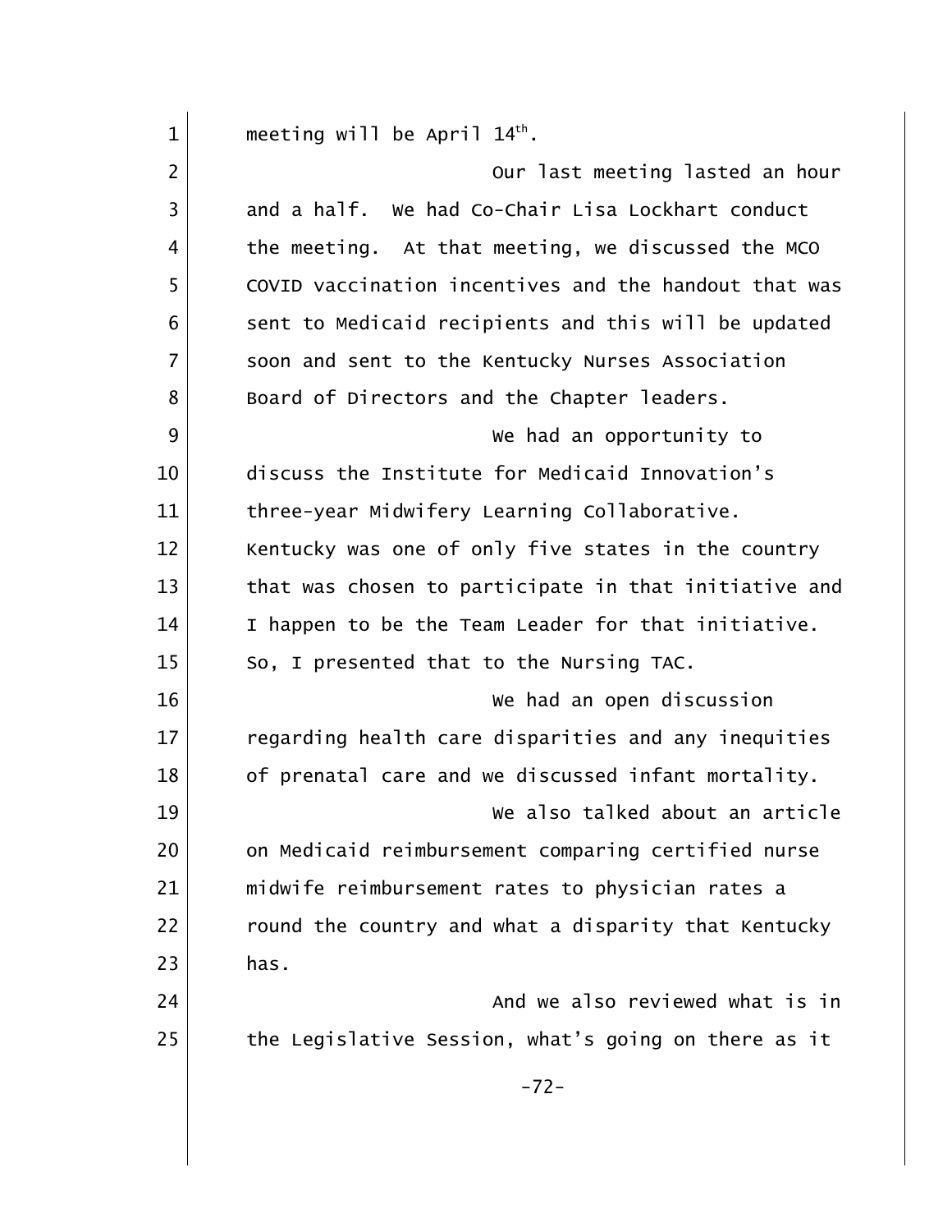meeting will be April 14th.

Our last meeting lasted an hour and a half. We had Co-Chair Lisa Lockhart conduct the meeting. At that meeting, we discussed the MCO COVID vaccination incentives and the handout that was sent to Medicaid recipients and this will be updated soon and sent to the Kentucky Nurses Association Board of Directors and the Chapter leaders.

We had an opportunity to discuss the Institute for Medicaid Innovation's three-year Midwifery Learning Collaborative. Kentucky was one of only five states in the country that was chosen to participate in that initiative and I happen to be the Team Leader for that initiative. So, I presented that to the Nursing TAC.

We had an open discussion regarding health care disparities and any inequities of prenatal care and we discussed infant mortality.

We also talked about an article on Medicaid reimbursement comparing certified nurse midwife reimbursement rates to physician rates a round the country and what a disparity that Kentucky has.

And we also reviewed what is in the Legislative Session, what's going on there as it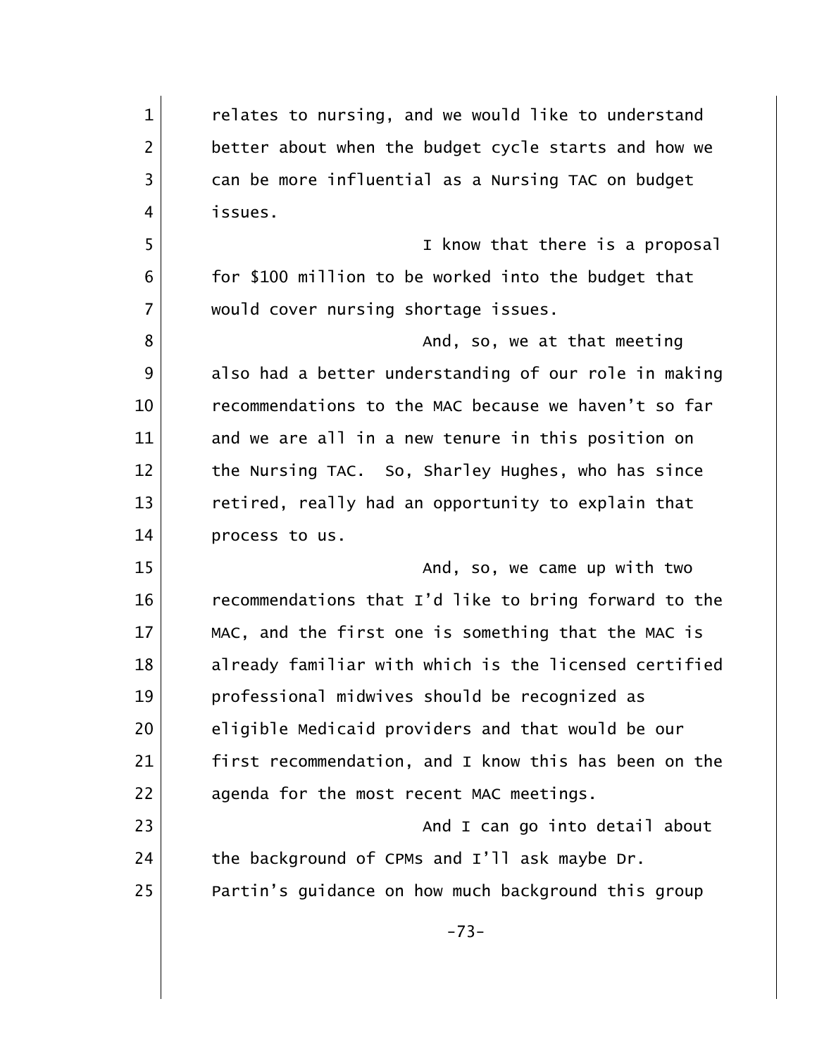relates to nursing, and we would like to understand better about when the budget cycle starts and how we can be more influential as a Nursing TAC on budget issues.

I know that there is a proposal for $100 million to be worked into the budget that would cover nursing shortage issues.

And, so, we at that meeting also had a better understanding of our role in making recommendations to the MAC because we haven't so far and we are all in a new tenure in this position on the Nursing TAC. So, Sharley Hughes, who has since retired, really had an opportunity to explain that process to us.

And, so, we came up with two recommendations that I'd like to bring forward to the MAC, and the first one is something that the MAC is already familiar with which is the licensed certified professional midwives should be recognized as eligible Medicaid providers and that would be our first recommendation, and I know this has been on the agenda for the most recent MAC meetings.

And I can go into detail about the background of CPMs and I'll ask maybe Dr. Partin's guidance on how much background this group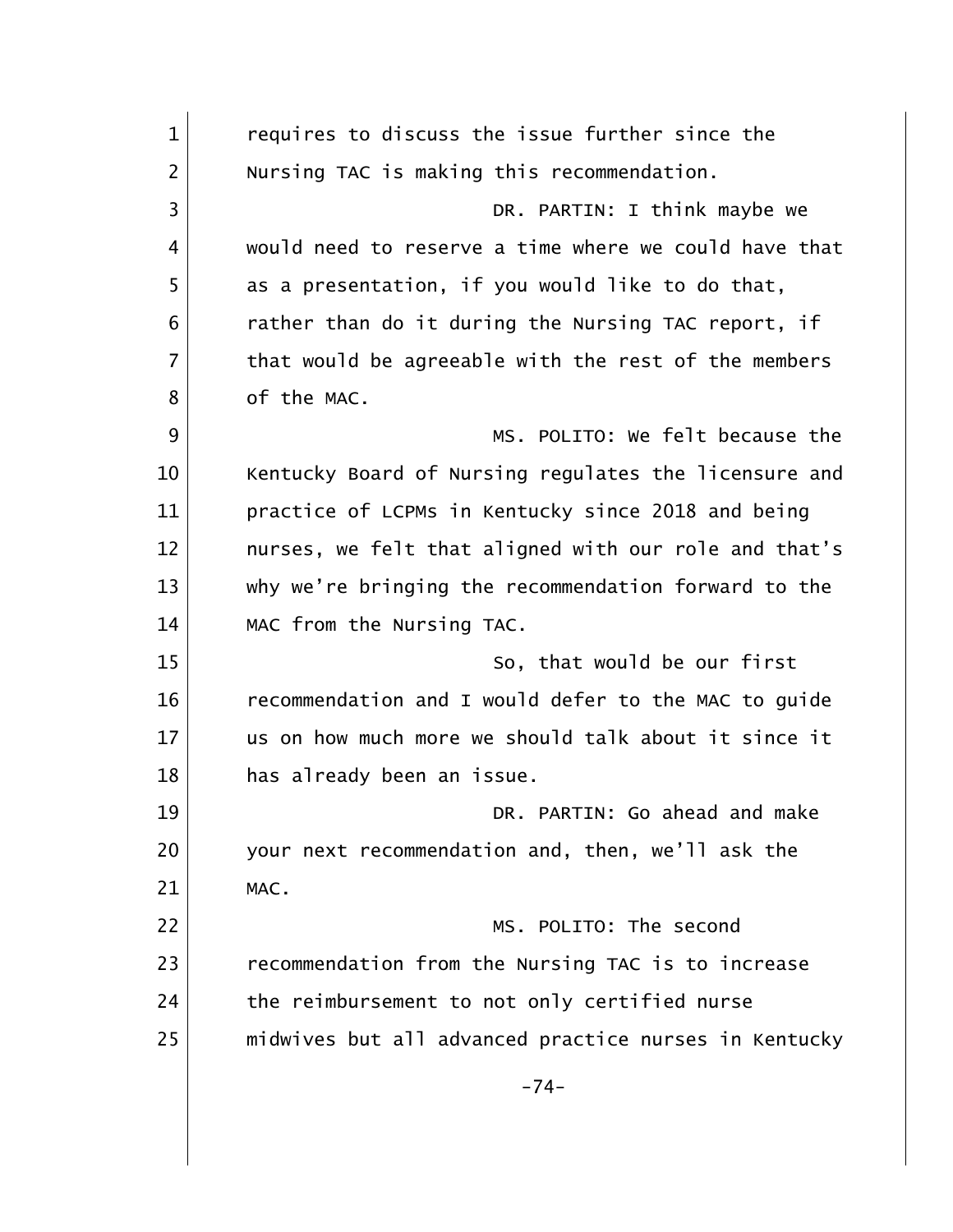requires to discuss the issue further since the Nursing TAC is making this recommendation.

DR. PARTIN: I think maybe we would need to reserve a time where we could have that as a presentation, if you would like to do that, rather than do it during the Nursing TAC report, if that would be agreeable with the rest of the members of the MAC.

MS. POLITO: We felt because the Kentucky Board of Nursing regulates the licensure and practice of LCPMs in Kentucky since 2018 and being nurses, we felt that aligned with our role and that's why we're bringing the recommendation forward to the MAC from the Nursing TAC.

So, that would be our first recommendation and I would defer to the MAC to guide us on how much more we should talk about it since it has already been an issue.

DR. PARTIN: Go ahead and make your next recommendation and, then, we'll ask the MAC.

MS. POLITO: The second recommendation from the Nursing TAC is to increase the reimbursement to not only certified nurse midwives but all advanced practice nurses in Kentucky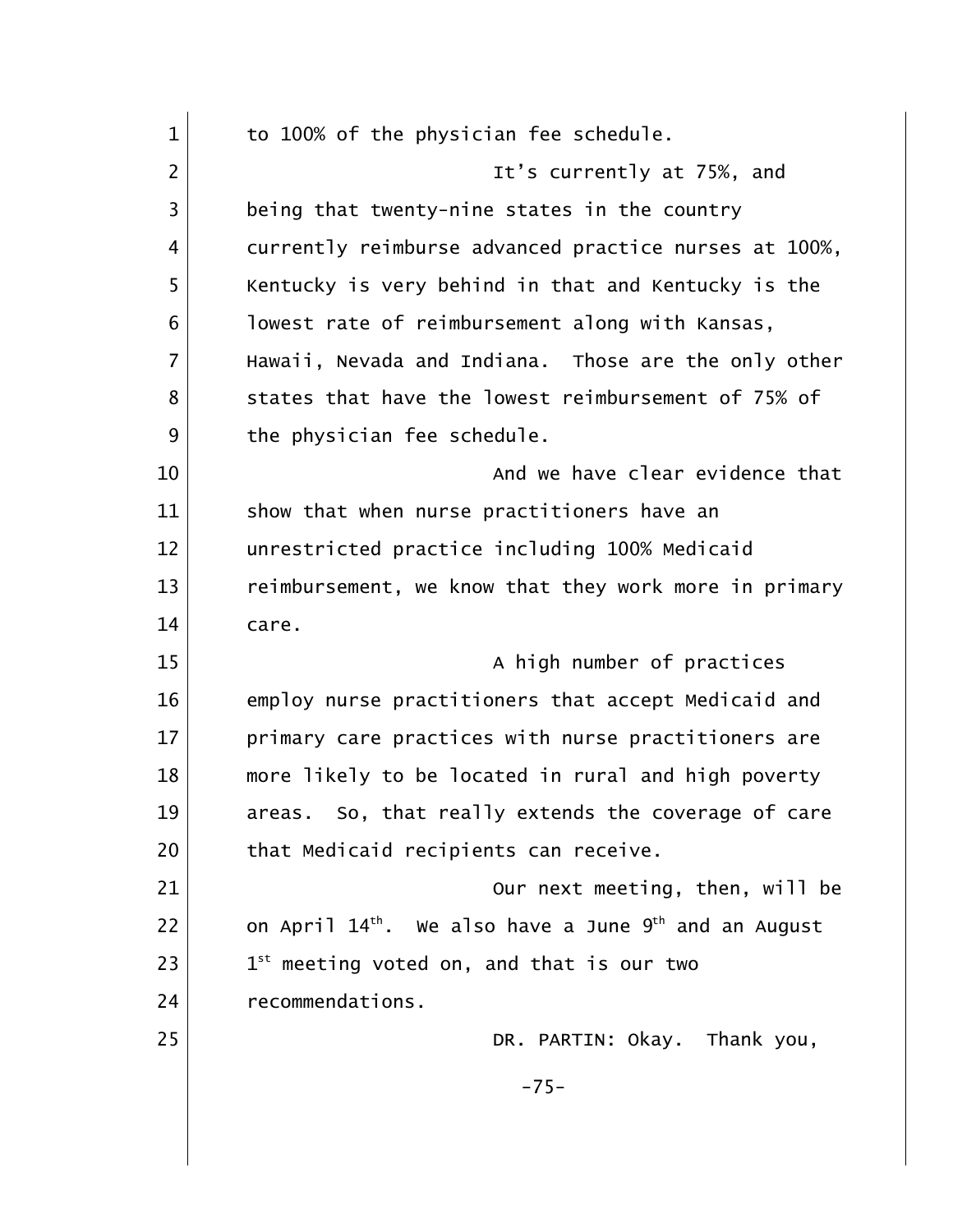to 100% of the physician fee schedule.

It's currently at 75%, and being that twenty-nine states in the country currently reimburse advanced practice nurses at 100%, Kentucky is very behind in that and Kentucky is the lowest rate of reimbursement along with Kansas, Hawaii, Nevada and Indiana. Those are the only other states that have the lowest reimbursement of 75% of the physician fee schedule.

And we have clear evidence that show that when nurse practitioners have an unrestricted practice including 100% Medicaid reimbursement, we know that they work more in primary care.

A high number of practices employ nurse practitioners that accept Medicaid and primary care practices with nurse practitioners are more likely to be located in rural and high poverty areas. So, that really extends the coverage of care that Medicaid recipients can receive.

Our next meeting, then, will be on April 14th. We also have a June 9th and an August 1st meeting voted on, and that is our two recommendations.

DR. PARTIN: Okay. Thank you,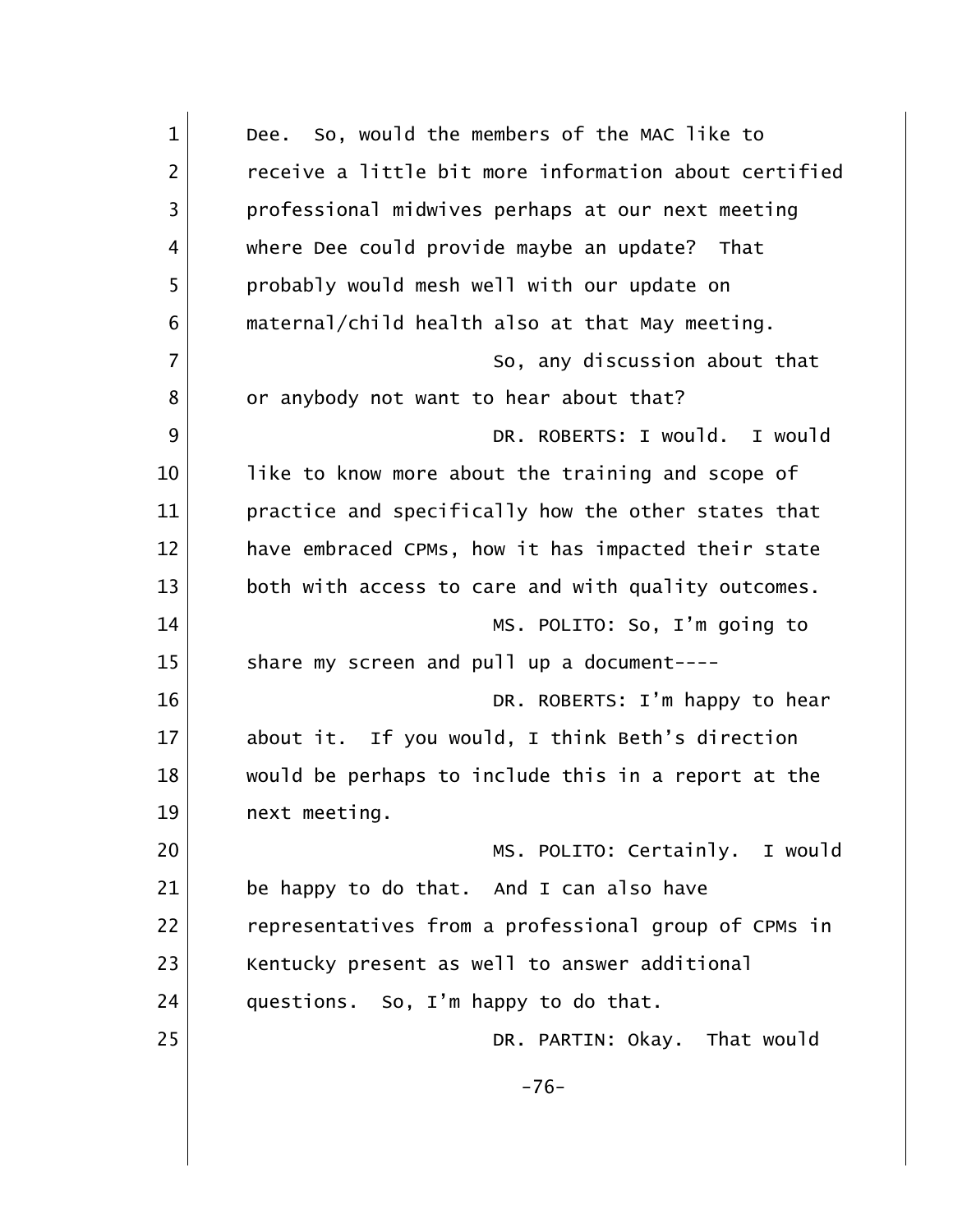Dee. So, would the members of the MAC like to receive a little bit more information about certified professional midwives perhaps at our next meeting where Dee could provide maybe an update? That probably would mesh well with our update on maternal/child health also at that May meeting.

So, any discussion about that or anybody not want to hear about that?

DR. ROBERTS: I would. I would like to know more about the training and scope of practice and specifically how the other states that have embraced CPMs, how it has impacted their state both with access to care and with quality outcomes.

MS. POLITO: So, I'm going to share my screen and pull up a document----

DR. ROBERTS: I'm happy to hear about it. If you would, I think Beth's direction would be perhaps to include this in a report at the next meeting.

MS. POLITO: Certainly. I would be happy to do that. And I can also have representatives from a professional group of CPMs in Kentucky present as well to answer additional questions. So, I'm happy to do that.

DR. PARTIN: Okay. That would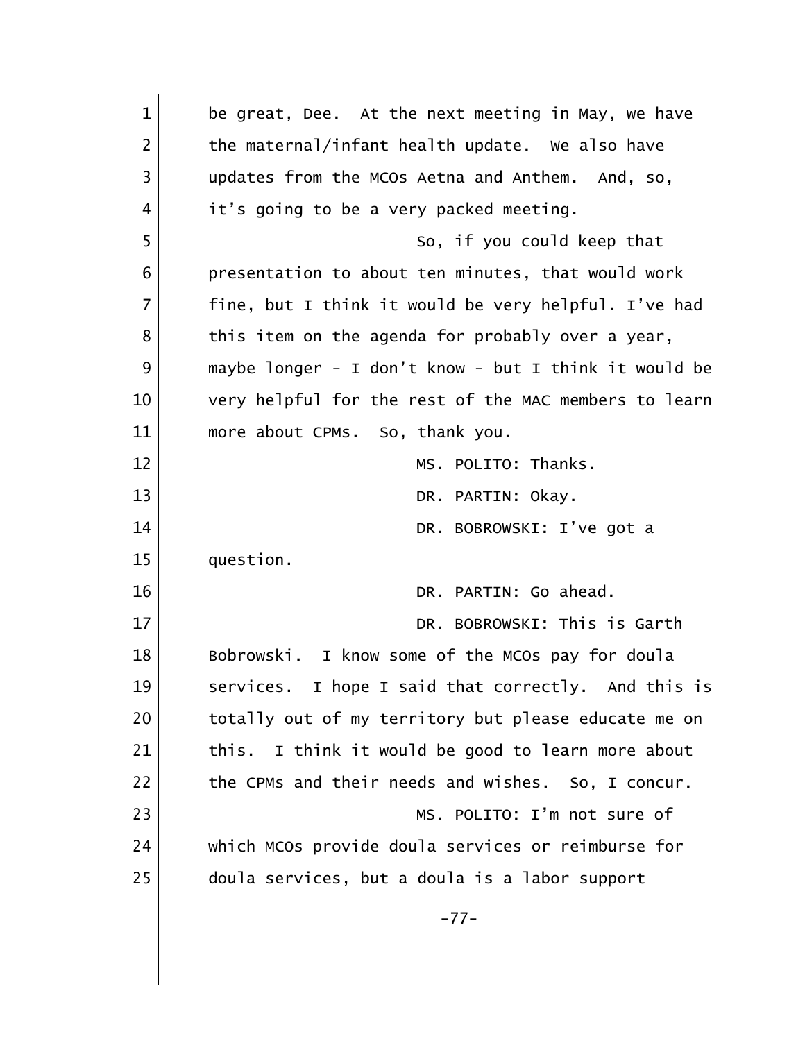be great, Dee. At the next meeting in May, we have the maternal/infant health update. We also have updates from the MCOs Aetna and Anthem. And, so, it's going to be a very packed meeting.

So, if you could keep that presentation to about ten minutes, that would work fine, but I think it would be very helpful. I've had this item on the agenda for probably over a year, maybe longer - I don't know - but I think it would be very helpful for the rest of the MAC members to learn more about CPMs. So, thank you.

MS. POLITO: Thanks.

DR. PARTIN: Okay.

DR. BOBROWSKI: I've got a question.

DR. PARTIN: Go ahead.

DR. BOBROWSKI: This is Garth Bobrowski. I know some of the MCOs pay for doula services. I hope I said that correctly. And this is totally out of my territory but please educate me on this. I think it would be good to learn more about the CPMs and their needs and wishes. So, I concur.

MS. POLITO: I'm not sure of which MCOs provide doula services or reimburse for doula services, but a doula is a labor support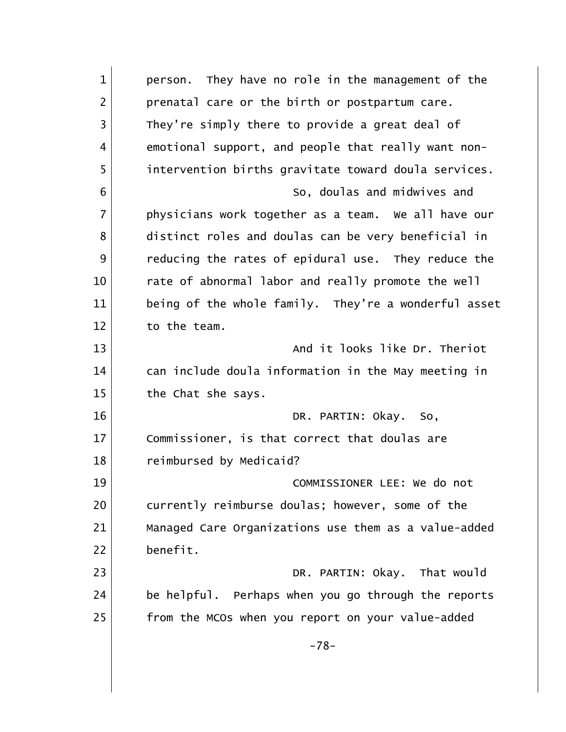person. They have no role in the management of the prenatal care or the birth or postpartum care. They're simply there to provide a great deal of emotional support, and people that really want non-intervention births gravitate toward doula services.

So, doulas and midwives and physicians work together as a team. We all have our distinct roles and doulas can be very beneficial in reducing the rates of epidural use. They reduce the rate of abnormal labor and really promote the well being of the whole family. They're a wonderful asset to the team.

And it looks like Dr. Theriot can include doula information in the May meeting in the Chat she says.

DR. PARTIN: Okay. So, Commissioner, is that correct that doulas are reimbursed by Medicaid?

COMMISSIONER LEE: We do not currently reimburse doulas; however, some of the Managed Care Organizations use them as a value-added benefit.

DR. PARTIN: Okay. That would be helpful. Perhaps when you go through the reports from the MCOs when you report on your value-added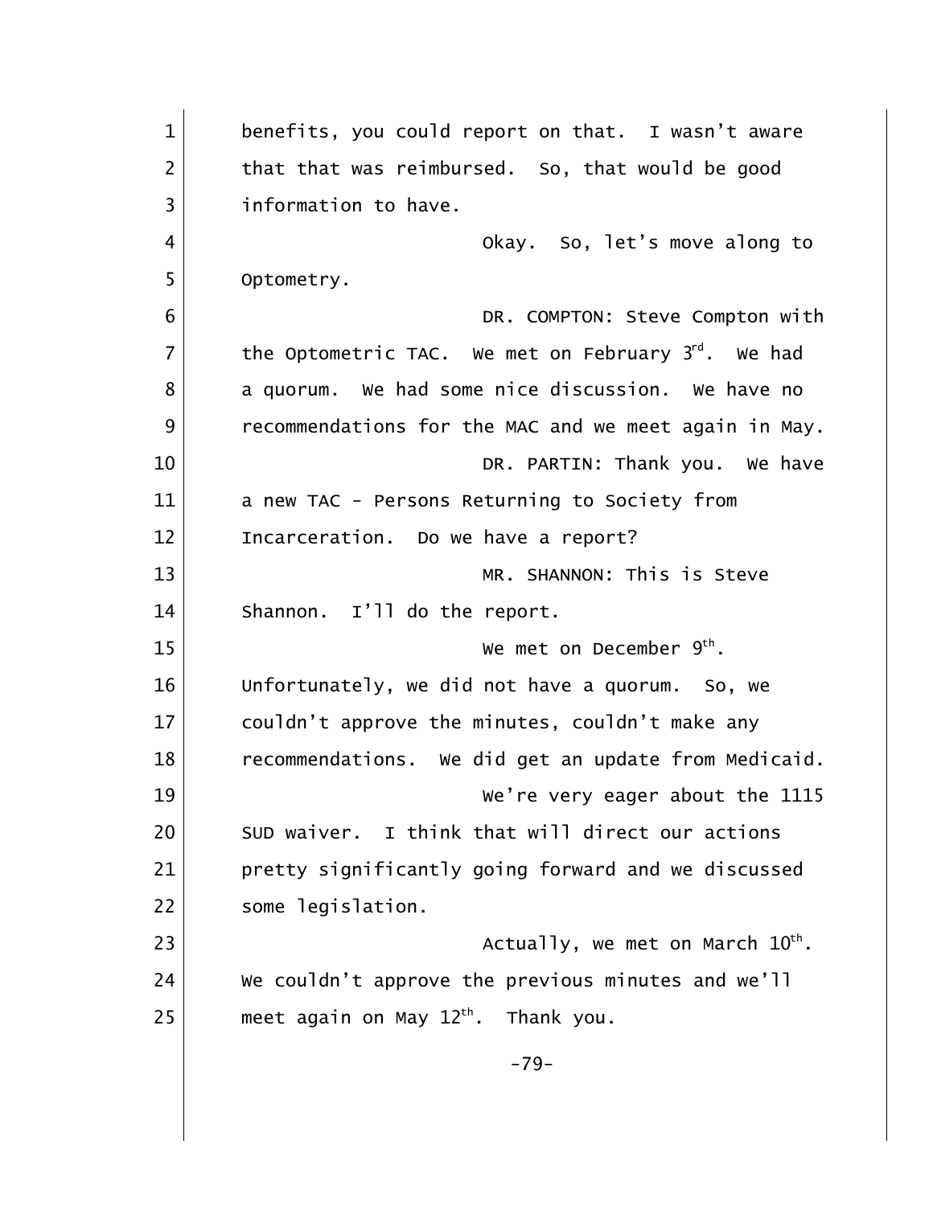benefits, you could report on that. I wasn't aware that that was reimbursed. So, that would be good information to have.

Okay. So, let's move along to Optometry.

DR. COMPTON: Steve Compton with the Optometric TAC. We met on February 3rd. We had a quorum. We had some nice discussion. We have no recommendations for the MAC and we meet again in May.

DR. PARTIN: Thank you. We have a new TAC - Persons Returning to Society from Incarceration. Do we have a report?

MR. SHANNON: This is Steve Shannon. I'll do the report.

We met on December 9th. Unfortunately, we did not have a quorum. So, we couldn't approve the minutes, couldn't make any recommendations. We did get an update from Medicaid.

We're very eager about the 1115 SUD waiver. I think that will direct our actions pretty significantly going forward and we discussed some legislation.

Actually, we met on March 10th. We couldn't approve the previous minutes and we'll meet again on May 12th. Thank you.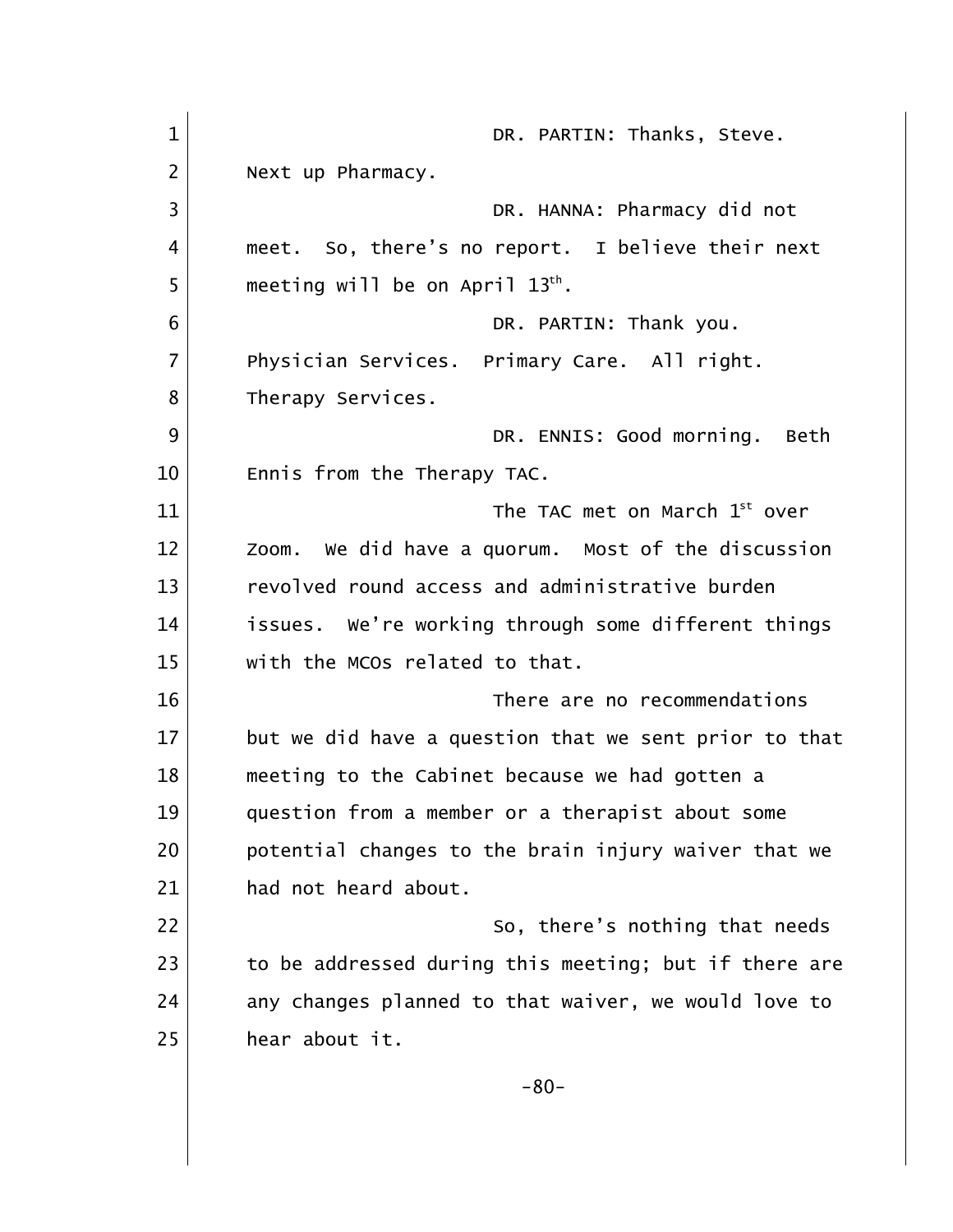DR. PARTIN: Thanks, Steve. Next up Pharmacy.

DR. HANNA: Pharmacy did not meet. So, there's no report. I believe their next meeting will be on April 13th.

DR. PARTIN: Thank you. Physician Services. Primary Care. All right. Therapy Services.

DR. ENNIS: Good morning. Beth Ennis from the Therapy TAC.

The TAC met on March 1st over Zoom. We did have a quorum. Most of the discussion revolved round access and administrative burden issues. We're working through some different things with the MCOs related to that.

There are no recommendations but we did have a question that we sent prior to that meeting to the Cabinet because we had gotten a question from a member or a therapist about some potential changes to the brain injury waiver that we had not heard about.

So, there's nothing that needs to be addressed during this meeting; but if there are any changes planned to that waiver, we would love to hear about it.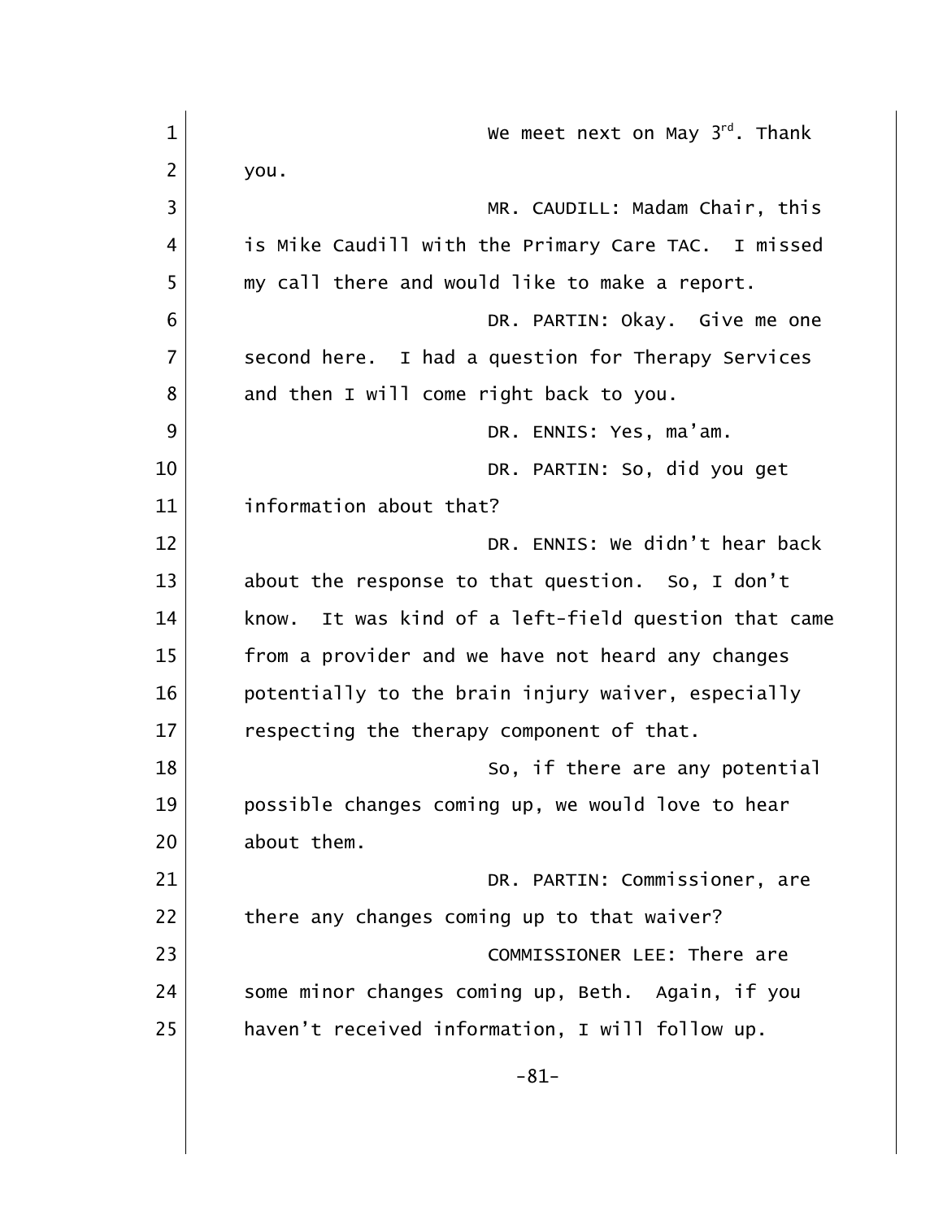We meet next on May 3rd. Thank you.

MR. CAUDILL: Madam Chair, this is Mike Caudill with the Primary Care TAC. I missed my call there and would like to make a report.

DR. PARTIN: Okay. Give me one second here. I had a question for Therapy Services and then I will come right back to you.

DR. ENNIS: Yes, ma'am.

DR. PARTIN: So, did you get information about that?

DR. ENNIS: We didn't hear back about the response to that question. So, I don't know. It was kind of a left-field question that came from a provider and we have not heard any changes potentially to the brain injury waiver, especially respecting the therapy component of that.

So, if there are any potential possible changes coming up, we would love to hear about them.

DR. PARTIN: Commissioner, are there any changes coming up to that waiver?

COMMISSIONER LEE: There are some minor changes coming up, Beth. Again, if you haven't received information, I will follow up.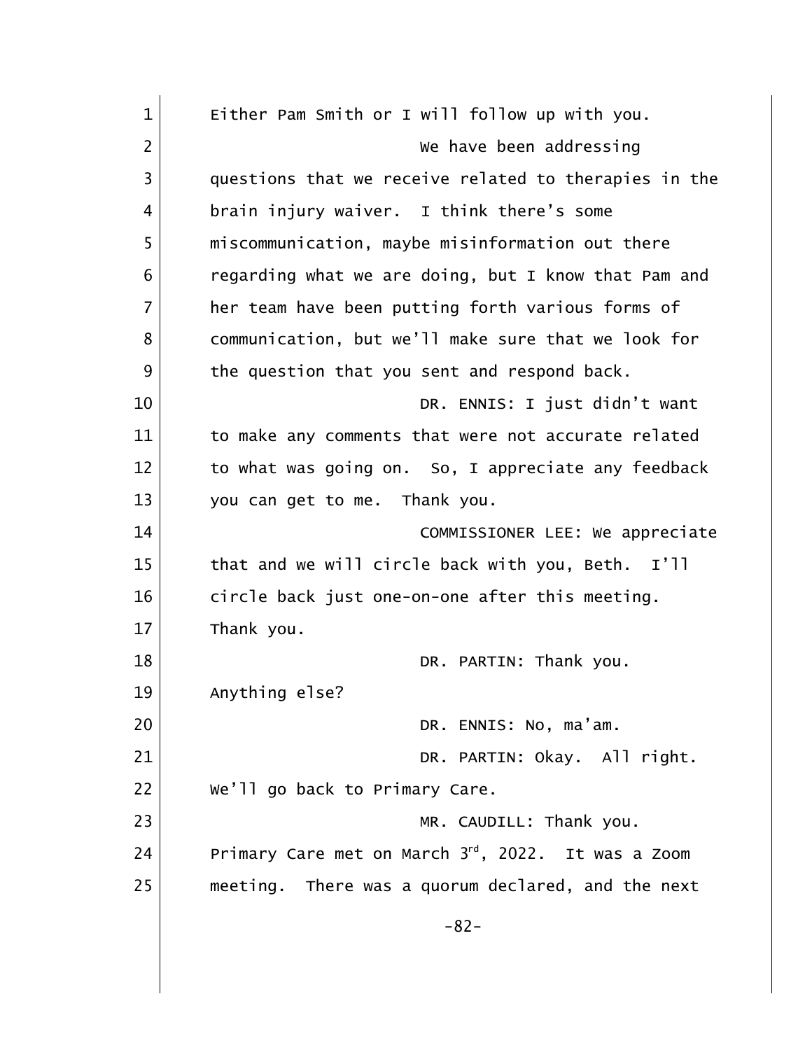Either Pam Smith or I will follow up with you.

We have been addressing questions that we receive related to therapies in the brain injury waiver. I think there's some miscommunication, maybe misinformation out there regarding what we are doing, but I know that Pam and her team have been putting forth various forms of communication, but we'll make sure that we look for the question that you sent and respond back.

DR. ENNIS: I just didn't want to make any comments that were not accurate related to what was going on. So, I appreciate any feedback you can get to me. Thank you.

COMMISSIONER LEE: We appreciate that and we will circle back with you, Beth. I'll circle back just one-on-one after this meeting. Thank you.

DR. PARTIN: Thank you. Anything else?

DR. ENNIS: No, ma'am.

DR. PARTIN: Okay. All right. We'll go back to Primary Care.

MR. CAUDILL: Thank you. Primary Care met on March 3rd, 2022. It was a Zoom meeting. There was a quorum declared, and the next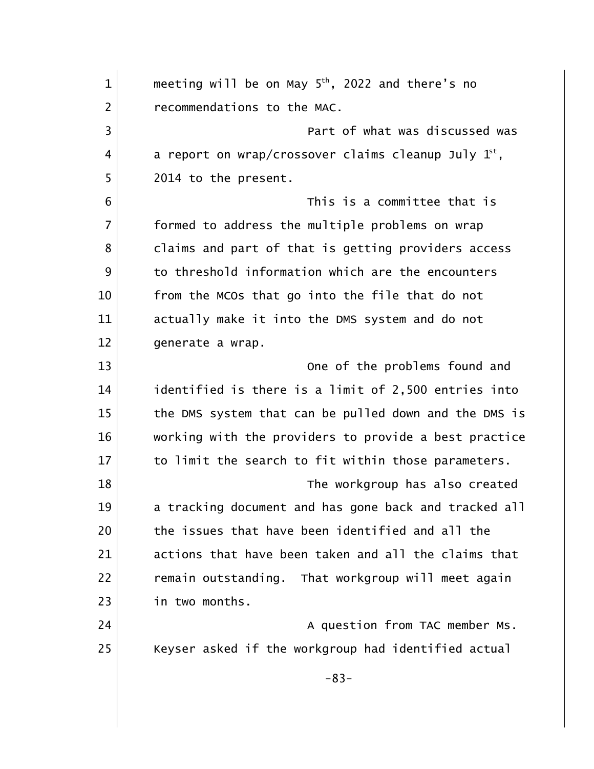meeting will be on May 5th, 2022 and there's no recommendations to the MAC.

Part of what was discussed was a report on wrap/crossover claims cleanup July 1st, 2014 to the present.

This is a committee that is formed to address the multiple problems on wrap claims and part of that is getting providers access to threshold information which are the encounters from the MCOs that go into the file that do not actually make it into the DMS system and do not generate a wrap.

One of the problems found and identified is there is a limit of 2,500 entries into the DMS system that can be pulled down and the DMS is working with the providers to provide a best practice to limit the search to fit within those parameters.

The workgroup has also created a tracking document and has gone back and tracked all the issues that have been identified and all the actions that have been taken and all the claims that remain outstanding. That workgroup will meet again in two months.

A question from TAC member Ms. Keyser asked if the workgroup had identified actual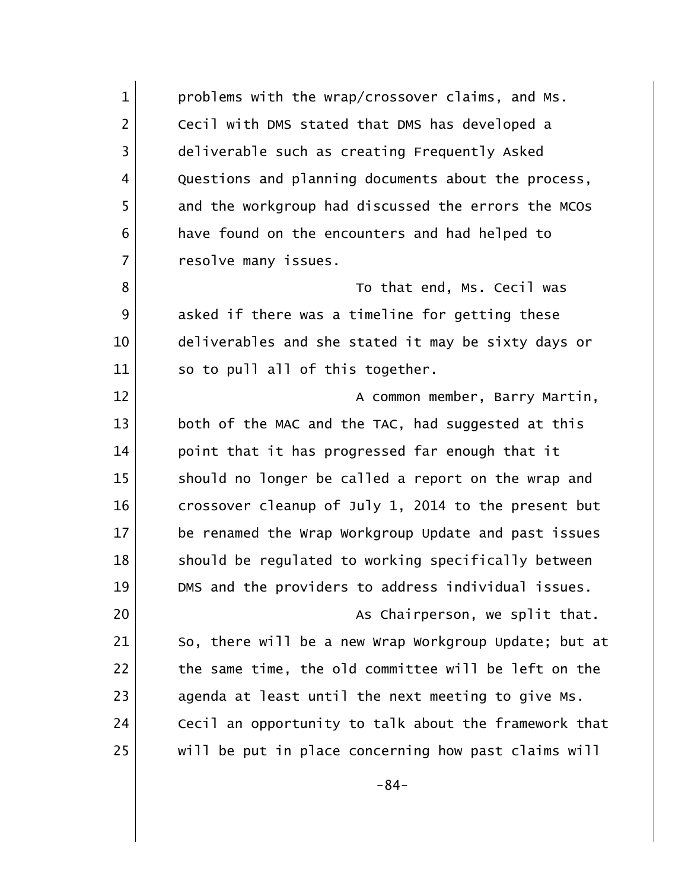problems with the wrap/crossover claims, and Ms. Cecil with DMS stated that DMS has developed a deliverable such as creating Frequently Asked Questions and planning documents about the process, and the workgroup had discussed the errors the MCOs have found on the encounters and had helped to resolve many issues.

To that end, Ms. Cecil was asked if there was a timeline for getting these deliverables and she stated it may be sixty days or so to pull all of this together.

A common member, Barry Martin, both of the MAC and the TAC, had suggested at this point that it has progressed far enough that it should no longer be called a report on the wrap and crossover cleanup of July 1, 2014 to the present but be renamed the Wrap Workgroup Update and past issues should be regulated to working specifically between DMS and the providers to address individual issues.

As Chairperson, we split that. So, there will be a new Wrap Workgroup Update; but at the same time, the old committee will be left on the agenda at least until the next meeting to give Ms. Cecil an opportunity to talk about the framework that will be put in place concerning how past claims will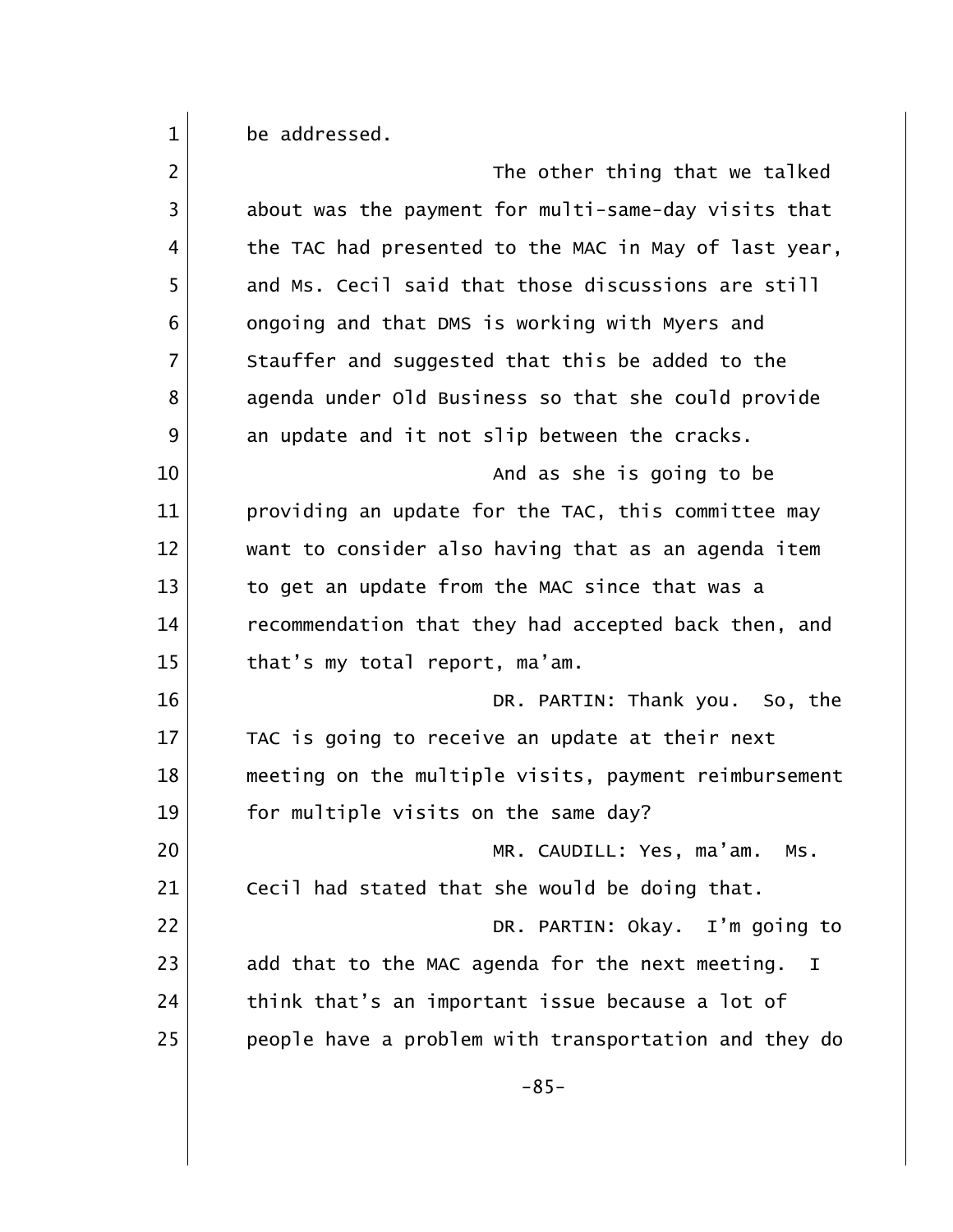be addressed.

The other thing that we talked about was the payment for multi-same-day visits that the TAC had presented to the MAC in May of last year, and Ms. Cecil said that those discussions are still ongoing and that DMS is working with Myers and Stauffer and suggested that this be added to the agenda under Old Business so that she could provide an update and it not slip between the cracks.

And as she is going to be providing an update for the TAC, this committee may want to consider also having that as an agenda item to get an update from the MAC since that was a recommendation that they had accepted back then, and that's my total report, ma'am.

DR. PARTIN: Thank you. So, the TAC is going to receive an update at their next meeting on the multiple visits, payment reimbursement for multiple visits on the same day?

MR. CAUDILL: Yes, ma'am. Ms. Cecil had stated that she would be doing that.

DR. PARTIN: Okay. I'm going to add that to the MAC agenda for the next meeting. I think that's an important issue because a lot of people have a problem with transportation and they do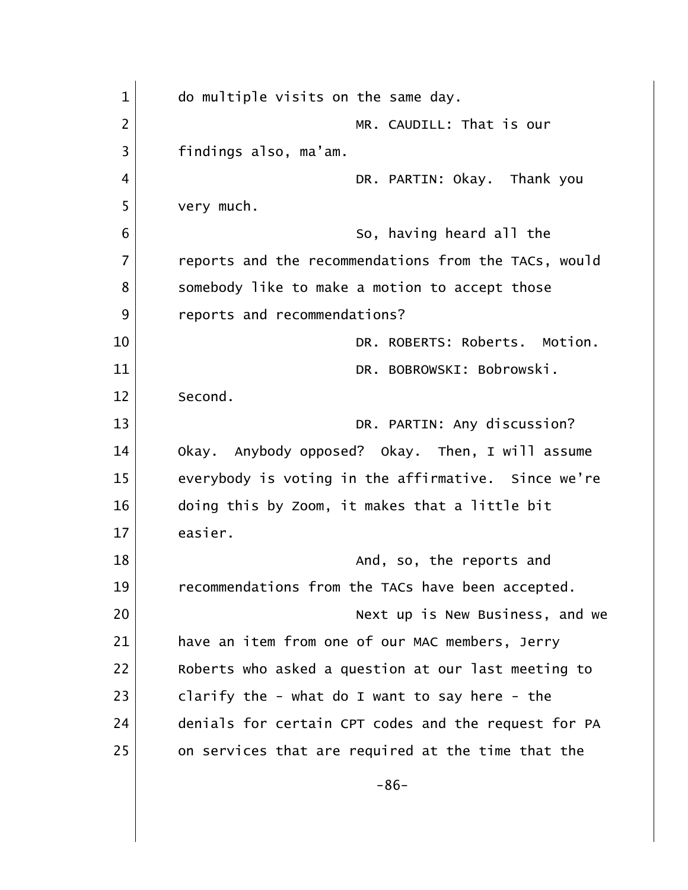do multiple visits on the same day.

MR. CAUDILL: That is our findings also, ma'am.

DR. PARTIN: Okay. Thank you very much.

So, having heard all the reports and the recommendations from the TACs, would somebody like to make a motion to accept those reports and recommendations?

DR. ROBERTS: Roberts. Motion.

DR. BOBROWSKI: Bobrowski. Second.

DR. PARTIN: Any discussion? Okay. Anybody opposed? Okay. Then, I will assume everybody is voting in the affirmative. Since we're doing this by Zoom, it makes that a little bit easier.

And, so, the reports and recommendations from the TACs have been accepted.

Next up is New Business, and we have an item from one of our MAC members, Jerry Roberts who asked a question at our last meeting to clarify the - what do I want to say here - the denials for certain CPT codes and the request for PA on services that are required at the time that the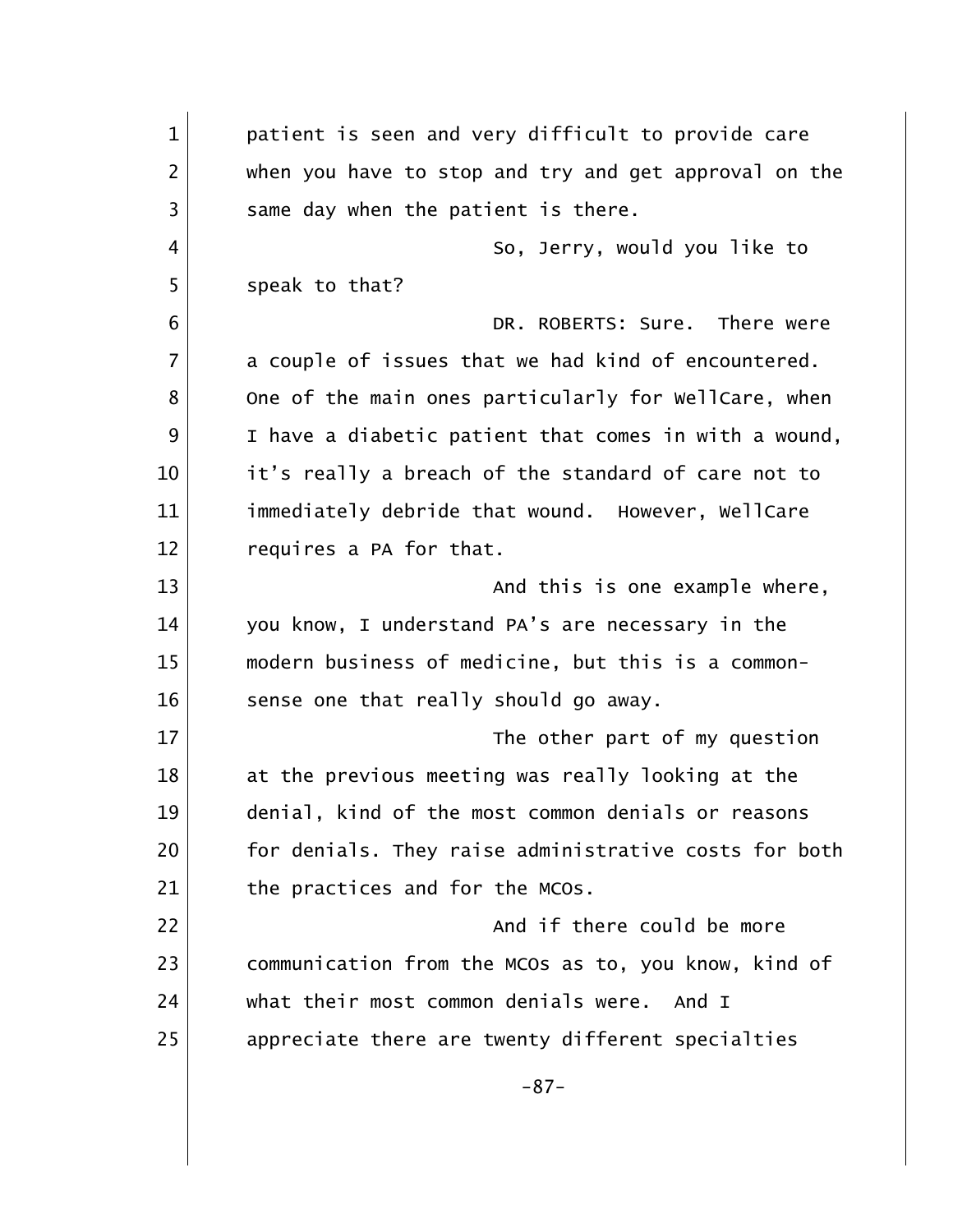patient is seen and very difficult to provide care when you have to stop and try and get approval on the same day when the patient is there.

So, Jerry, would you like to speak to that?

DR. ROBERTS: Sure. There were a couple of issues that we had kind of encountered. One of the main ones particularly for WellCare, when I have a diabetic patient that comes in with a wound, it's really a breach of the standard of care not to immediately debride that wound. However, WellCare requires a PA for that.

And this is one example where, you know, I understand PA's are necessary in the modern business of medicine, but this is a common-sense one that really should go away.

The other part of my question at the previous meeting was really looking at the denial, kind of the most common denials or reasons for denials. They raise administrative costs for both the practices and for the MCOs.

And if there could be more communication from the MCOs as to, you know, kind of what their most common denials were. And I appreciate there are twenty different specialties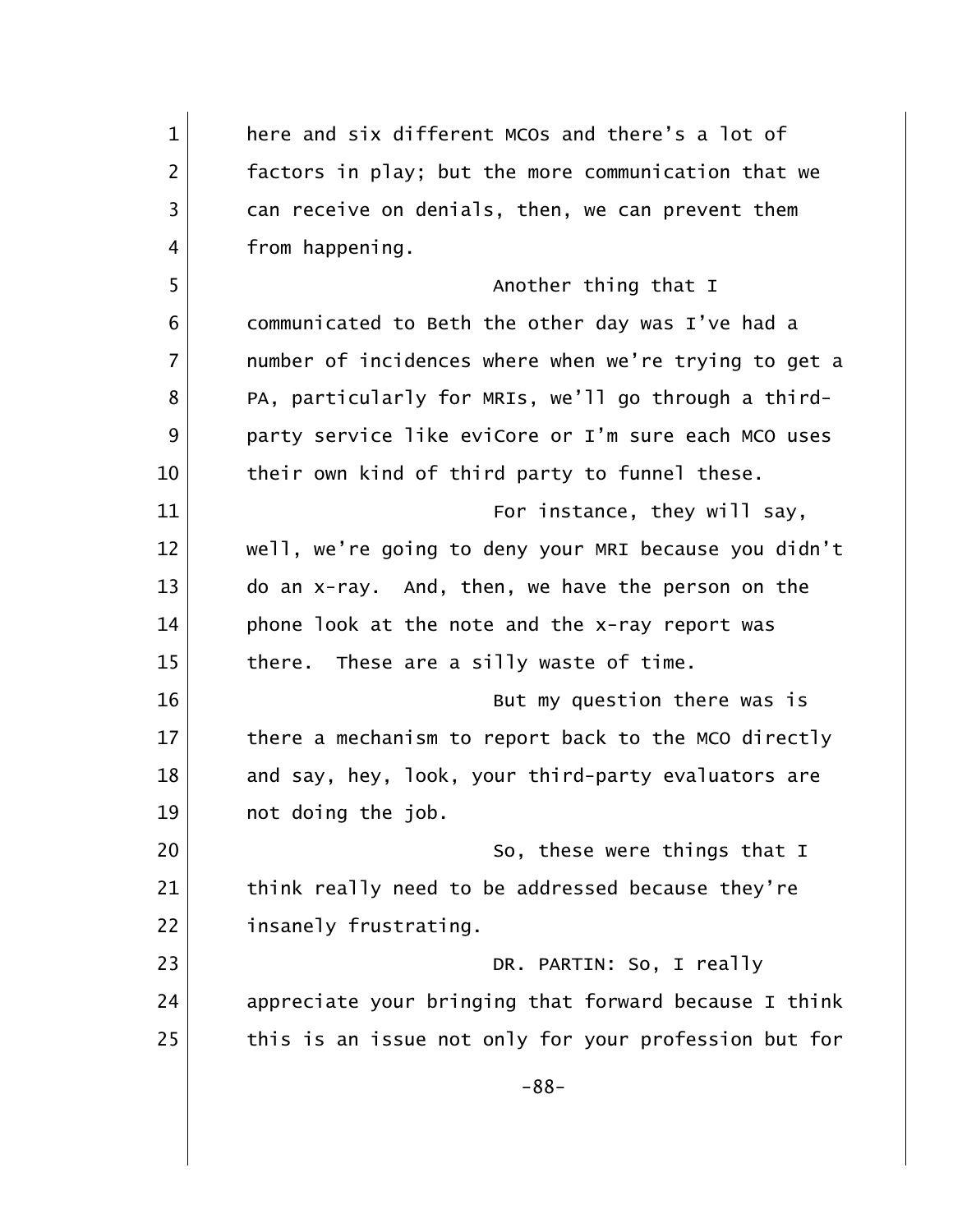here and six different MCOs and there's a lot of factors in play; but the more communication that we can receive on denials, then, we can prevent them from happening.

Another thing that I communicated to Beth the other day was I've had a number of incidences where when we're trying to get a PA, particularly for MRIs, we'll go through a third-party service like eviCore or I'm sure each MCO uses their own kind of third party to funnel these.

For instance, they will say, well, we're going to deny your MRI because you didn't do an x-ray. And, then, we have the person on the phone look at the note and the x-ray report was there. These are a silly waste of time.

But my question there was is there a mechanism to report back to the MCO directly and say, hey, look, your third-party evaluators are not doing the job.

So, these were things that I think really need to be addressed because they're insanely frustrating.

DR. PARTIN: So, I really appreciate your bringing that forward because I think this is an issue not only for your profession but for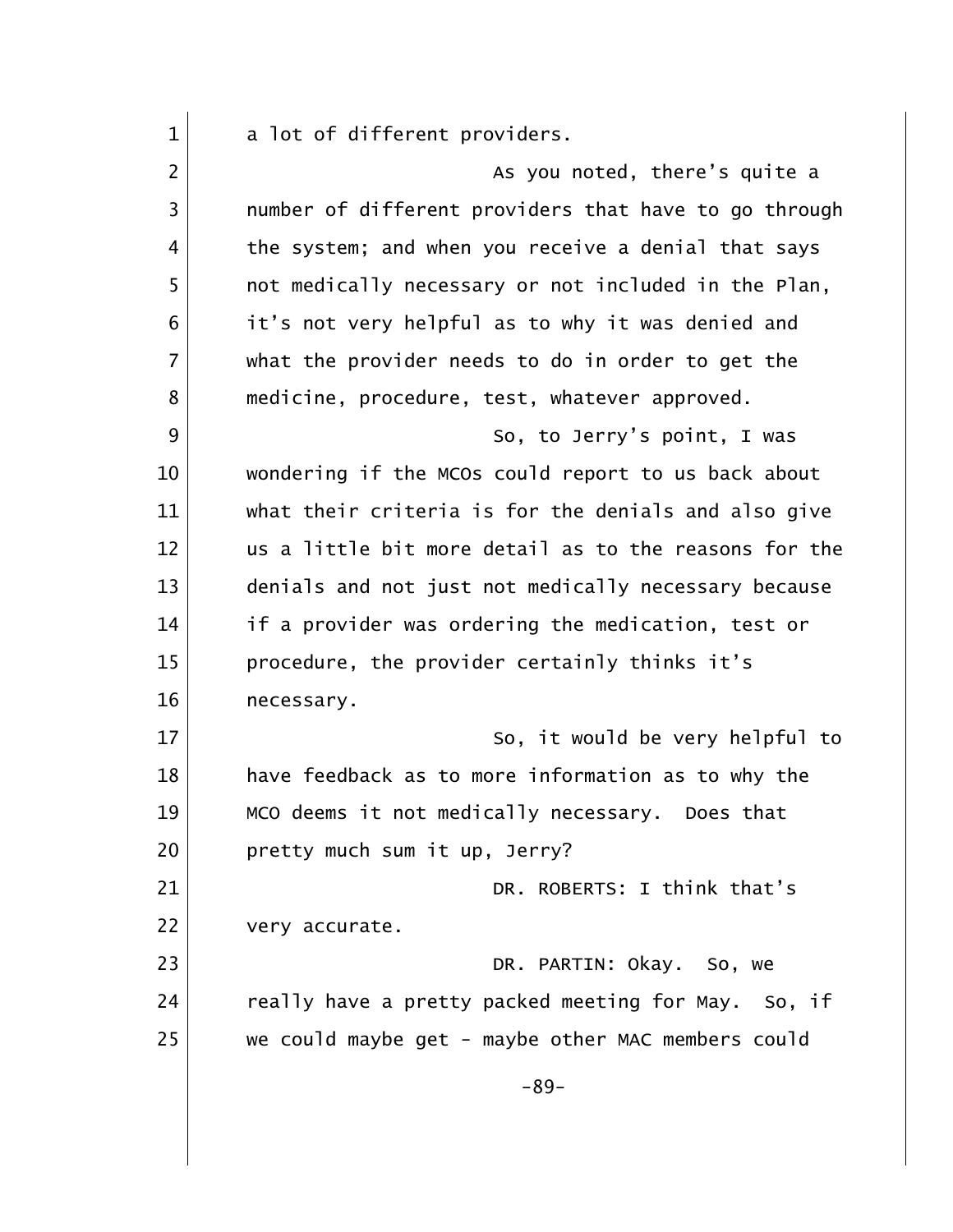a lot of different providers.

As you noted, there's quite a number of different providers that have to go through the system; and when you receive a denial that says not medically necessary or not included in the Plan, it's not very helpful as to why it was denied and what the provider needs to do in order to get the medicine, procedure, test, whatever approved.

So, to Jerry's point, I was wondering if the MCOs could report to us back about what their criteria is for the denials and also give us a little bit more detail as to the reasons for the denials and not just not medically necessary because if a provider was ordering the medication, test or procedure, the provider certainly thinks it's necessary.

So, it would be very helpful to have feedback as to more information as to why the MCO deems it not medically necessary. Does that pretty much sum it up, Jerry?

DR. ROBERTS: I think that's very accurate.

DR. PARTIN: Okay. So, we really have a pretty packed meeting for May. So, if we could maybe get - maybe other MAC members could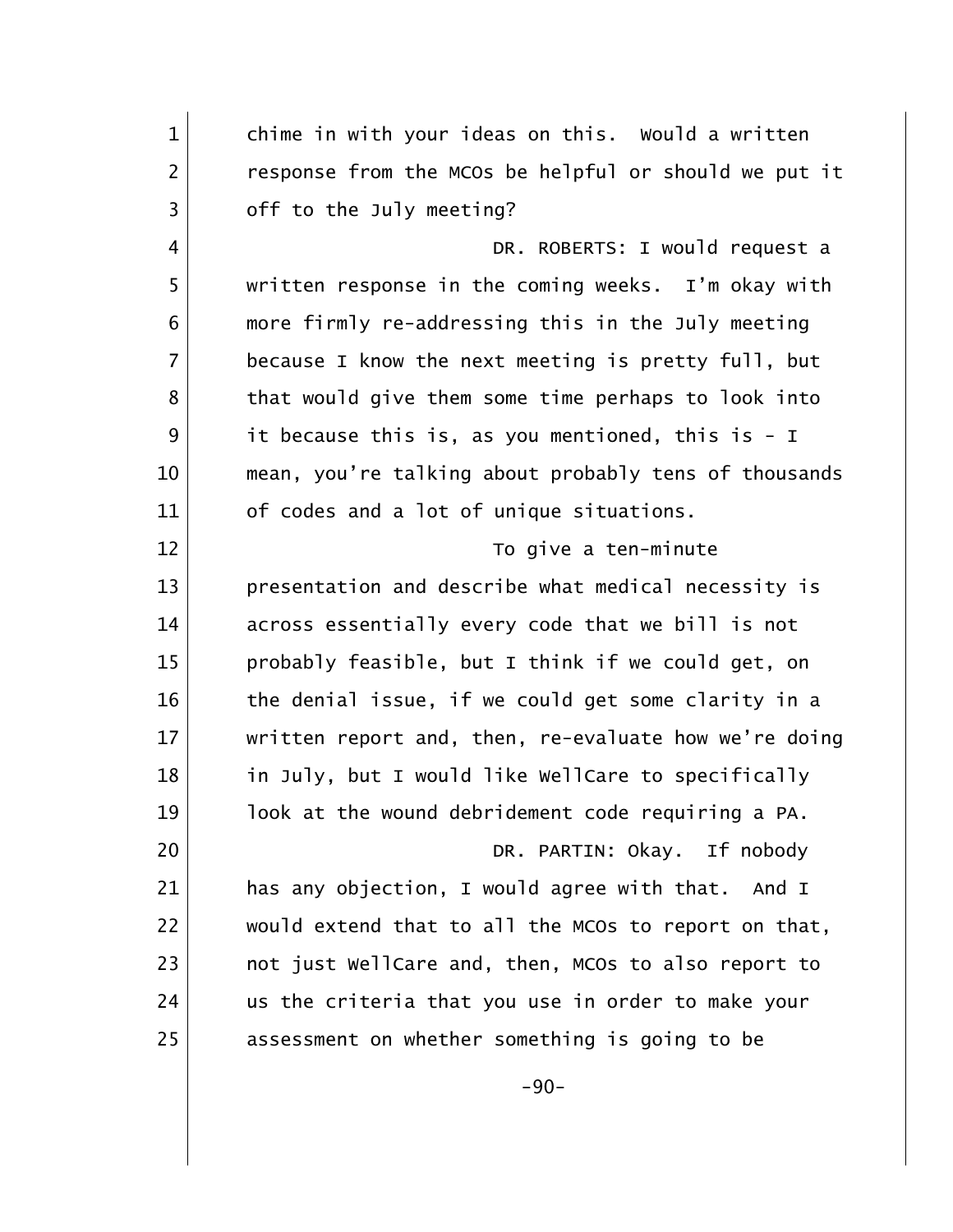chime in with your ideas on this. Would a written response from the MCOs be helpful or should we put it off to the July meeting?

DR. ROBERTS: I would request a written response in the coming weeks. I'm okay with more firmly re-addressing this in the July meeting because I know the next meeting is pretty full, but that would give them some time perhaps to look into it because this is, as you mentioned, this is - I mean, you're talking about probably tens of thousands of codes and a lot of unique situations.

To give a ten-minute presentation and describe what medical necessity is across essentially every code that we bill is not probably feasible, but I think if we could get, on the denial issue, if we could get some clarity in a written report and, then, re-evaluate how we're doing in July, but I would like WellCare to specifically look at the wound debridement code requiring a PA.

DR. PARTIN: Okay. If nobody has any objection, I would agree with that. And I would extend that to all the MCOs to report on that, not just WellCare and, then, MCOs to also report to us the criteria that you use in order to make your assessment on whether something is going to be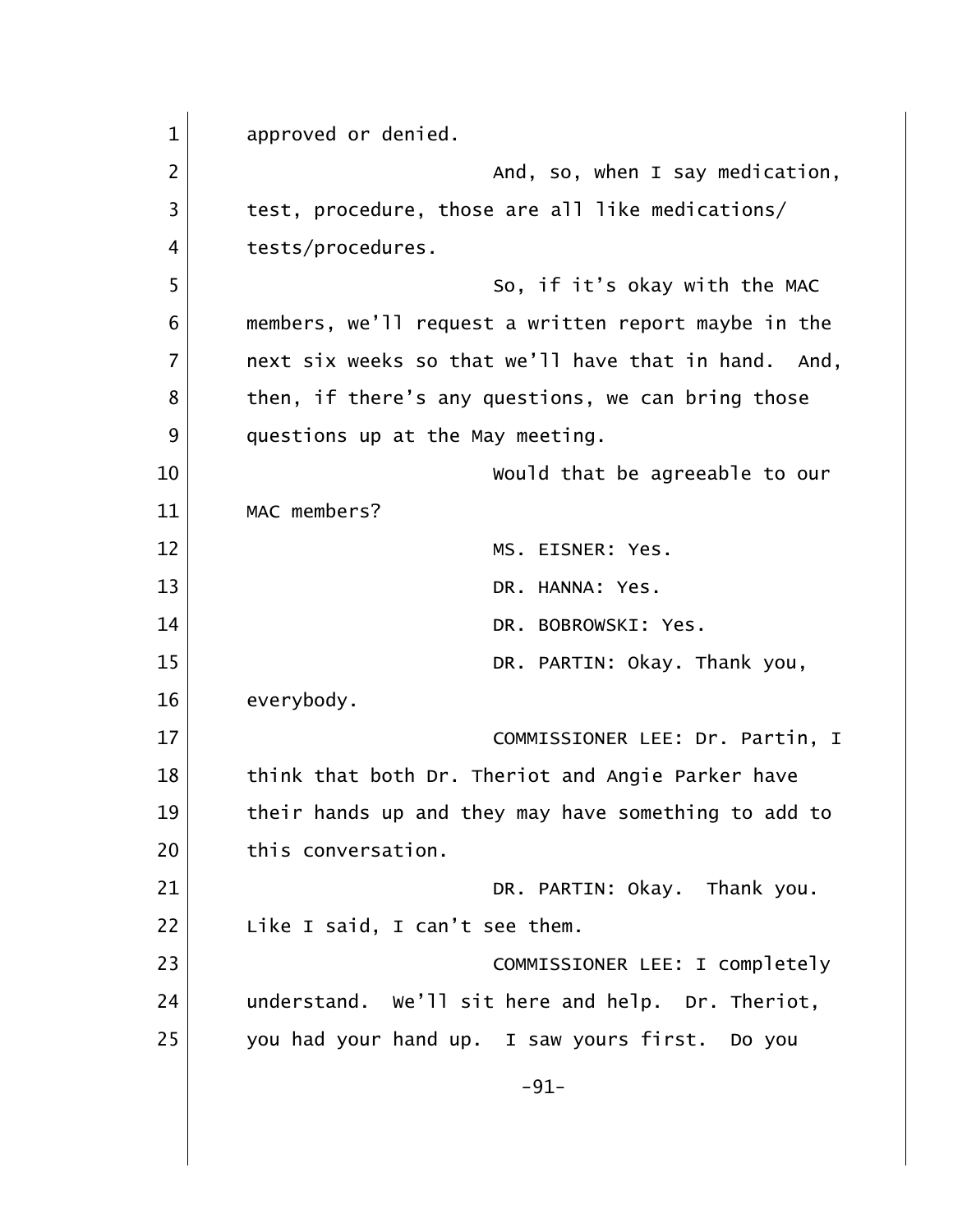approved or denied.

And, so, when I say medication, test, procedure, those are all like medications/ tests/procedures.

So, if it's okay with the MAC members, we'll request a written report maybe in the next six weeks so that we'll have that in hand. And, then, if there's any questions, we can bring those questions up at the May meeting.

Would that be agreeable to our MAC members?

MS. EISNER: Yes.

DR. HANNA: Yes.

DR. BOBROWSKI: Yes.

DR. PARTIN: Okay. Thank you, everybody.

COMMISSIONER LEE: Dr. Partin, I think that both Dr. Theriot and Angie Parker have their hands up and they may have something to add to this conversation.

DR. PARTIN: Okay. Thank you. Like I said, I can't see them.

COMMISSIONER LEE: I completely understand. We'll sit here and help. Dr. Theriot, you had your hand up. I saw yours first. Do you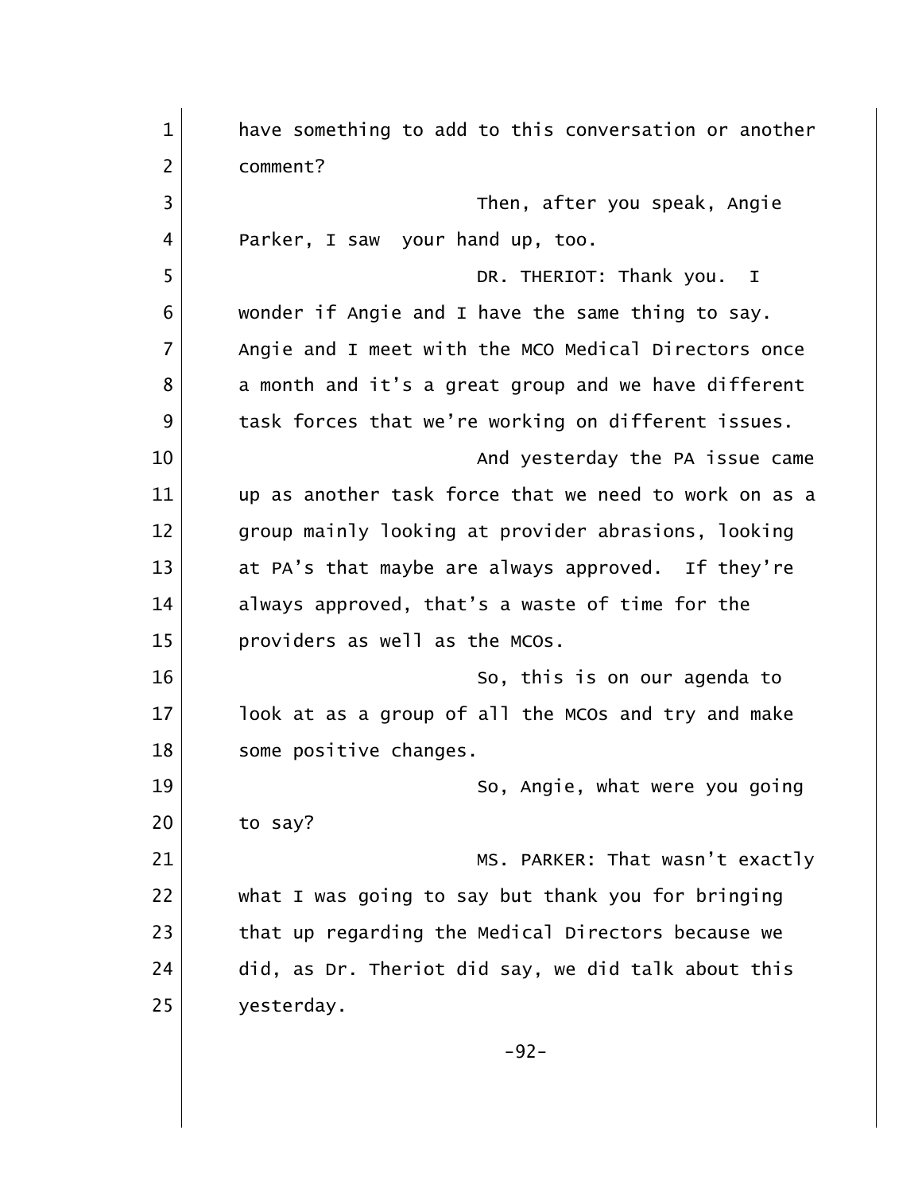have something to add to this conversation or another comment?

Then, after you speak, Angie Parker, I saw your hand up, too.

DR. THERIOT: Thank you. I wonder if Angie and I have the same thing to say. Angie and I meet with the MCO Medical Directors once a month and it's a great group and we have different task forces that we're working on different issues.

And yesterday the PA issue came up as another task force that we need to work on as a group mainly looking at provider abrasions, looking at PA's that maybe are always approved. If they're always approved, that's a waste of time for the providers as well as the MCOs.

So, this is on our agenda to look at as a group of all the MCOs and try and make some positive changes.

So, Angie, what were you going to say?

MS. PARKER: That wasn't exactly what I was going to say but thank you for bringing that up regarding the Medical Directors because we did, as Dr. Theriot did say, we did talk about this yesterday.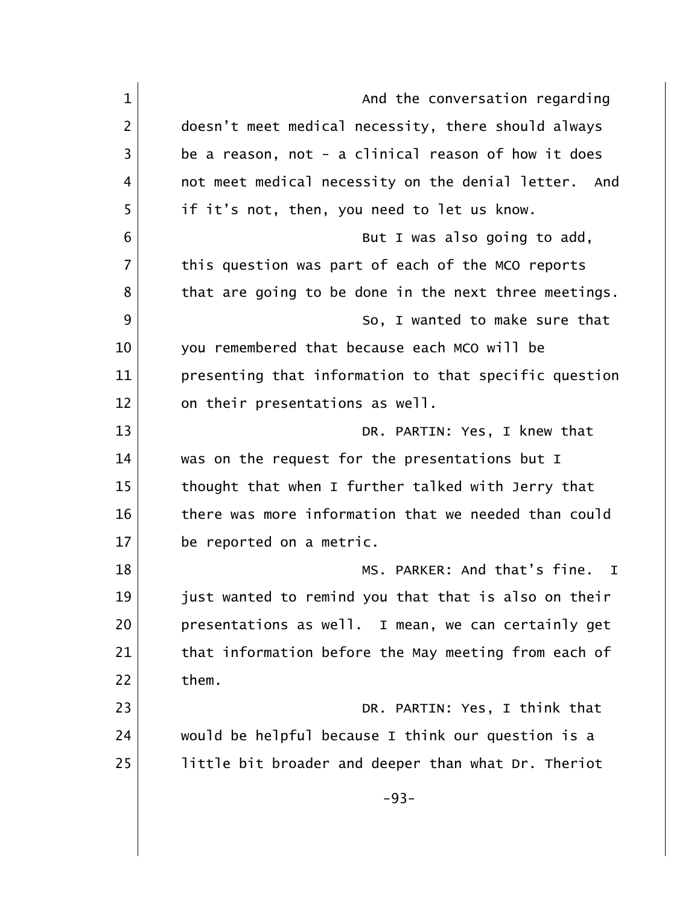And the conversation regarding doesn't meet medical necessity, there should always be a reason, not - a clinical reason of how it does not meet medical necessity on the denial letter. And if it's not, then, you need to let us know.

But I was also going to add, this question was part of each of the MCO reports that are going to be done in the next three meetings.

So, I wanted to make sure that you remembered that because each MCO will be presenting that information to that specific question on their presentations as well.

DR. PARTIN: Yes, I knew that was on the request for the presentations but I thought that when I further talked with Jerry that there was more information that we needed than could be reported on a metric.

MS. PARKER: And that's fine. I just wanted to remind you that that is also on their presentations as well. I mean, we can certainly get that information before the May meeting from each of them.

DR. PARTIN: Yes, I think that would be helpful because I think our question is a little bit broader and deeper than what Dr. Theriot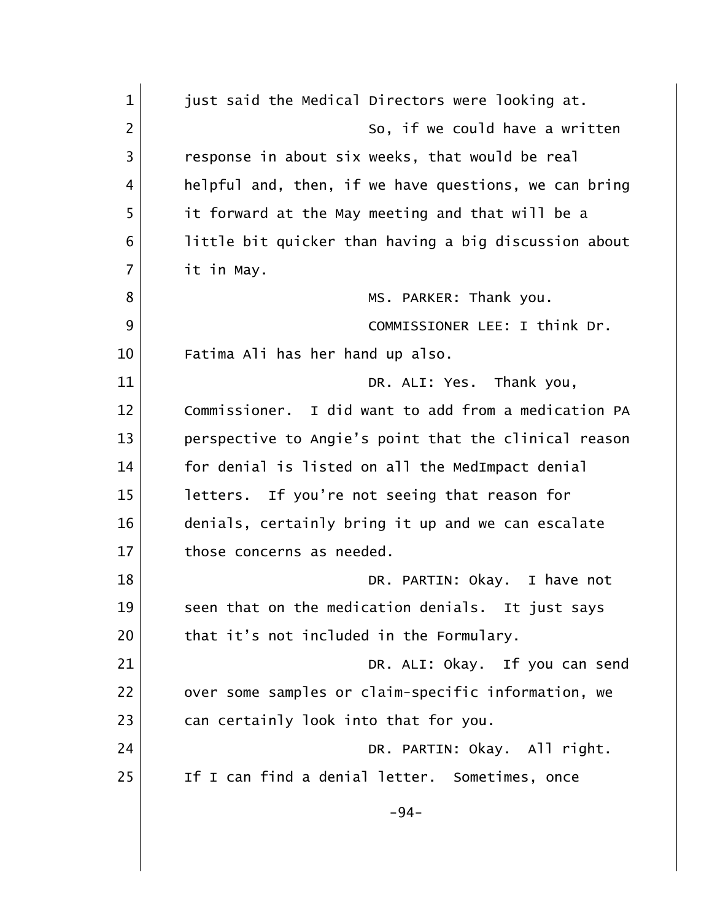just said the Medical Directors were looking at.

So, if we could have a written response in about six weeks, that would be real helpful and, then, if we have questions, we can bring it forward at the May meeting and that will be a little bit quicker than having a big discussion about it in May.

MS. PARKER: Thank you.

COMMISSIONER LEE: I think Dr. Fatima Ali has her hand up also.

DR. ALI: Yes. Thank you, Commissioner. I did want to add from a medication PA perspective to Angie's point that the clinical reason for denial is listed on all the MedImpact denial letters. If you're not seeing that reason for denials, certainly bring it up and we can escalate those concerns as needed.

DR. PARTIN: Okay. I have not seen that on the medication denials. It just says that it's not included in the Formulary.

DR. ALI: Okay. If you can send over some samples or claim-specific information, we can certainly look into that for you.

DR. PARTIN: Okay. All right. If I can find a denial letter. Sometimes, once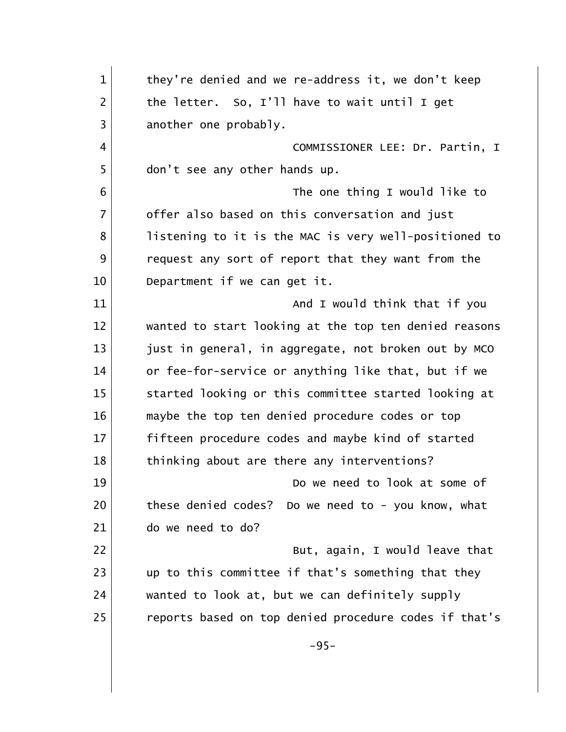they're denied and we re-address it, we don't keep the letter. So, I'll have to wait until I get another one probably.

COMMISSIONER LEE: Dr. Partin, I don't see any other hands up.

The one thing I would like to offer also based on this conversation and just listening to it is the MAC is very well-positioned to request any sort of report that they want from the Department if we can get it.

And I would think that if you wanted to start looking at the top ten denied reasons just in general, in aggregate, not broken out by MCO or fee-for-service or anything like that, but if we started looking or this committee started looking at maybe the top ten denied procedure codes or top fifteen procedure codes and maybe kind of started thinking about are there any interventions?

Do we need to look at some of these denied codes? Do we need to - you know, what do we need to do?

But, again, I would leave that up to this committee if that's something that they wanted to look at, but we can definitely supply reports based on top denied procedure codes if that's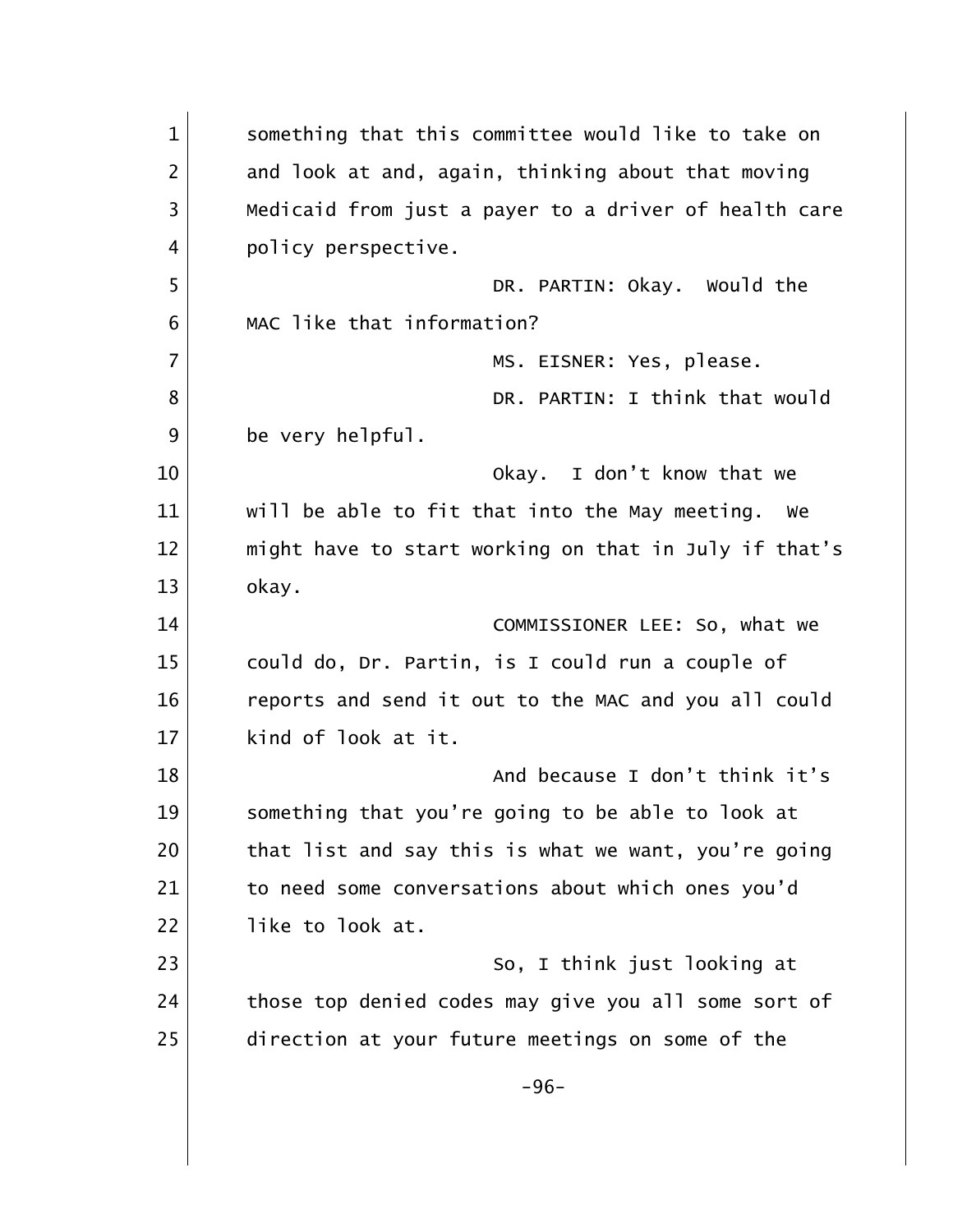something that this committee would like to take on and look at and, again, thinking about that moving Medicaid from just a payer to a driver of health care policy perspective.

DR. PARTIN: Okay. Would the MAC like that information?

MS. EISNER: Yes, please.

DR. PARTIN: I think that would be very helpful.

Okay. I don't know that we will be able to fit that into the May meeting. We might have to start working on that in July if that's okay.

COMMISSIONER LEE: So, what we could do, Dr. Partin, is I could run a couple of reports and send it out to the MAC and you all could kind of look at it.

And because I don't think it's something that you're going to be able to look at that list and say this is what we want, you're going to need some conversations about which ones you'd like to look at.

So, I think just looking at those top denied codes may give you all some sort of direction at your future meetings on some of the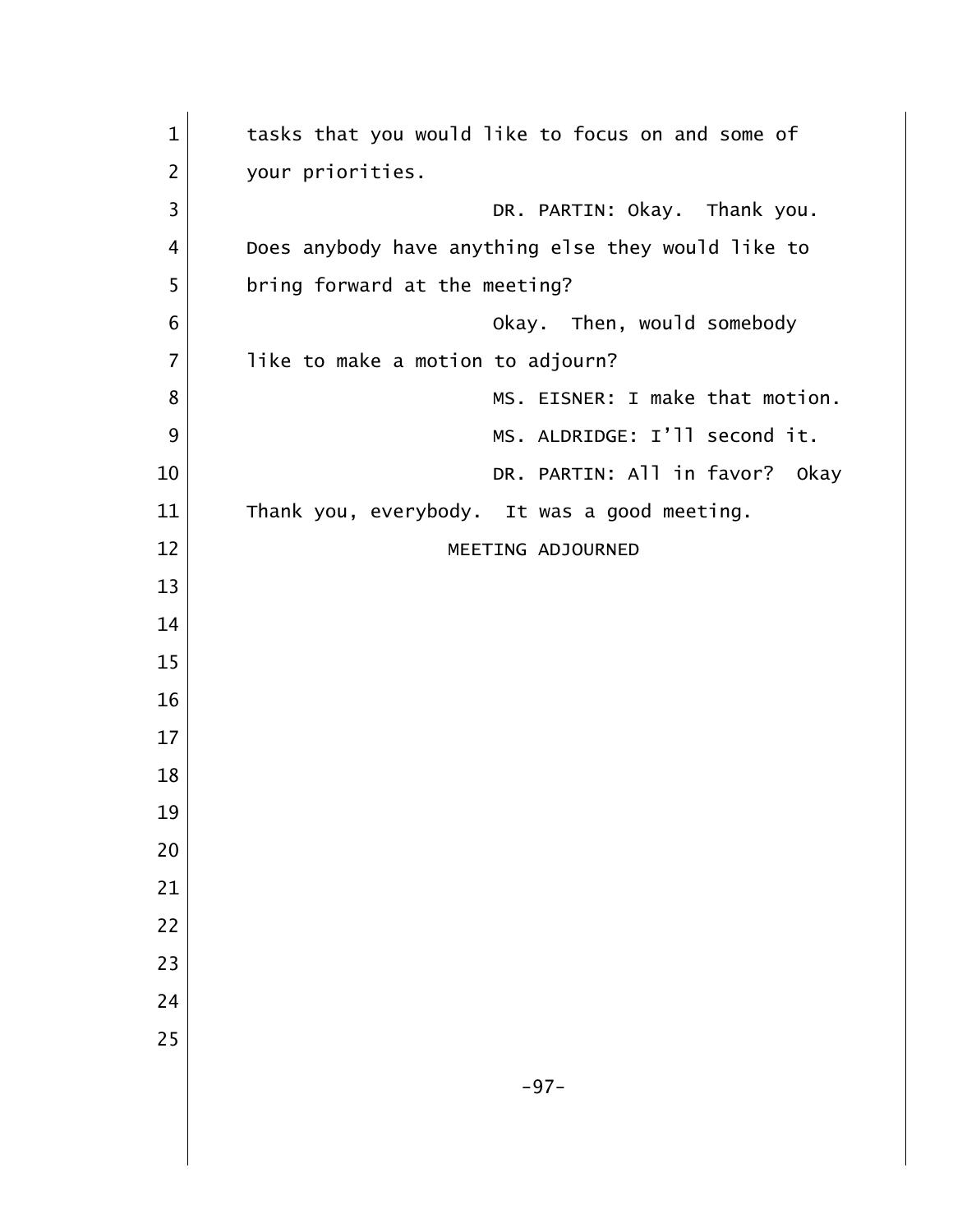tasks that you would like to focus on and some of your priorities.

DR. PARTIN: Okay. Thank you. Does anybody have anything else they would like to bring forward at the meeting?

Okay. Then, would somebody like to make a motion to adjourn?

MS. EISNER: I make that motion.

MS. ALDRIDGE: I'll second it.

DR. PARTIN: All in favor? Okay Thank you, everybody. It was a good meeting.

MEETING ADJOURNED